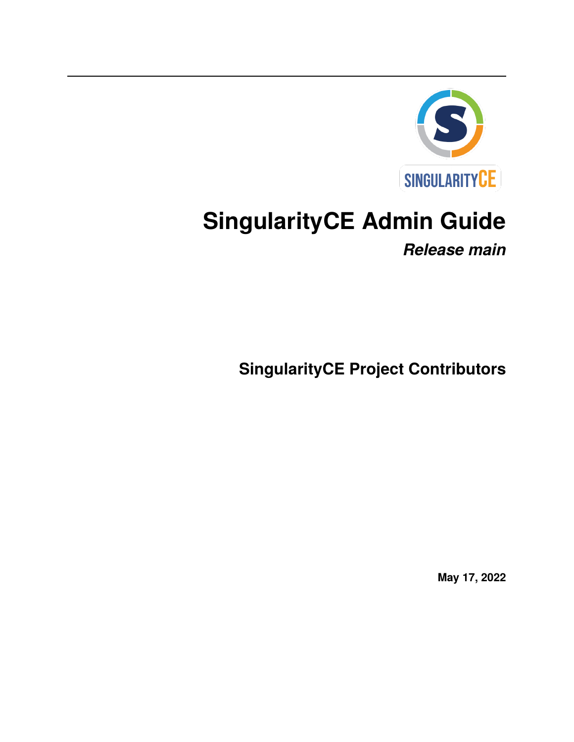# SingularityCE Admin Guide

***Release main***

**SingularityCE Project Contributors**

**May 17, 2022**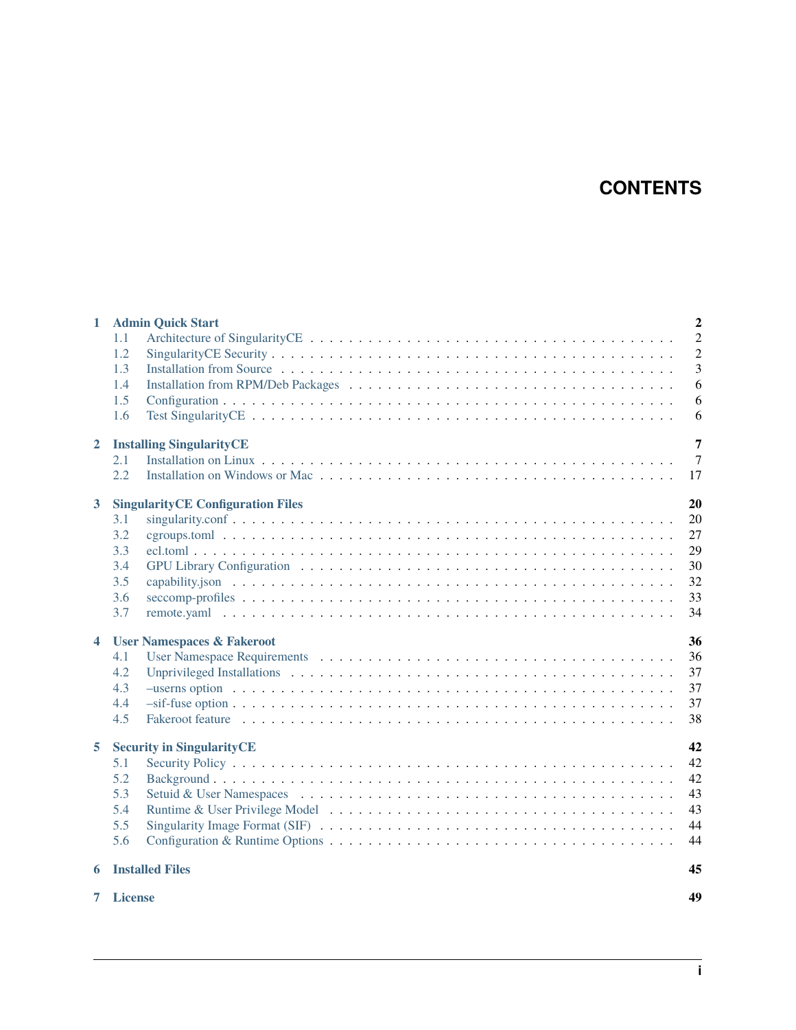# CONTENTS

**1 Admin Quick Start** **2**
- 1.1 Architecture of SingularityCE . . . 2
- 1.2 SingularityCE Security . . . 2
- 1.3 Installation from Source . . . 3
- 1.4 Installation from RPM/Deb Packages . . . 6
- 1.5 Configuration . . . 6
- 1.6 Test SingularityCE . . . 6

**2 Installing SingularityCE** **7**
- 2.1 Installation on Linux . . . 7
- 2.2 Installation on Windows or Mac . . . 17

**3 SingularityCE Configuration Files** **20**
- 3.1 singularity.conf . . . 20
- 3.2 cgroups.toml . . . 27
- 3.3 ecl.toml . . . 29
- 3.4 GPU Library Configuration . . . 30
- 3.5 capability.json . . . 32
- 3.6 seccomp-profiles . . . 33
- 3.7 remote.yaml . . . 34

**4 User Namespaces & Fakeroot** **36**
- 4.1 User Namespace Requirements . . . 36
- 4.2 Unprivileged Installations . . . 37
- 4.3 –userns option . . . 37
- 4.4 –sif-fuse option . . . 37
- 4.5 Fakeroot feature . . . 38

**5 Security in SingularityCE** **42**
- 5.1 Security Policy . . . 42
- 5.2 Background . . . 42
- 5.3 Setuid & User Namespaces . . . 43
- 5.4 Runtime & User Privilege Model . . . 43
- 5.5 Singularity Image Format (SIF) . . . 44
- 5.6 Configuration & Runtime Options . . . 44

**6 Installed Files** **45**

**7 License** **49**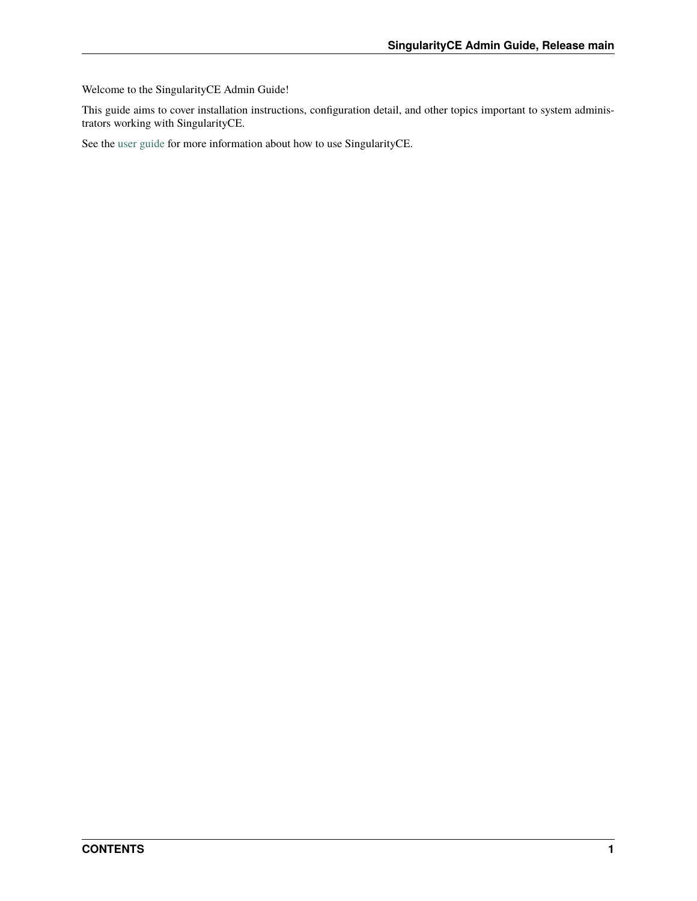Welcome to the SingularityCE Admin Guide!

This guide aims to cover installation instructions, configuration detail, and other topics important to system administrators working with SingularityCE.

See the user guide for more information about how to use SingularityCE.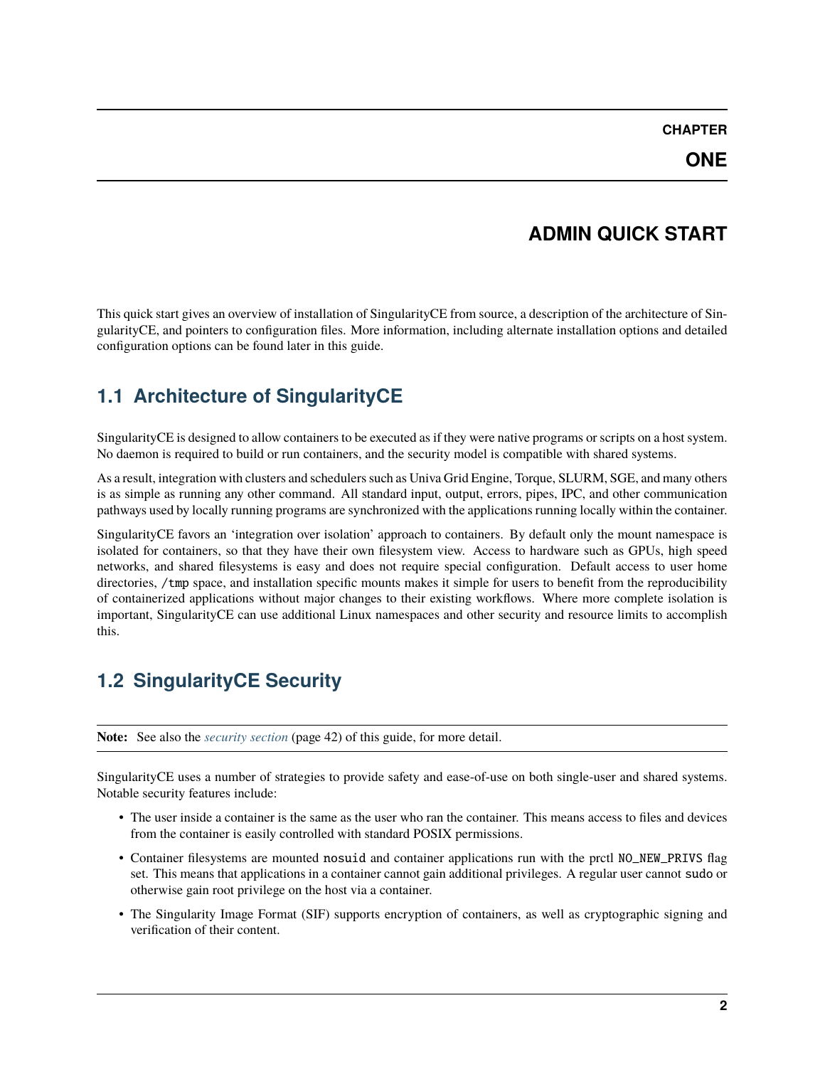# CHAPTER ONE

# ADMIN QUICK START

This quick start gives an overview of installation of SingularityCE from source, a description of the architecture of SingularityCE, and pointers to configuration files. More information, including alternate installation options and detailed configuration options can be found later in this guide.

## 1.1 Architecture of SingularityCE

SingularityCE is designed to allow containers to be executed as if they were native programs or scripts on a host system. No daemon is required to build or run containers, and the security model is compatible with shared systems.

As a result, integration with clusters and schedulers such as Univa Grid Engine, Torque, SLURM, SGE, and many others is as simple as running any other command. All standard input, output, errors, pipes, IPC, and other communication pathways used by locally running programs are synchronized with the applications running locally within the container.

SingularityCE favors an 'integration over isolation' approach to containers. By default only the mount namespace is isolated for containers, so that they have their own filesystem view. Access to hardware such as GPUs, high speed networks, and shared filesystems is easy and does not require special configuration. Default access to user home directories, `/tmp` space, and installation specific mounts makes it simple for users to benefit from the reproducibility of containerized applications without major changes to their existing workflows. Where more complete isolation is important, SingularityCE can use additional Linux namespaces and other security and resource limits to accomplish this.

## 1.2 SingularityCE Security

**Note:** See also the *security section* (page 42) of this guide, for more detail.

SingularityCE uses a number of strategies to provide safety and ease-of-use on both single-user and shared systems. Notable security features include:

- The user inside a container is the same as the user who ran the container. This means access to files and devices from the container is easily controlled with standard POSIX permissions.
- Container filesystems are mounted `nosuid` and container applications run with the prctl `NO_NEW_PRIVS` flag set. This means that applications in a container cannot gain additional privileges. A regular user cannot `sudo` or otherwise gain root privilege on the host via a container.
- The Singularity Image Format (SIF) supports encryption of containers, as well as cryptographic signing and verification of their content.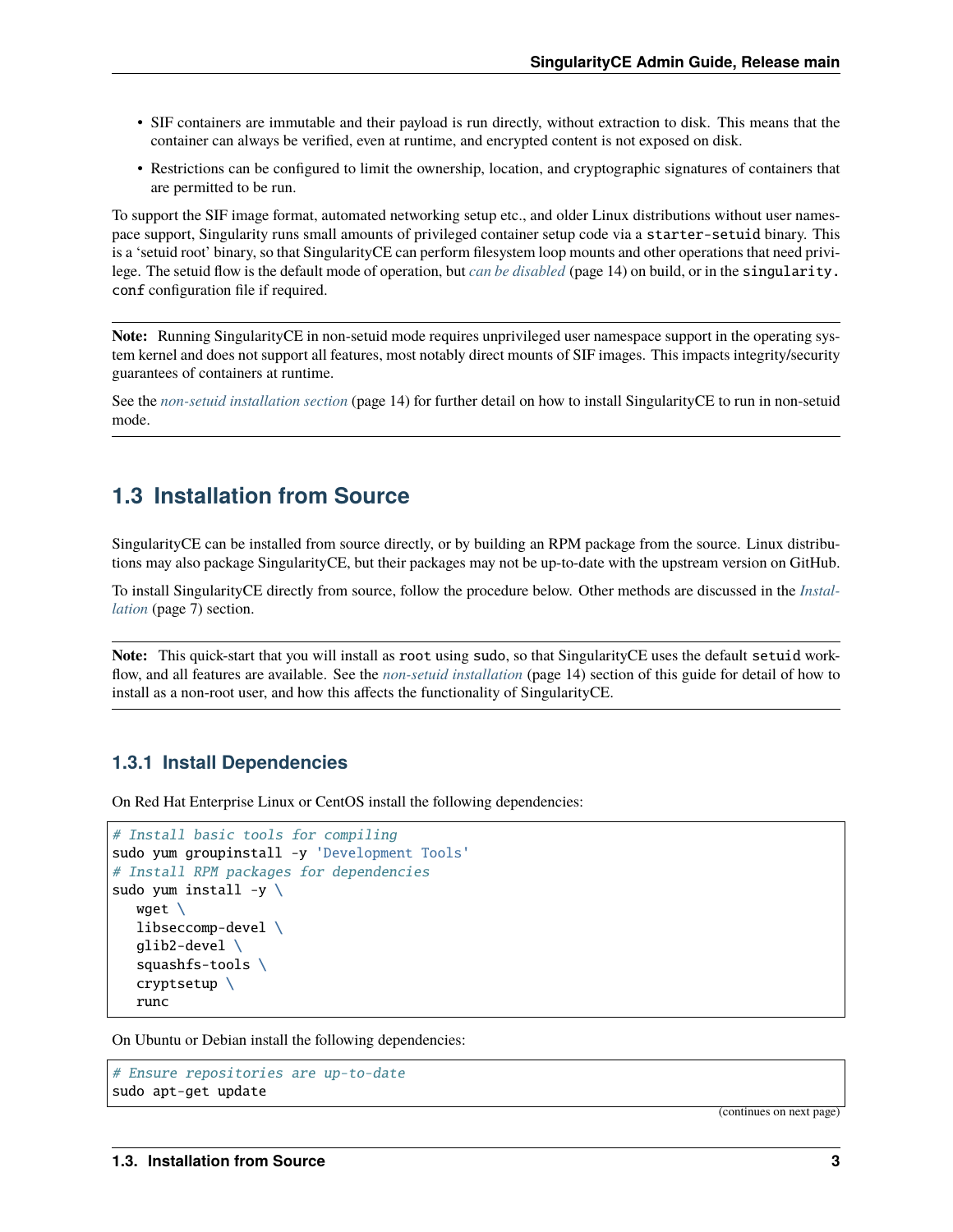- SIF containers are immutable and their payload is run directly, without extraction to disk. This means that the container can always be verified, even at runtime, and encrypted content is not exposed on disk.
- Restrictions can be configured to limit the ownership, location, and cryptographic signatures of containers that are permitted to be run.

To support the SIF image format, automated networking setup etc., and older Linux distributions without user namespace support, Singularity runs small amounts of privileged container setup code via a `starter-setuid` binary. This is a 'setuid root' binary, so that SingularityCE can perform filesystem loop mounts and other operations that need privilege. The setuid flow is the default mode of operation, but *can be disabled* (page 14) on build, or in the `singularity.conf` configuration file if required.

---

**Note:** Running SingularityCE in non-setuid mode requires unprivileged user namespace support in the operating system kernel and does not support all features, most notably direct mounts of SIF images. This impacts integrity/security guarantees of containers at runtime.

See the *non-setuid installation section* (page 14) for further detail on how to install SingularityCE to run in non-setuid mode.

---

## 1.3 Installation from Source

SingularityCE can be installed from source directly, or by building an RPM package from the source. Linux distributions may also package SingularityCE, but their packages may not be up-to-date with the upstream version on GitHub.

To install SingularityCE directly from source, follow the procedure below. Other methods are discussed in the *Installation* (page 7) section.

---

**Note:** This quick-start that you will install as `root` using `sudo`, so that SingularityCE uses the default `setuid` workflow, and all features are available. See the *non-setuid installation* (page 14) section of this guide for detail of how to install as a non-root user, and how this affects the functionality of SingularityCE.

---

### 1.3.1 Install Dependencies

On Red Hat Enterprise Linux or CentOS install the following dependencies:

```
# Install basic tools for compiling
sudo yum groupinstall -y 'Development Tools'
# Install RPM packages for dependencies
sudo yum install -y \
   wget \
   libseccomp-devel \
   glib2-devel \
   squashfs-tools \
   cryptsetup \
   runc
```

On Ubuntu or Debian install the following dependencies:

```
# Ensure repositories are up-to-date
sudo apt-get update
```

(continues on next page)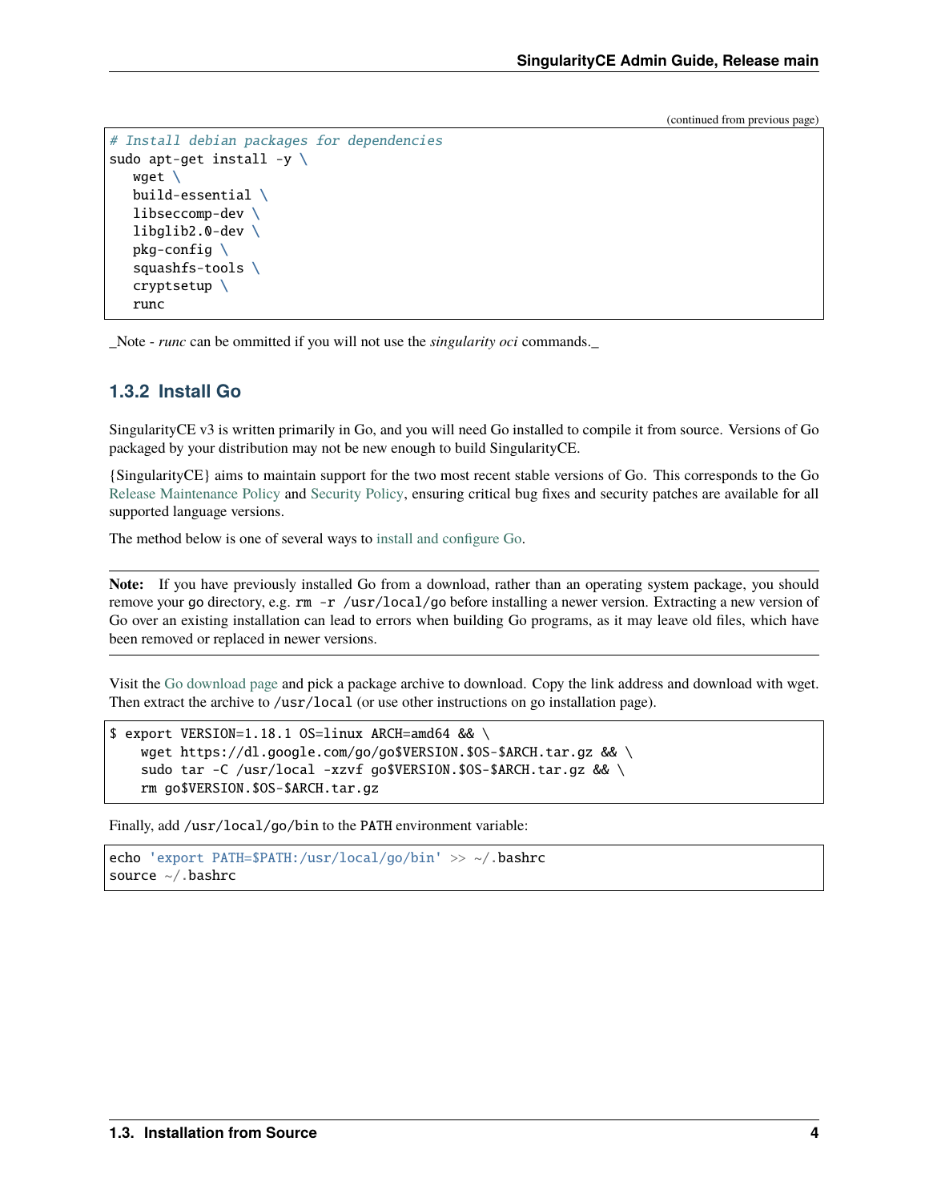(continued from previous page)

```
# Install debian packages for dependencies
sudo apt-get install -y \
   wget \
   build-essential \
   libseccomp-dev \
   libglib2.0-dev \
   pkg-config \
   squashfs-tools \
   cryptsetup \
   runc
```

_Note - *runc* can be ommitted if you will not use the *singularity oci* commands._

### 1.3.2 Install Go

SingularityCE v3 is written primarily in Go, and you will need Go installed to compile it from source. Versions of Go packaged by your distribution may not be new enough to build SingularityCE.

{SingularityCE} aims to maintain support for the two most recent stable versions of Go. This corresponds to the Go Release Maintenance Policy and Security Policy, ensuring critical bug fixes and security patches are available for all supported language versions.

The method below is one of several ways to install and configure Go.

---

**Note:** If you have previously installed Go from a download, rather than an operating system package, you should remove your `go` directory, e.g. `rm -r /usr/local/go` before installing a newer version. Extracting a new version of Go over an existing installation can lead to errors when building Go programs, as it may leave old files, which have been removed or replaced in newer versions.

---

Visit the Go download page and pick a package archive to download. Copy the link address and download with wget. Then extract the archive to `/usr/local` (or use other instructions on go installation page).

```
$ export VERSION=1.18.1 OS=linux ARCH=amd64 && \
    wget https://dl.google.com/go/go$VERSION.$OS-$ARCH.tar.gz && \
    sudo tar -C /usr/local -xzvf go$VERSION.$OS-$ARCH.tar.gz && \
    rm go$VERSION.$OS-$ARCH.tar.gz
```

Finally, add `/usr/local/go/bin` to the `PATH` environment variable:

```
echo 'export PATH=$PATH:/usr/local/go/bin' >> ~/.bashrc
source ~/.bashrc
```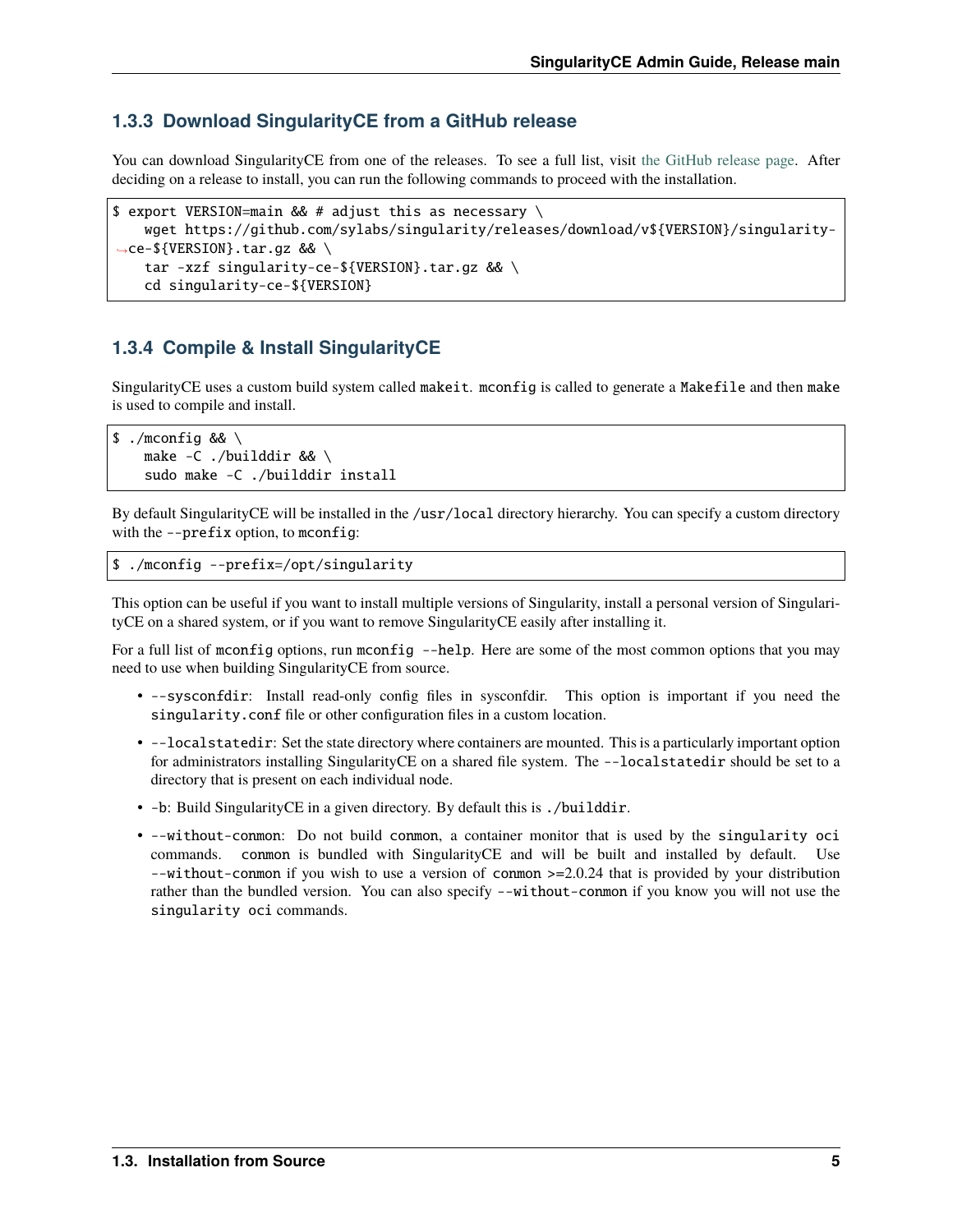### 1.3.3 Download SingularityCE from a GitHub release

You can download SingularityCE from one of the releases. To see a full list, visit the GitHub release page. After deciding on a release to install, you can run the following commands to proceed with the installation.

```
$ export VERSION=main && # adjust this as necessary \
    wget https://github.com/sylabs/singularity/releases/download/v${VERSION}/singularity-ce-${VERSION}.tar.gz && \
    tar -xzf singularity-ce-${VERSION}.tar.gz && \
    cd singularity-ce-${VERSION}
```

### 1.3.4 Compile & Install SingularityCE

SingularityCE uses a custom build system called `makeit`. `mconfig` is called to generate a `Makefile` and then `make` is used to compile and install.

```
$ ./mconfig && \
    make -C ./builddir && \
    sudo make -C ./builddir install
```

By default SingularityCE will be installed in the `/usr/local` directory hierarchy. You can specify a custom directory with the `--prefix` option, to `mconfig`:

```
$ ./mconfig --prefix=/opt/singularity
```

This option can be useful if you want to install multiple versions of Singularity, install a personal version of SingularityCE on a shared system, or if you want to remove SingularityCE easily after installing it.

For a full list of `mconfig` options, run `mconfig --help`. Here are some of the most common options that you may need to use when building SingularityCE from source.

- `--sysconfdir`: Install read-only config files in sysconfdir. This option is important if you need the `singularity.conf` file or other configuration files in a custom location.
- `--localstatedir`: Set the state directory where containers are mounted. This is a particularly important option for administrators installing SingularityCE on a shared file system. The `--localstatedir` should be set to a directory that is present on each individual node.
- `-b`: Build SingularityCE in a given directory. By default this is `./builddir`.
- `--without-conmon`: Do not build `conmon`, a container monitor that is used by the `singularity oci` commands. `conmon` is bundled with SingularityCE and will be built and installed by default. Use `--without-conmon` if you wish to use a version of `conmon` >=2.0.24 that is provided by your distribution rather than the bundled version. You can also specify `--without-conmon` if you know you will not use the `singularity oci` commands.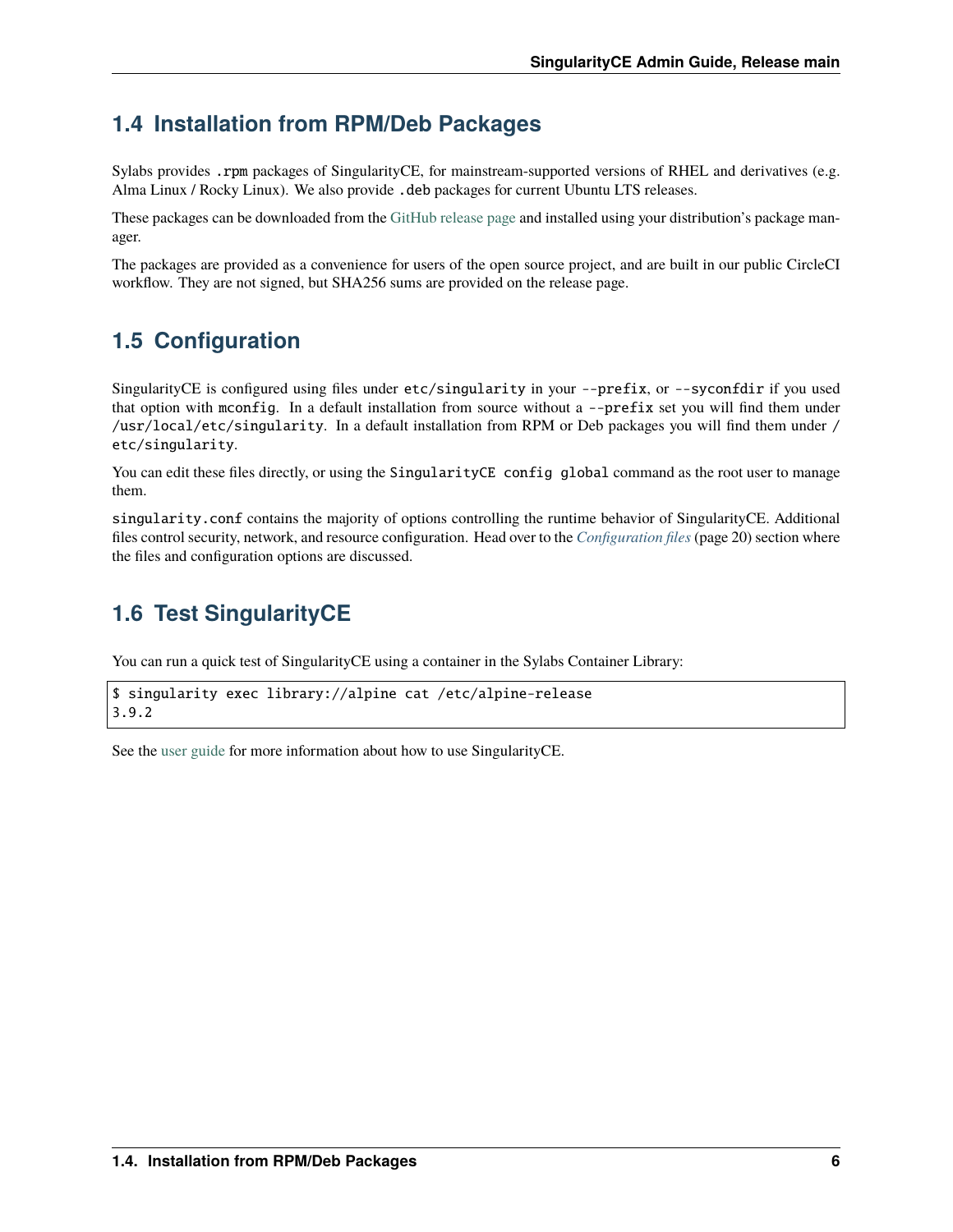## 1.4 Installation from RPM/Deb Packages

Sylabs provides `.rpm` packages of SingularityCE, for mainstream-supported versions of RHEL and derivatives (e.g. Alma Linux / Rocky Linux). We also provide `.deb` packages for current Ubuntu LTS releases.

These packages can be downloaded from the GitHub release page and installed using your distribution's package manager.

The packages are provided as a convenience for users of the open source project, and are built in our public CircleCI workflow. They are not signed, but SHA256 sums are provided on the release page.

## 1.5 Configuration

SingularityCE is configured using files under `etc/singularity` in your `--prefix`, or `--syconfdir` if you used that option with `mconfig`. In a default installation from source without a `--prefix` set you will find them under `/usr/local/etc/singularity`. In a default installation from RPM or Deb packages you will find them under `/etc/singularity`.

You can edit these files directly, or using the `SingularityCE config global` command as the root user to manage them.

`singularity.conf` contains the majority of options controlling the runtime behavior of SingularityCE. Additional files control security, network, and resource configuration. Head over to the *Configuration files* (page 20) section where the files and configuration options are discussed.

## 1.6 Test SingularityCE

You can run a quick test of SingularityCE using a container in the Sylabs Container Library:

```
$ singularity exec library://alpine cat /etc/alpine-release
3.9.2
```

See the user guide for more information about how to use SingularityCE.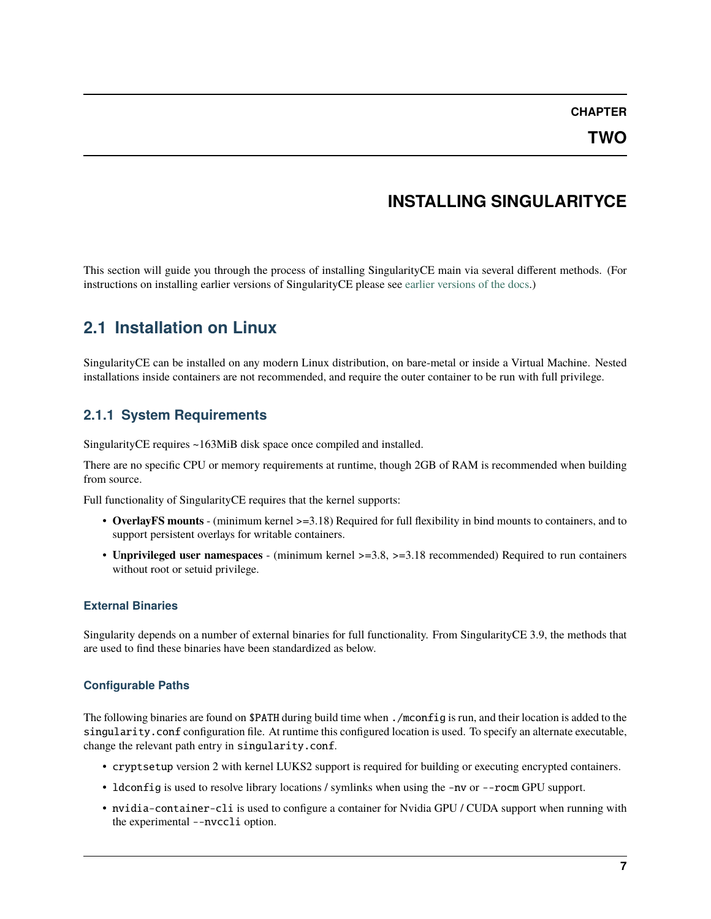# CHAPTER TWO

# INSTALLING SINGULARITYCE

This section will guide you through the process of installing SingularityCE main via several different methods. (For instructions on installing earlier versions of SingularityCE please see earlier versions of the docs.)

## 2.1 Installation on Linux

SingularityCE can be installed on any modern Linux distribution, on bare-metal or inside a Virtual Machine. Nested installations inside containers are not recommended, and require the outer container to be run with full privilege.

### 2.1.1 System Requirements

SingularityCE requires ~163MiB disk space once compiled and installed.

There are no specific CPU or memory requirements at runtime, though 2GB of RAM is recommended when building from source.

Full functionality of SingularityCE requires that the kernel supports:

- **OverlayFS mounts** - (minimum kernel >=3.18) Required for full flexibility in bind mounts to containers, and to support persistent overlays for writable containers.
- **Unprivileged user namespaces** - (minimum kernel >=3.8, >=3.18 recommended) Required to run containers without root or setuid privilege.

#### External Binaries

Singularity depends on a number of external binaries for full functionality. From SingularityCE 3.9, the methods that are used to find these binaries have been standardized as below.

#### Configurable Paths

The following binaries are found on `$PATH` during build time when `./mconfig` is run, and their location is added to the `singularity.conf` configuration file. At runtime this configured location is used. To specify an alternate executable, change the relevant path entry in `singularity.conf`.

- `cryptsetup` version 2 with kernel LUKS2 support is required for building or executing encrypted containers.
- `ldconfig` is used to resolve library locations / symlinks when using the `-nv` or `--rocm` GPU support.
- `nvidia-container-cli` is used to configure a container for Nvidia GPU / CUDA support when running with the experimental `--nvccli` option.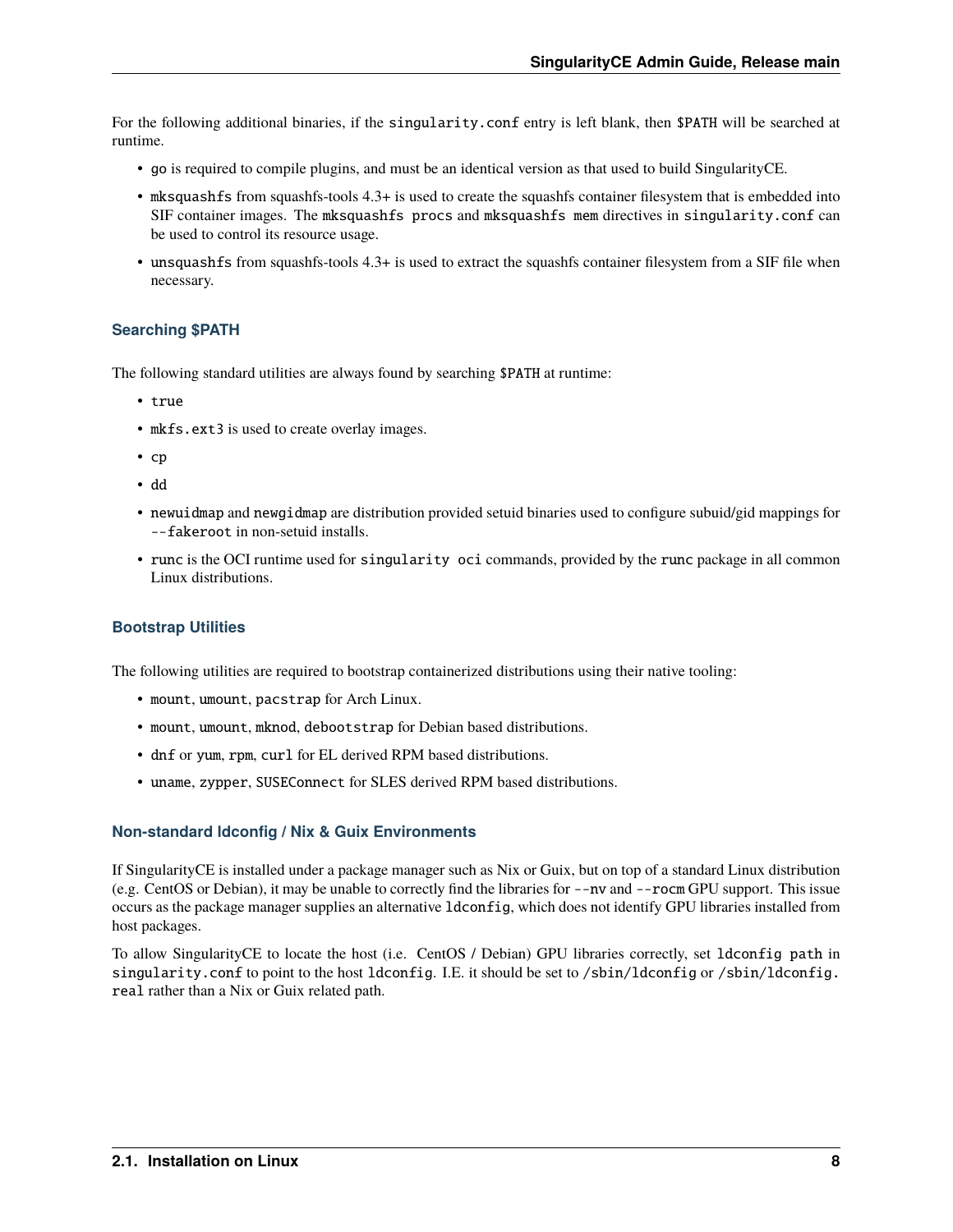For the following additional binaries, if the `singularity.conf` entry is left blank, then `$PATH` will be searched at runtime.

- `go` is required to compile plugins, and must be an identical version as that used to build SingularityCE.
- `mksquashfs` from squashfs-tools 4.3+ is used to create the squashfs container filesystem that is embedded into SIF container images. The `mksquashfs procs` and `mksquashfs mem` directives in `singularity.conf` can be used to control its resource usage.
- `unsquashfs` from squashfs-tools 4.3+ is used to extract the squashfs container filesystem from a SIF file when necessary.

#### Searching $PATH

The following standard utilities are always found by searching `$PATH` at runtime:

- `true`
- `mkfs.ext3` is used to create overlay images.
- `cp`
- `dd`
- `newuidmap` and `newgidmap` are distribution provided setuid binaries used to configure subuid/gid mappings for `--fakeroot` in non-setuid installs.
- `runc` is the OCI runtime used for `singularity oci` commands, provided by the `runc` package in all common Linux distributions.

#### Bootstrap Utilities

The following utilities are required to bootstrap containerized distributions using their native tooling:

- `mount`, `umount`, `pacstrap` for Arch Linux.
- `mount`, `umount`, `mknod`, `debootstrap` for Debian based distributions.
- `dnf` or `yum`, `rpm`, `curl` for EL derived RPM based distributions.
- `uname`, `zypper`, `SUSEConnect` for SLES derived RPM based distributions.

#### Non-standard ldconfig / Nix & Guix Environments

If SingularityCE is installed under a package manager such as Nix or Guix, but on top of a standard Linux distribution (e.g. CentOS or Debian), it may be unable to correctly find the libraries for `--nv` and `--rocm` GPU support. This issue occurs as the package manager supplies an alternative `ldconfig`, which does not identify GPU libraries installed from host packages.

To allow SingularityCE to locate the host (i.e. CentOS / Debian) GPU libraries correctly, set `ldconfig path` in `singularity.conf` to point to the host `ldconfig`. I.E. it should be set to `/sbin/ldconfig` or `/sbin/ldconfig.real` rather than a Nix or Guix related path.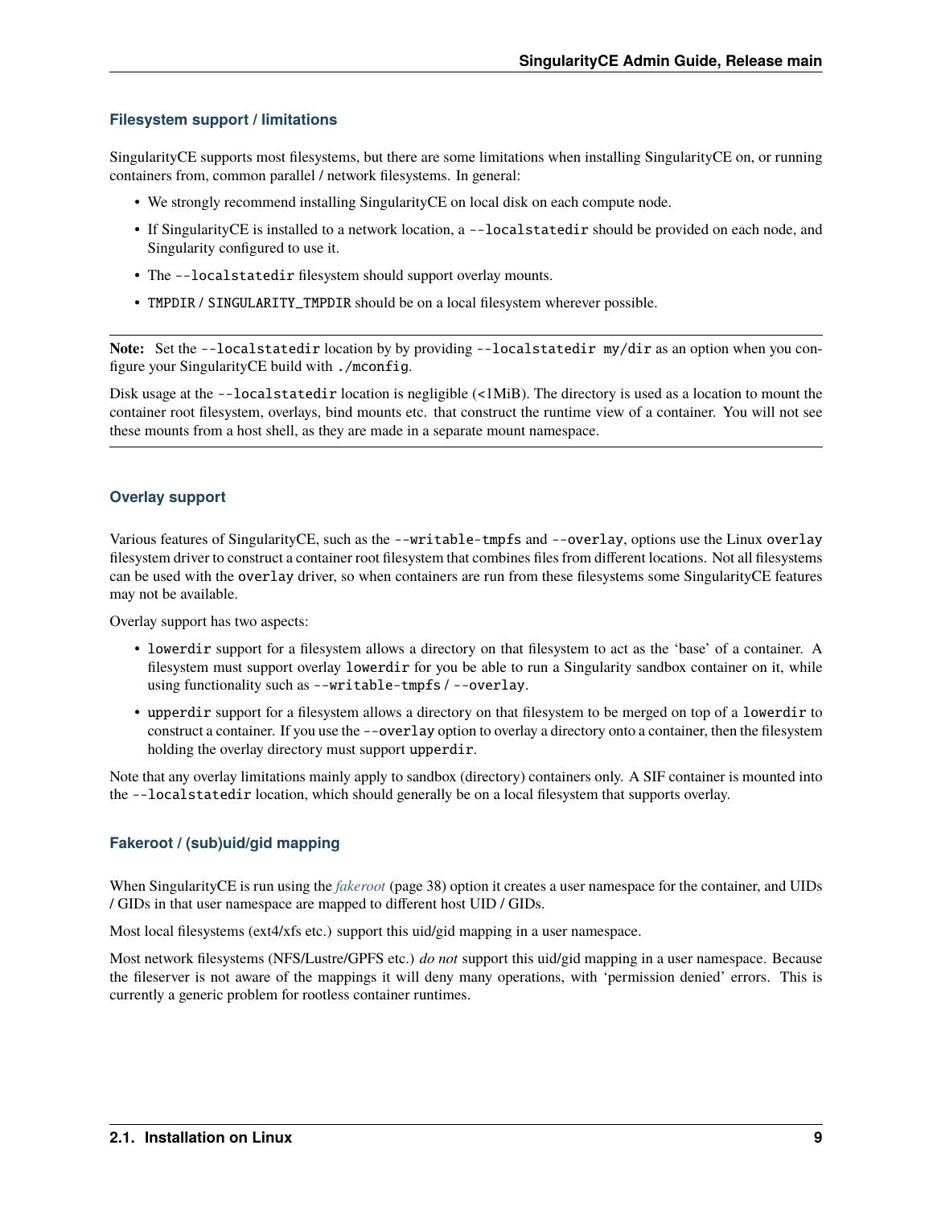### Filesystem support / limitations

SingularityCE supports most filesystems, but there are some limitations when installing SingularityCE on, or running containers from, common parallel / network filesystems. In general:

- We strongly recommend installing SingularityCE on local disk on each compute node.
- If SingularityCE is installed to a network location, a `--localstatedir` should be provided on each node, and Singularity configured to use it.
- The `--localstatedir` filesystem should support overlay mounts.
- `TMPDIR` / `SINGULARITY_TMPDIR` should be on a local filesystem wherever possible.

---

**Note:** Set the `--localstatedir` location by by providing `--localstatedir my/dir` as an option when you configure your SingularityCE build with `./mconfig`.

Disk usage at the `--localstatedir` location is negligible (<1MiB). The directory is used as a location to mount the container root filesystem, overlays, bind mounts etc. that construct the runtime view of a container. You will not see these mounts from a host shell, as they are made in a separate mount namespace.

---

### Overlay support

Various features of SingularityCE, such as the `--writable-tmpfs` and `--overlay`, options use the Linux `overlay` filesystem driver to construct a container root filesystem that combines files from different locations. Not all filesystems can be used with the `overlay` driver, so when containers are run from these filesystems some SingularityCE features may not be available.

Overlay support has two aspects:

- `lowerdir` support for a filesystem allows a directory on that filesystem to act as the 'base' of a container. A filesystem must support overlay `lowerdir` for you be able to run a Singularity sandbox container on it, while using functionality such as `--writable-tmpfs` / `--overlay`.
- `upperdir` support for a filesystem allows a directory on that filesystem to be merged on top of a `lowerdir` to construct a container. If you use the `--overlay` option to overlay a directory onto a container, then the filesystem holding the overlay directory must support `upperdir`.

Note that any overlay limitations mainly apply to sandbox (directory) containers only. A SIF container is mounted into the `--localstatedir` location, which should generally be on a local filesystem that supports overlay.

### Fakeroot / (sub)uid/gid mapping

When SingularityCE is run using the *fakeroot* (page 38) option it creates a user namespace for the container, and UIDs / GIDs in that user namespace are mapped to different host UID / GIDs.

Most local filesystems (ext4/xfs etc.) support this uid/gid mapping in a user namespace.

Most network filesystems (NFS/Lustre/GPFS etc.) *do not* support this uid/gid mapping in a user namespace. Because the fileserver is not aware of the mappings it will deny many operations, with 'permission denied' errors. This is currently a generic problem for rootless container runtimes.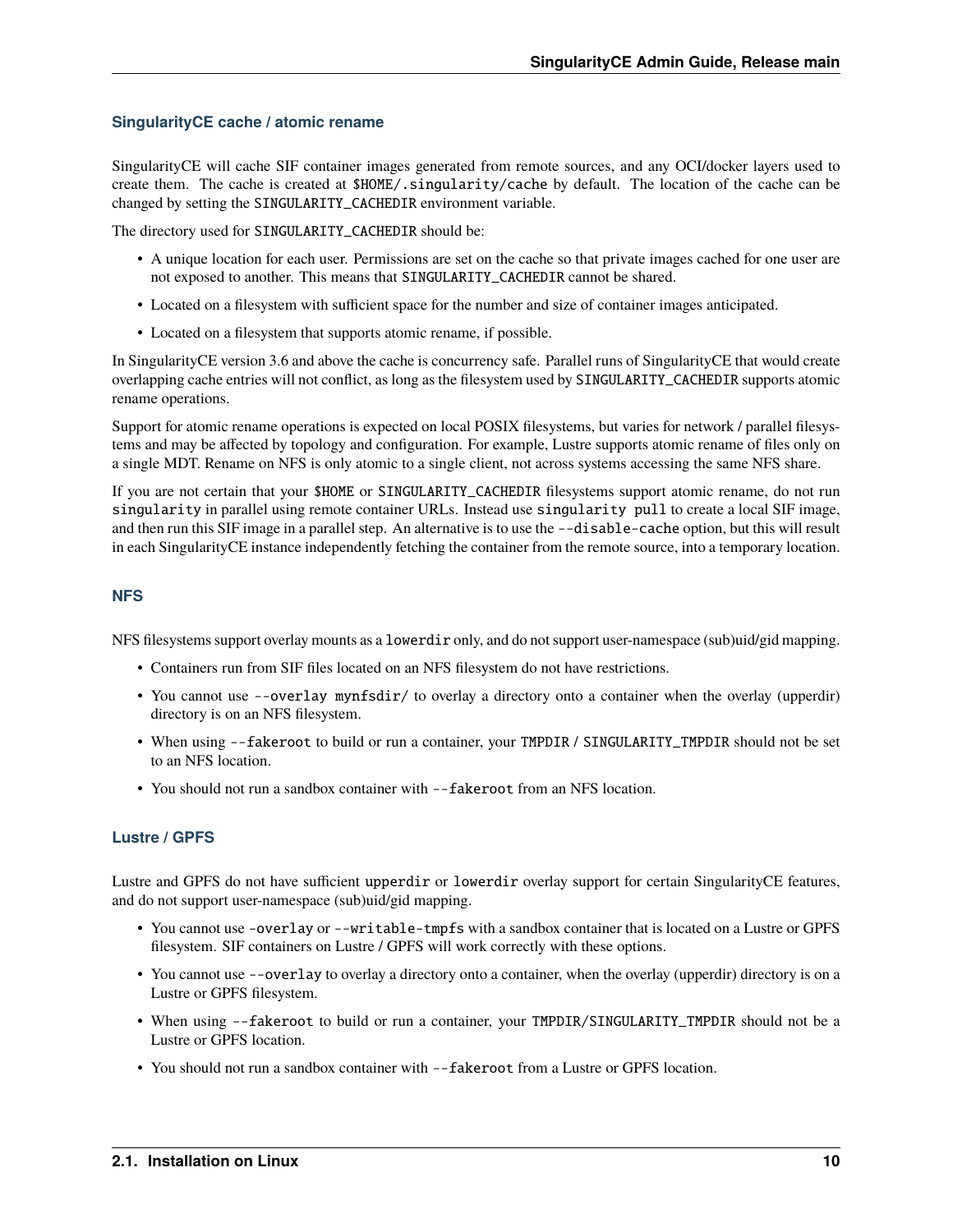### SingularityCE cache / atomic rename

SingularityCE will cache SIF container images generated from remote sources, and any OCI/docker layers used to create them. The cache is created at `$HOME/.singularity/cache` by default. The location of the cache can be changed by setting the `SINGULARITY_CACHEDIR` environment variable.

The directory used for `SINGULARITY_CACHEDIR` should be:

- A unique location for each user. Permissions are set on the cache so that private images cached for one user are not exposed to another. This means that `SINGULARITY_CACHEDIR` cannot be shared.
- Located on a filesystem with sufficient space for the number and size of container images anticipated.
- Located on a filesystem that supports atomic rename, if possible.

In SingularityCE version 3.6 and above the cache is concurrency safe. Parallel runs of SingularityCE that would create overlapping cache entries will not conflict, as long as the filesystem used by `SINGULARITY_CACHEDIR` supports atomic rename operations.

Support for atomic rename operations is expected on local POSIX filesystems, but varies for network / parallel filesystems and may be affected by topology and configuration. For example, Lustre supports atomic rename of files only on a single MDT. Rename on NFS is only atomic to a single client, not across systems accessing the same NFS share.

If you are not certain that your `$HOME` or `SINGULARITY_CACHEDIR` filesystems support atomic rename, do not run `singularity` in parallel using remote container URLs. Instead use `singularity pull` to create a local SIF image, and then run this SIF image in a parallel step. An alternative is to use the `--disable-cache` option, but this will result in each SingularityCE instance independently fetching the container from the remote source, into a temporary location.

### NFS

NFS filesystems support overlay mounts as a `lowerdir` only, and do not support user-namespace (sub)uid/gid mapping.

- Containers run from SIF files located on an NFS filesystem do not have restrictions.
- You cannot use `--overlay mynfsdir/` to overlay a directory onto a container when the overlay (upperdir) directory is on an NFS filesystem.
- When using `--fakeroot` to build or run a container, your `TMPDIR` / `SINGULARITY_TMPDIR` should not be set to an NFS location.
- You should not run a sandbox container with `--fakeroot` from an NFS location.

### Lustre / GPFS

Lustre and GPFS do not have sufficient `upperdir` or `lowerdir` overlay support for certain SingularityCE features, and do not support user-namespace (sub)uid/gid mapping.

- You cannot use `-overlay` or `--writable-tmpfs` with a sandbox container that is located on a Lustre or GPFS filesystem. SIF containers on Lustre / GPFS will work correctly with these options.
- You cannot use `--overlay` to overlay a directory onto a container, when the overlay (upperdir) directory is on a Lustre or GPFS filesystem.
- When using `--fakeroot` to build or run a container, your `TMPDIR/SINGULARITY_TMPDIR` should not be a Lustre or GPFS location.
- You should not run a sandbox container with `--fakeroot` from a Lustre or GPFS location.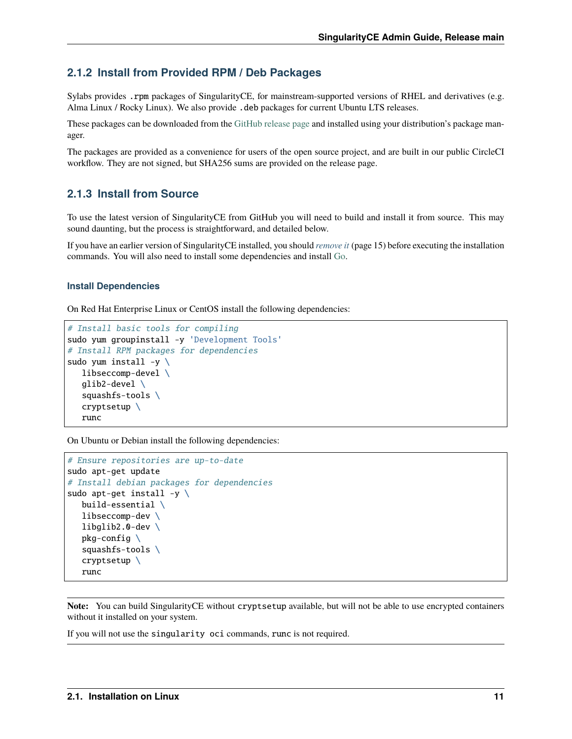### 2.1.2 Install from Provided RPM / Deb Packages

Sylabs provides `.rpm` packages of SingularityCE, for mainstream-supported versions of RHEL and derivatives (e.g. Alma Linux / Rocky Linux). We also provide `.deb` packages for current Ubuntu LTS releases.

These packages can be downloaded from the GitHub release page and installed using your distribution's package manager.

The packages are provided as a convenience for users of the open source project, and are built in our public CircleCI workflow. They are not signed, but SHA256 sums are provided on the release page.

### 2.1.3 Install from Source

To use the latest version of SingularityCE from GitHub you will need to build and install it from source. This may sound daunting, but the process is straightforward, and detailed below.

If you have an earlier version of SingularityCE installed, you should *remove it* (page 15) before executing the installation commands. You will also need to install some dependencies and install Go.

#### Install Dependencies

On Red Hat Enterprise Linux or CentOS install the following dependencies:

```
# Install basic tools for compiling
sudo yum groupinstall -y 'Development Tools'
# Install RPM packages for dependencies
sudo yum install -y \
   libseccomp-devel \
   glib2-devel \
   squashfs-tools \
   cryptsetup \
   runc
```

On Ubuntu or Debian install the following dependencies:

```
# Ensure repositories are up-to-date
sudo apt-get update
# Install debian packages for dependencies
sudo apt-get install -y \
   build-essential \
   libseccomp-dev \
   libglib2.0-dev \
   pkg-config \
   squashfs-tools \
   cryptsetup \
   runc
```

**Note:** You can build SingularityCE without `cryptsetup` available, but will not be able to use encrypted containers without it installed on your system.

If you will not use the `singularity oci` commands, `runc` is not required.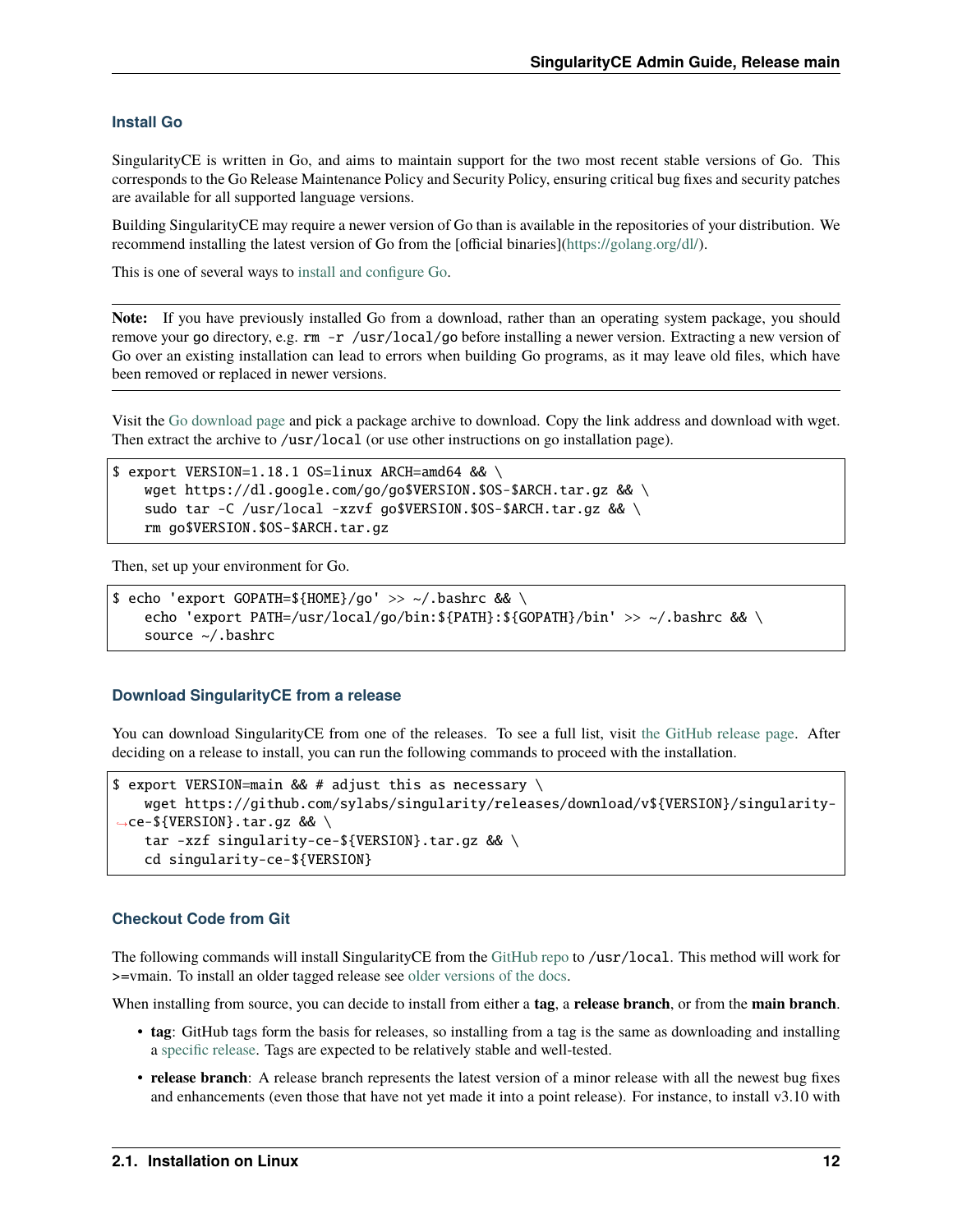### Install Go

SingularityCE is written in Go, and aims to maintain support for the two most recent stable versions of Go. This corresponds to the Go Release Maintenance Policy and Security Policy, ensuring critical bug fixes and security patches are available for all supported language versions.

Building SingularityCE may require a newer version of Go than is available in the repositories of your distribution. We recommend installing the latest version of Go from the [official binaries](https://golang.org/dl/).

This is one of several ways to install and configure Go.

---

**Note:** If you have previously installed Go from a download, rather than an operating system package, you should remove your `go` directory, e.g. `rm -r /usr/local/go` before installing a newer version. Extracting a new version of Go over an existing installation can lead to errors when building Go programs, as it may leave old files, which have been removed or replaced in newer versions.

---

Visit the Go download page and pick a package archive to download. Copy the link address and download with wget. Then extract the archive to `/usr/local` (or use other instructions on go installation page).

```
$ export VERSION=1.18.1 OS=linux ARCH=amd64 && \
    wget https://dl.google.com/go/go$VERSION.$OS-$ARCH.tar.gz && \
    sudo tar -C /usr/local -xzvf go$VERSION.$OS-$ARCH.tar.gz && \
    rm go$VERSION.$OS-$ARCH.tar.gz
```

Then, set up your environment for Go.

```
$ echo 'export GOPATH=${HOME}/go' >> ~/.bashrc && \
    echo 'export PATH=/usr/local/go/bin:${PATH}:${GOPATH}/bin' >> ~/.bashrc && \
    source ~/.bashrc
```

### Download SingularityCE from a release

You can download SingularityCE from one of the releases. To see a full list, visit the GitHub release page. After deciding on a release to install, you can run the following commands to proceed with the installation.

```
$ export VERSION=main && # adjust this as necessary \
    wget https://github.com/sylabs/singularity/releases/download/v${VERSION}/singularity-ce-${VERSION}.tar.gz && \
    tar -xzf singularity-ce-${VERSION}.tar.gz && \
    cd singularity-ce-${VERSION}
```

### Checkout Code from Git

The following commands will install SingularityCE from the GitHub repo to `/usr/local`. This method will work for >=vmain. To install an older tagged release see older versions of the docs.

When installing from source, you can decide to install from either a **tag**, a **release branch**, or from the **main branch**.

- **tag**: GitHub tags form the basis for releases, so installing from a tag is the same as downloading and installing a specific release. Tags are expected to be relatively stable and well-tested.
- **release branch**: A release branch represents the latest version of a minor release with all the newest bug fixes and enhancements (even those that have not yet made it into a point release). For instance, to install v3.10 with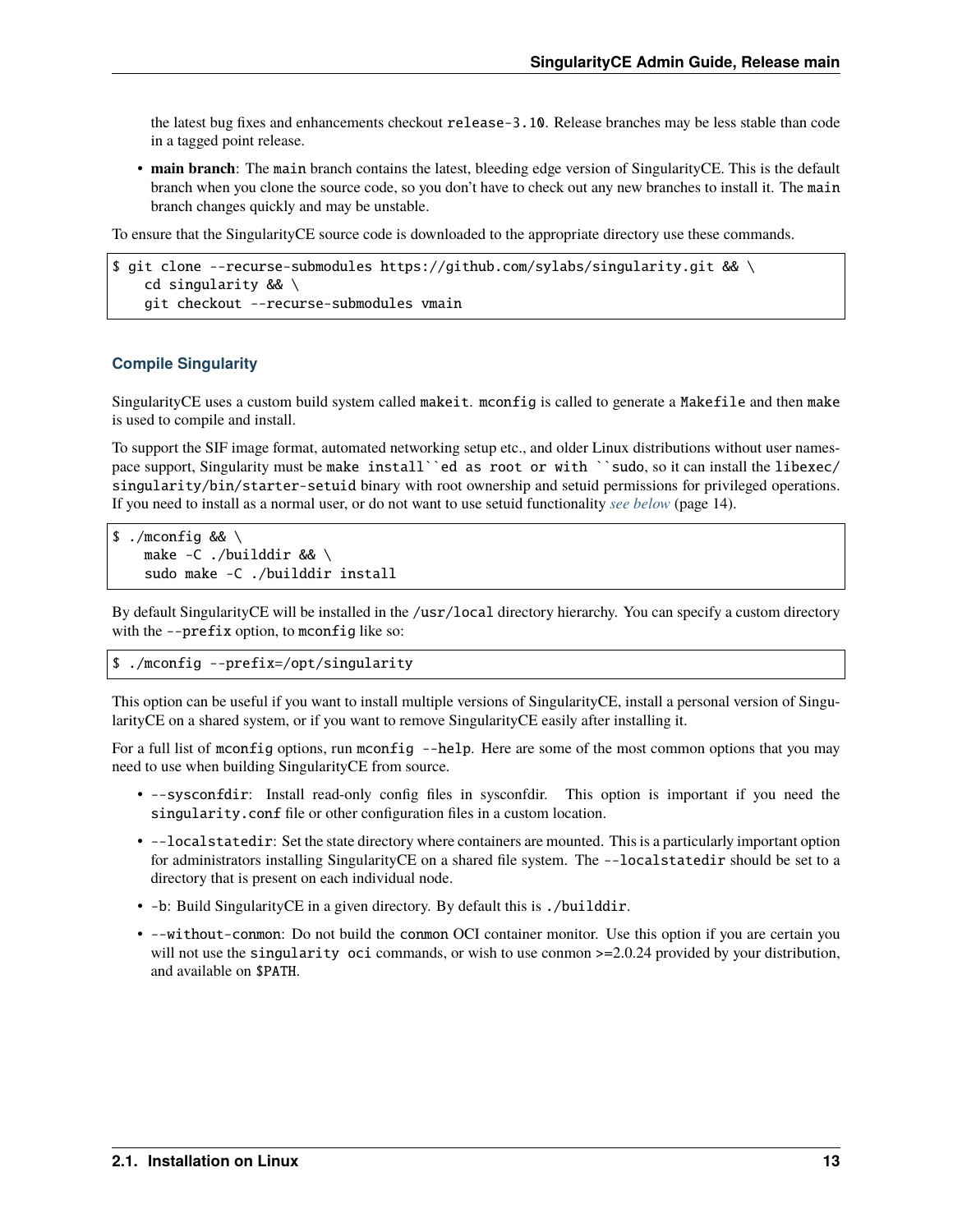the latest bug fixes and enhancements checkout `release-3.10`. Release branches may be less stable than code in a tagged point release.

- **main branch**: The `main` branch contains the latest, bleeding edge version of SingularityCE. This is the default branch when you clone the source code, so you don't have to check out any new branches to install it. The `main` branch changes quickly and may be unstable.

To ensure that the SingularityCE source code is downloaded to the appropriate directory use these commands.

```
$ git clone --recurse-submodules https://github.com/sylabs/singularity.git && \
    cd singularity && \
    git checkout --recurse-submodules vmain
```

### Compile Singularity

SingularityCE uses a custom build system called `makeit`. `mconfig` is called to generate a `Makefile` and then `make` is used to compile and install.

To support the SIF image format, automated networking setup etc., and older Linux distributions without user namespace support, Singularity must be `make install``ed as root or with ``sudo`, so it can install the `libexec/singularity/bin/starter-setuid` binary with root ownership and setuid permissions for privileged operations. If you need to install as a normal user, or do not want to use setuid functionality *see below* (page 14).

```
$ ./mconfig && \
    make -C ./builddir && \
    sudo make -C ./builddir install
```

By default SingularityCE will be installed in the `/usr/local` directory hierarchy. You can specify a custom directory with the `--prefix` option, to `mconfig` like so:

```
$ ./mconfig --prefix=/opt/singularity
```

This option can be useful if you want to install multiple versions of SingularityCE, install a personal version of SingularityCE on a shared system, or if you want to remove SingularityCE easily after installing it.

For a full list of `mconfig` options, run `mconfig --help`. Here are some of the most common options that you may need to use when building SingularityCE from source.

- `--sysconfdir`: Install read-only config files in sysconfdir. This option is important if you need the `singularity.conf` file or other configuration files in a custom location.
- `--localstatedir`: Set the state directory where containers are mounted. This is a particularly important option for administrators installing SingularityCE on a shared file system. The `--localstatedir` should be set to a directory that is present on each individual node.
- `-b`: Build SingularityCE in a given directory. By default this is `./builddir`.
- `--without-conmon`: Do not build the `conmon` OCI container monitor. Use this option if you are certain you will not use the `singularity oci` commands, or wish to use conmon >=2.0.24 provided by your distribution, and available on `$PATH`.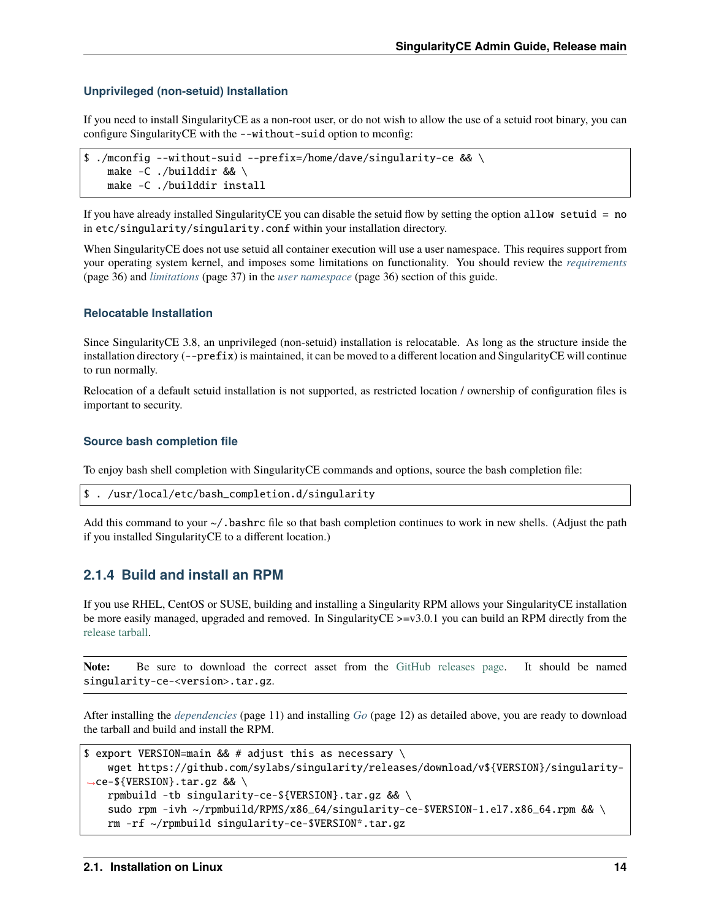### Unprivileged (non-setuid) Installation

If you need to install SingularityCE as a non-root user, or do not wish to allow the use of a setuid root binary, you can configure SingularityCE with the `--without-suid` option to mconfig:

```
$ ./mconfig --without-suid --prefix=/home/dave/singularity-ce && \
    make -C ./builddir && \
    make -C ./builddir install
```

If you have already installed SingularityCE you can disable the setuid flow by setting the option `allow setuid = no` in `etc/singularity/singularity.conf` within your installation directory.

When SingularityCE does not use setuid all container execution will use a user namespace. This requires support from your operating system kernel, and imposes some limitations on functionality. You should review the *requirements* (page 36) and *limitations* (page 37) in the *user namespace* (page 36) section of this guide.

### Relocatable Installation

Since SingularityCE 3.8, an unprivileged (non-setuid) installation is relocatable. As long as the structure inside the installation directory (`--prefix`) is maintained, it can be moved to a different location and SingularityCE will continue to run normally.

Relocation of a default setuid installation is not supported, as restricted location / ownership of configuration files is important to security.

### Source bash completion file

To enjoy bash shell completion with SingularityCE commands and options, source the bash completion file:

```
$ . /usr/local/etc/bash_completion.d/singularity
```

Add this command to your `~/.bashrc` file so that bash completion continues to work in new shells. (Adjust the path if you installed SingularityCE to a different location.)

## 2.1.4 Build and install an RPM

If you use RHEL, CentOS or SUSE, building and installing a Singularity RPM allows your SingularityCE installation be more easily managed, upgraded and removed. In SingularityCE >=v3.0.1 you can build an RPM directly from the release tarball.

**Note:** Be sure to download the correct asset from the GitHub releases page. It should be named `singularity-ce-<version>.tar.gz`.

After installing the *dependencies* (page 11) and installing *Go* (page 12) as detailed above, you are ready to download the tarball and build and install the RPM.

```
$ export VERSION=main && # adjust this as necessary \
    wget https://github.com/sylabs/singularity/releases/download/v${VERSION}/singularity-ce-${VERSION}.tar.gz && \
    rpmbuild -tb singularity-ce-${VERSION}.tar.gz && \
    sudo rpm -ivh ~/rpmbuild/RPMS/x86_64/singularity-ce-$VERSION-1.el7.x86_64.rpm && \
    rm -rf ~/rpmbuild singularity-ce-$VERSION*.tar.gz
```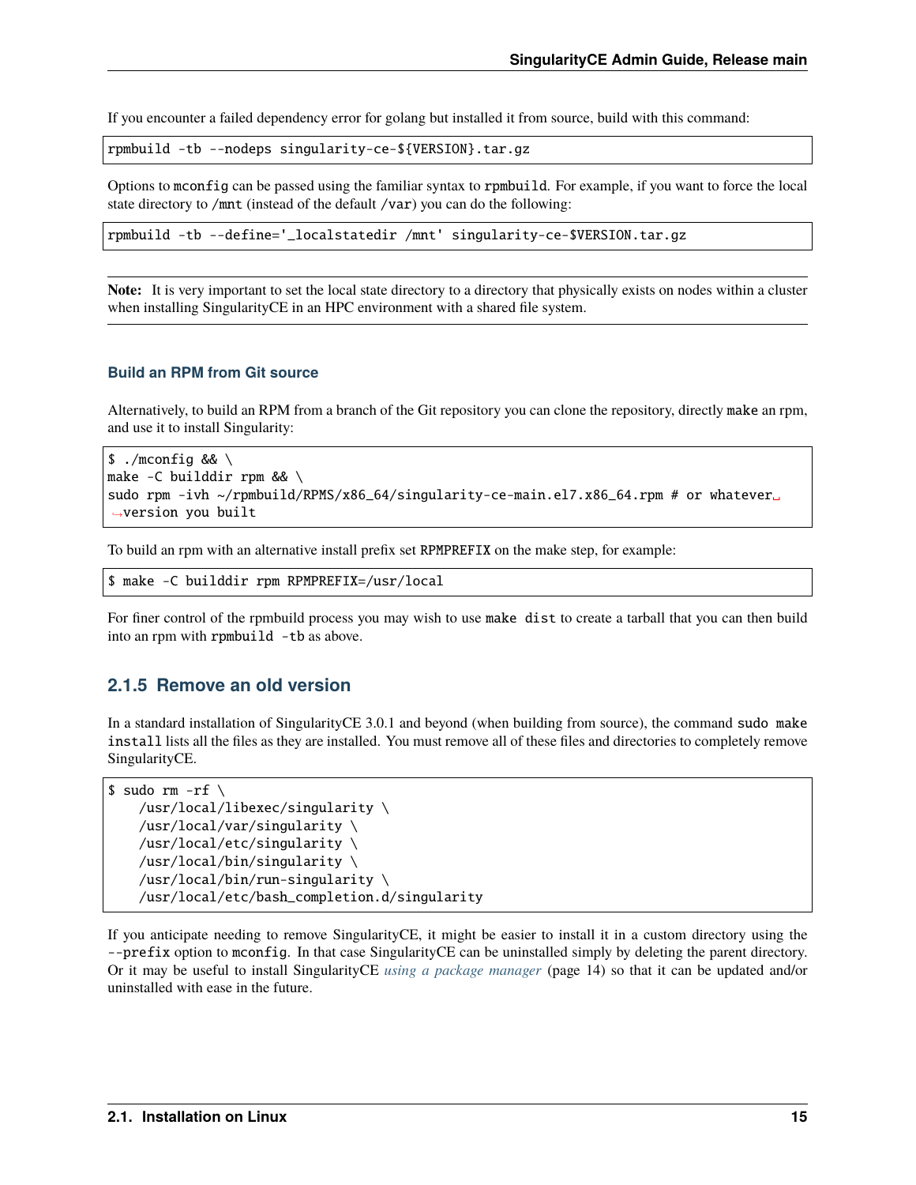If you encounter a failed dependency error for golang but installed it from source, build with this command:

```
rpmbuild -tb --nodeps singularity-ce-${VERSION}.tar.gz
```

Options to `mconfig` can be passed using the familiar syntax to `rpmbuild`. For example, if you want to force the local state directory to `/mnt` (instead of the default `/var`) you can do the following:

```
rpmbuild -tb --define='_localstatedir /mnt' singularity-ce-$VERSION.tar.gz
```

**Note:** It is very important to set the local state directory to a directory that physically exists on nodes within a cluster when installing SingularityCE in an HPC environment with a shared file system.

#### Build an RPM from Git source

Alternatively, to build an RPM from a branch of the Git repository you can clone the repository, directly `make` an rpm, and use it to install Singularity:

```
$ ./mconfig && \
make -C builddir rpm && \
sudo rpm -ivh ~/rpmbuild/RPMS/x86_64/singularity-ce-main.el7.x86_64.rpm # or whatever version you built
```

To build an rpm with an alternative install prefix set `RPMPREFIX` on the make step, for example:

```
$ make -C builddir rpm RPMPREFIX=/usr/local
```

For finer control of the rpmbuild process you may wish to use `make dist` to create a tarball that you can then build into an rpm with `rpmbuild -tb` as above.

### 2.1.5 Remove an old version

In a standard installation of SingularityCE 3.0.1 and beyond (when building from source), the command `sudo make install` lists all the files as they are installed. You must remove all of these files and directories to completely remove SingularityCE.

```
$ sudo rm -rf \
    /usr/local/libexec/singularity \
    /usr/local/var/singularity \
    /usr/local/etc/singularity \
    /usr/local/bin/singularity \
    /usr/local/bin/run-singularity \
    /usr/local/etc/bash_completion.d/singularity
```

If you anticipate needing to remove SingularityCE, it might be easier to install it in a custom directory using the `--prefix` option to `mconfig`. In that case SingularityCE can be uninstalled simply by deleting the parent directory. Or it may be useful to install SingularityCE *using a package manager* (page 14) so that it can be updated and/or uninstalled with ease in the future.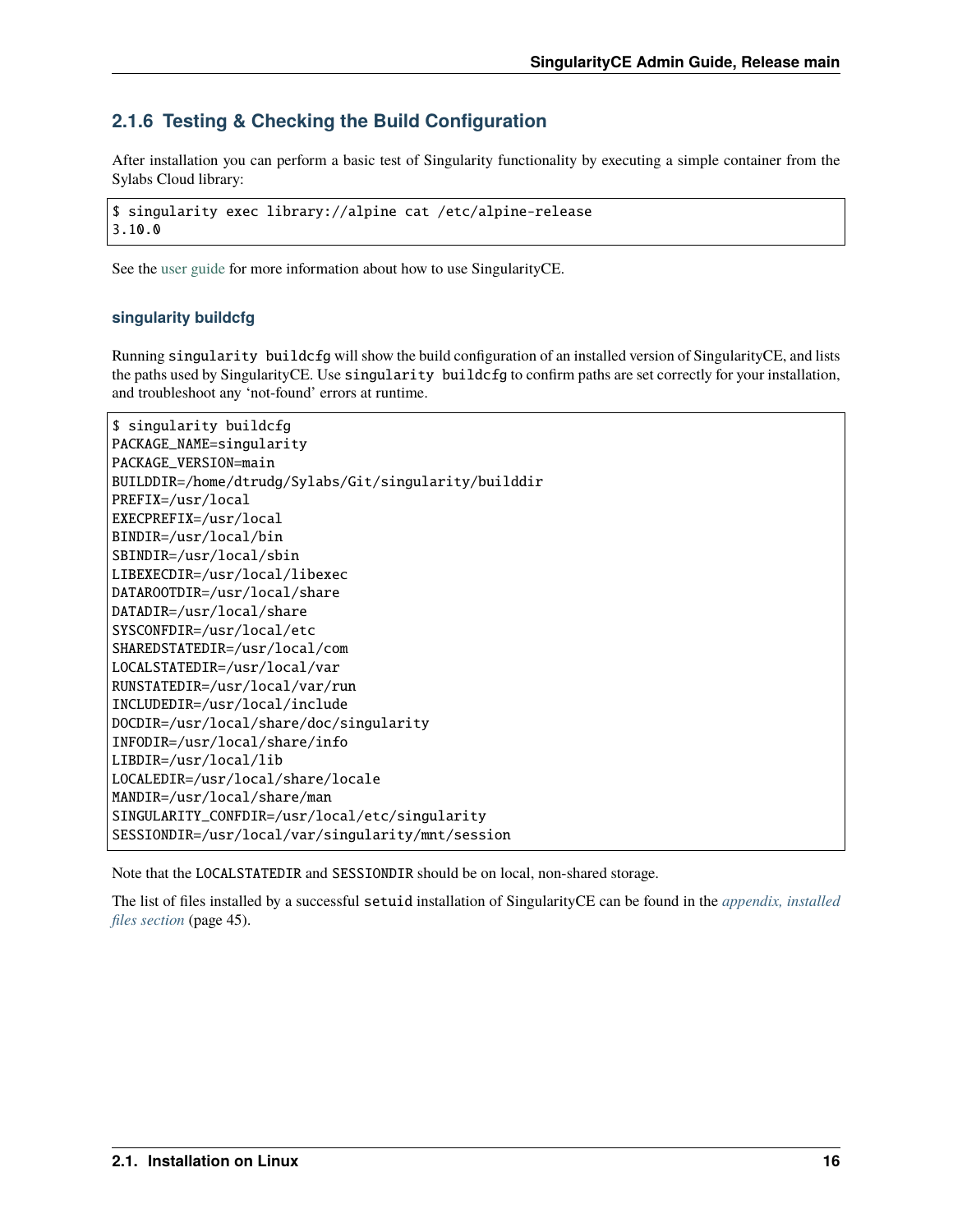### 2.1.6 Testing & Checking the Build Configuration

After installation you can perform a basic test of Singularity functionality by executing a simple container from the Sylabs Cloud library:

```
$ singularity exec library://alpine cat /etc/alpine-release
3.10.0
```

See the user guide for more information about how to use SingularityCE.

#### singularity buildcfg

Running `singularity buildcfg` will show the build configuration of an installed version of SingularityCE, and lists the paths used by SingularityCE. Use `singularity buildcfg` to confirm paths are set correctly for your installation, and troubleshoot any 'not-found' errors at runtime.

```
$ singularity buildcfg
PACKAGE_NAME=singularity
PACKAGE_VERSION=main
BUILDDIR=/home/dtrudg/Sylabs/Git/singularity/builddir
PREFIX=/usr/local
EXECPREFIX=/usr/local
BINDIR=/usr/local/bin
SBINDIR=/usr/local/sbin
LIBEXECDIR=/usr/local/libexec
DATAROOTDIR=/usr/local/share
DATADIR=/usr/local/share
SYSCONFDIR=/usr/local/etc
SHAREDSTATEDIR=/usr/local/com
LOCALSTATEDIR=/usr/local/var
RUNSTATEDIR=/usr/local/var/run
INCLUDEDIR=/usr/local/include
DOCDIR=/usr/local/share/doc/singularity
INFODIR=/usr/local/share/info
LIBDIR=/usr/local/lib
LOCALEDIR=/usr/local/share/locale
MANDIR=/usr/local/share/man
SINGULARITY_CONFDIR=/usr/local/etc/singularity
SESSIONDIR=/usr/local/var/singularity/mnt/session
```

Note that the `LOCALSTATEDIR` and `SESSIONDIR` should be on local, non-shared storage.

The list of files installed by a successful `setuid` installation of SingularityCE can be found in the *appendix, installed files section* (page 45).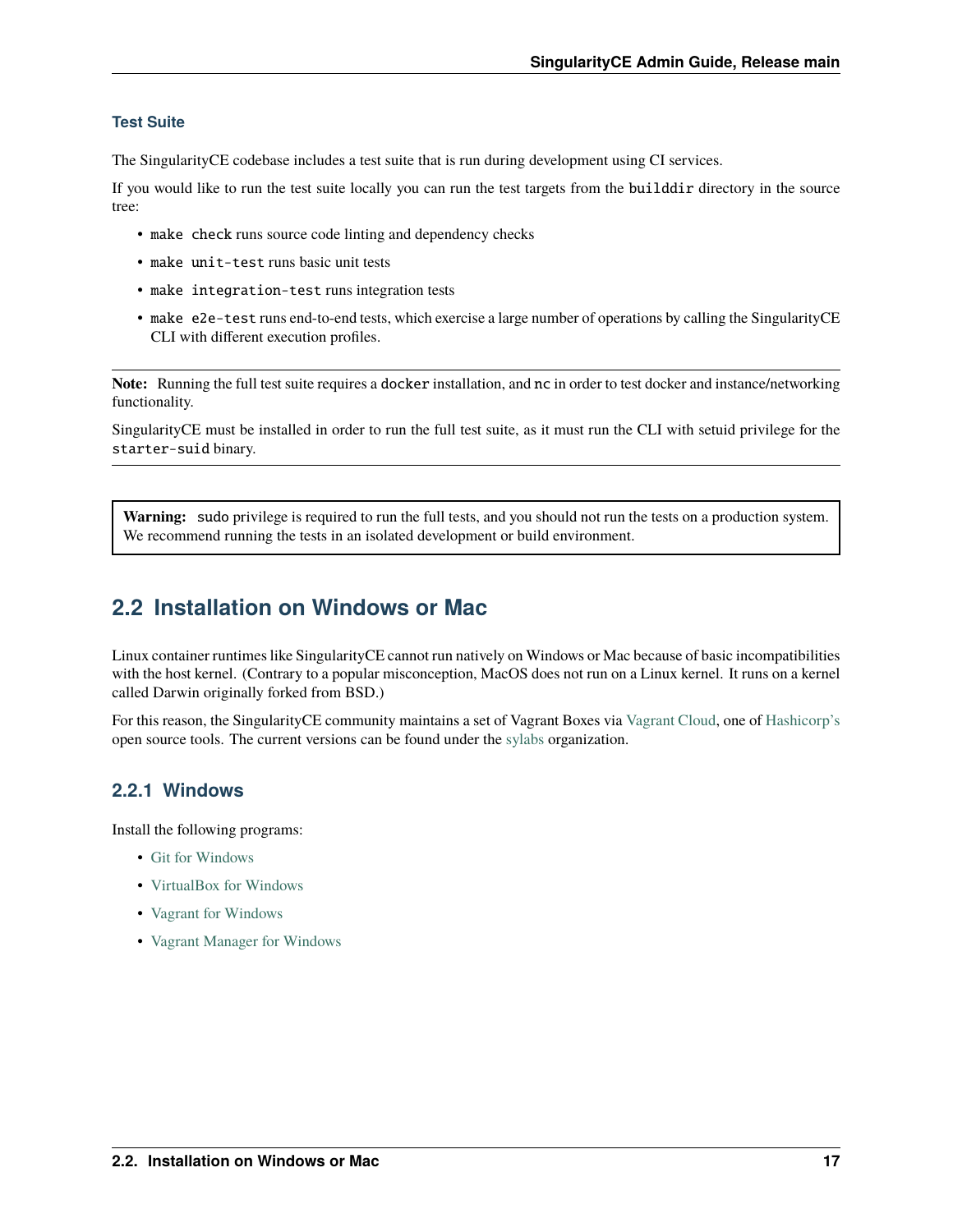### Test Suite

The SingularityCE codebase includes a test suite that is run during development using CI services.

If you would like to run the test suite locally you can run the test targets from the `builddir` directory in the source tree:

- `make check` runs source code linting and dependency checks
- `make unit-test` runs basic unit tests
- `make integration-test` runs integration tests
- `make e2e-test` runs end-to-end tests, which exercise a large number of operations by calling the SingularityCE CLI with different execution profiles.

**Note:** Running the full test suite requires a `docker` installation, and `nc` in order to test docker and instance/networking functionality.

SingularityCE must be installed in order to run the full test suite, as it must run the CLI with setuid privilege for the `starter-suid` binary.

**Warning:** `sudo` privilege is required to run the full tests, and you should not run the tests on a production system. We recommend running the tests in an isolated development or build environment.

## 2.2 Installation on Windows or Mac

Linux container runtimes like SingularityCE cannot run natively on Windows or Mac because of basic incompatibilities with the host kernel. (Contrary to a popular misconception, MacOS does not run on a Linux kernel. It runs on a kernel called Darwin originally forked from BSD.)

For this reason, the SingularityCE community maintains a set of Vagrant Boxes via Vagrant Cloud, one of Hashicorp's open source tools. The current versions can be found under the sylabs organization.

### 2.2.1 Windows

Install the following programs:

- Git for Windows
- VirtualBox for Windows
- Vagrant for Windows
- Vagrant Manager for Windows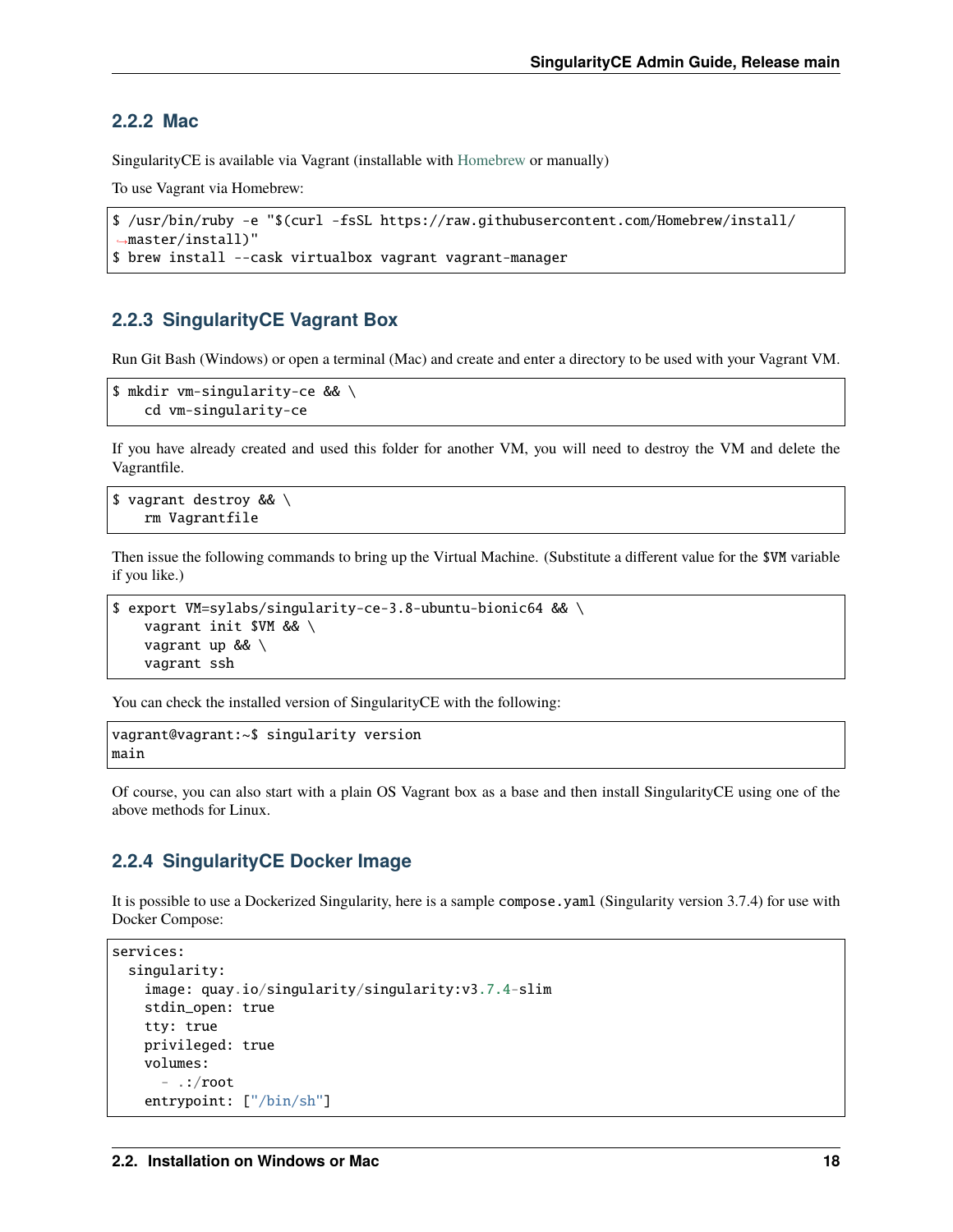### 2.2.2 Mac

SingularityCE is available via Vagrant (installable with Homebrew or manually)

To use Vagrant via Homebrew:

```
$ /usr/bin/ruby -e "$(curl -fsSL https://raw.githubusercontent.com/Homebrew/install/master/install)"
$ brew install --cask virtualbox vagrant vagrant-manager
```

### 2.2.3 SingularityCE Vagrant Box

Run Git Bash (Windows) or open a terminal (Mac) and create and enter a directory to be used with your Vagrant VM.

```
$ mkdir vm-singularity-ce && \
    cd vm-singularity-ce
```

If you have already created and used this folder for another VM, you will need to destroy the VM and delete the Vagrantfile.

```
$ vagrant destroy && \
    rm Vagrantfile
```

Then issue the following commands to bring up the Virtual Machine. (Substitute a different value for the `$VM` variable if you like.)

```
$ export VM=sylabs/singularity-ce-3.8-ubuntu-bionic64 && \
    vagrant init $VM && \
    vagrant up && \
    vagrant ssh
```

You can check the installed version of SingularityCE with the following:

```
vagrant@vagrant:~$ singularity version
main
```

Of course, you can also start with a plain OS Vagrant box as a base and then install SingularityCE using one of the above methods for Linux.

### 2.2.4 SingularityCE Docker Image

It is possible to use a Dockerized Singularity, here is a sample `compose.yaml` (Singularity version 3.7.4) for use with Docker Compose:

```
services:
  singularity:
    image: quay.io/singularity/singularity:v3.7.4-slim
    stdin_open: true
    tty: true
    privileged: true
    volumes:
      - .:/root
    entrypoint: ["/bin/sh"]
```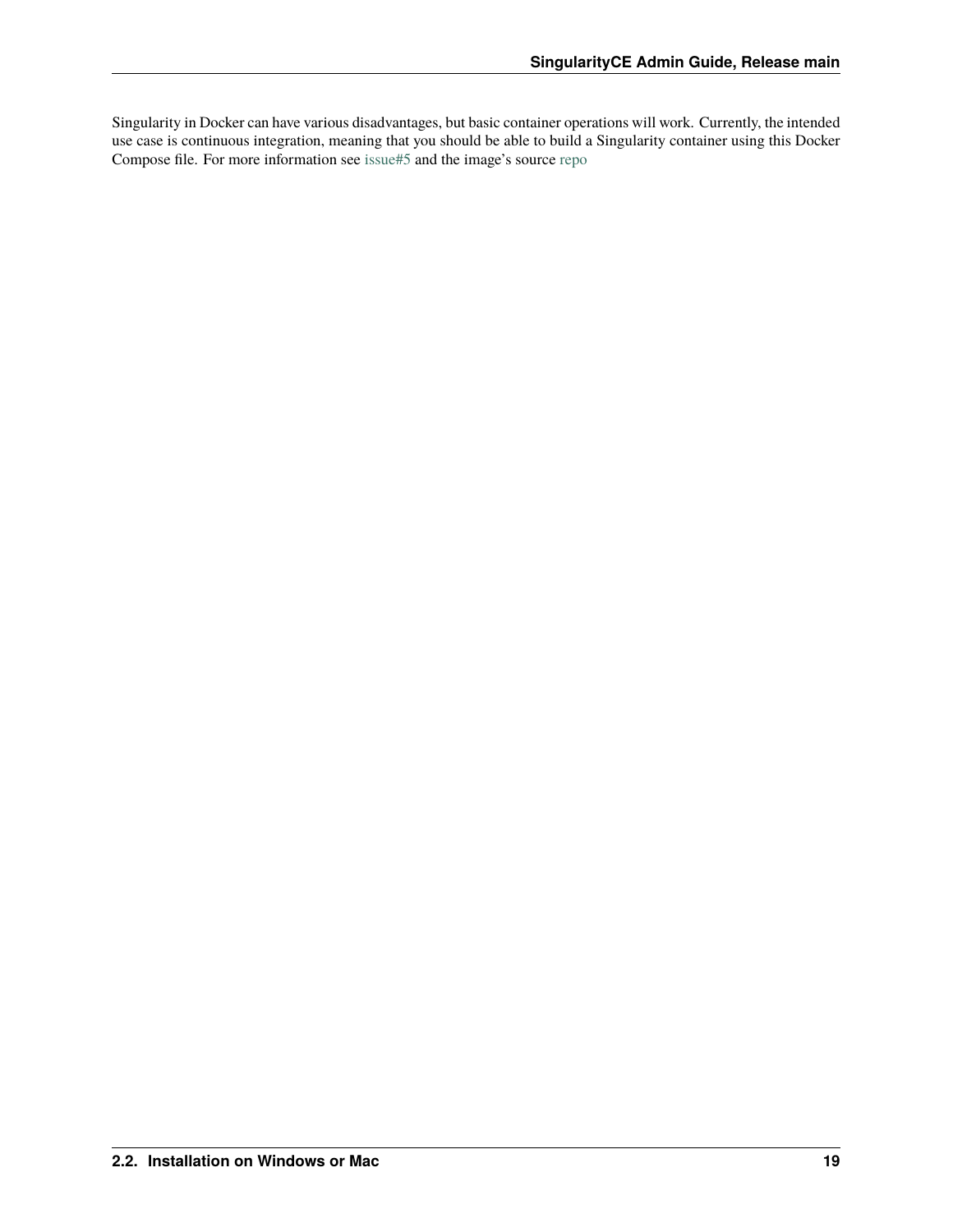Singularity in Docker can have various disadvantages, but basic container operations will work. Currently, the intended use case is continuous integration, meaning that you should be able to build a Singularity container using this Docker Compose file. For more information see issue#5 and the image's source repo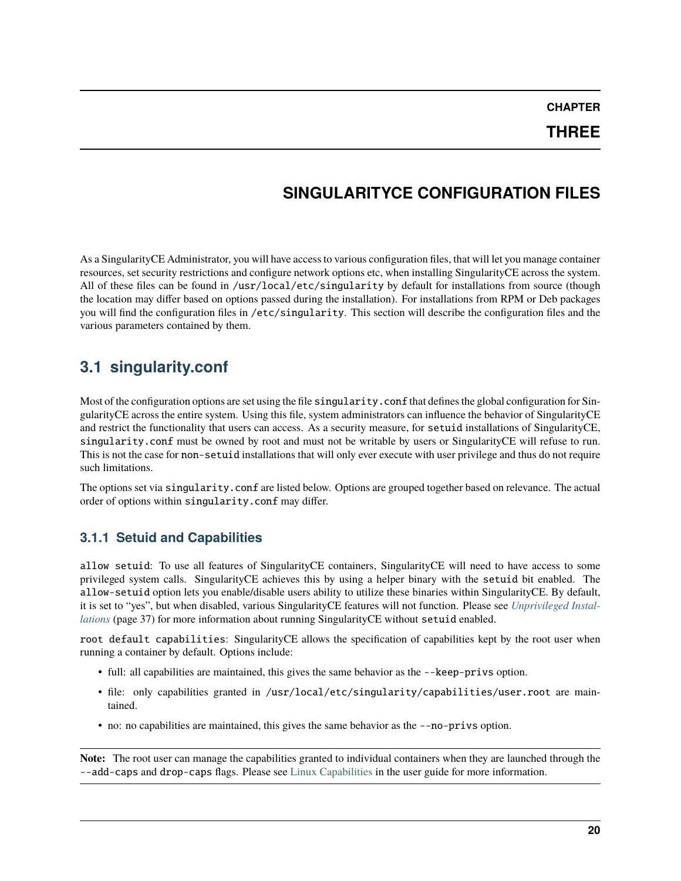# CHAPTER THREE

# SINGULARITYCE CONFIGURATION FILES

As a SingularityCE Administrator, you will have access to various configuration files, that will let you manage container resources, set security restrictions and configure network options etc, when installing SingularityCE across the system. All of these files can be found in `/usr/local/etc/singularity` by default for installations from source (though the location may differ based on options passed during the installation). For installations from RPM or Deb packages you will find the configuration files in `/etc/singularity`. This section will describe the configuration files and the various parameters contained by them.

## 3.1 singularity.conf

Most of the configuration options are set using the file `singularity.conf` that defines the global configuration for SingularityCE across the entire system. Using this file, system administrators can influence the behavior of SingularityCE and restrict the functionality that users can access. As a security measure, for `setuid` installations of SingularityCE, `singularity.conf` must be owned by root and must not be writable by users or SingularityCE will refuse to run. This is not the case for `non-setuid` installations that will only ever execute with user privilege and thus do not require such limitations.

The options set via `singularity.conf` are listed below. Options are grouped together based on relevance. The actual order of options within `singularity.conf` may differ.

### 3.1.1 Setuid and Capabilities

`allow setuid`: To use all features of SingularityCE containers, SingularityCE will need to have access to some privileged system calls. SingularityCE achieves this by using a helper binary with the `setuid` bit enabled. The `allow-setuid` option lets you enable/disable users ability to utilize these binaries within SingularityCE. By default, it is set to "yes", but when disabled, various SingularityCE features will not function. Please see *Unprivileged Installations* (page 37) for more information about running SingularityCE without `setuid` enabled.

`root default capabilities`: SingularityCE allows the specification of capabilities kept by the root user when running a container by default. Options include:

- full: all capabilities are maintained, this gives the same behavior as the `--keep-privs` option.
- file: only capabilities granted in `/usr/local/etc/singularity/capabilities/user.root` are maintained.
- no: no capabilities are maintained, this gives the same behavior as the `--no-privs` option.

**Note:** The root user can manage the capabilities granted to individual containers when they are launched through the `--add-caps` and `drop-caps` flags. Please see Linux Capabilities in the user guide for more information.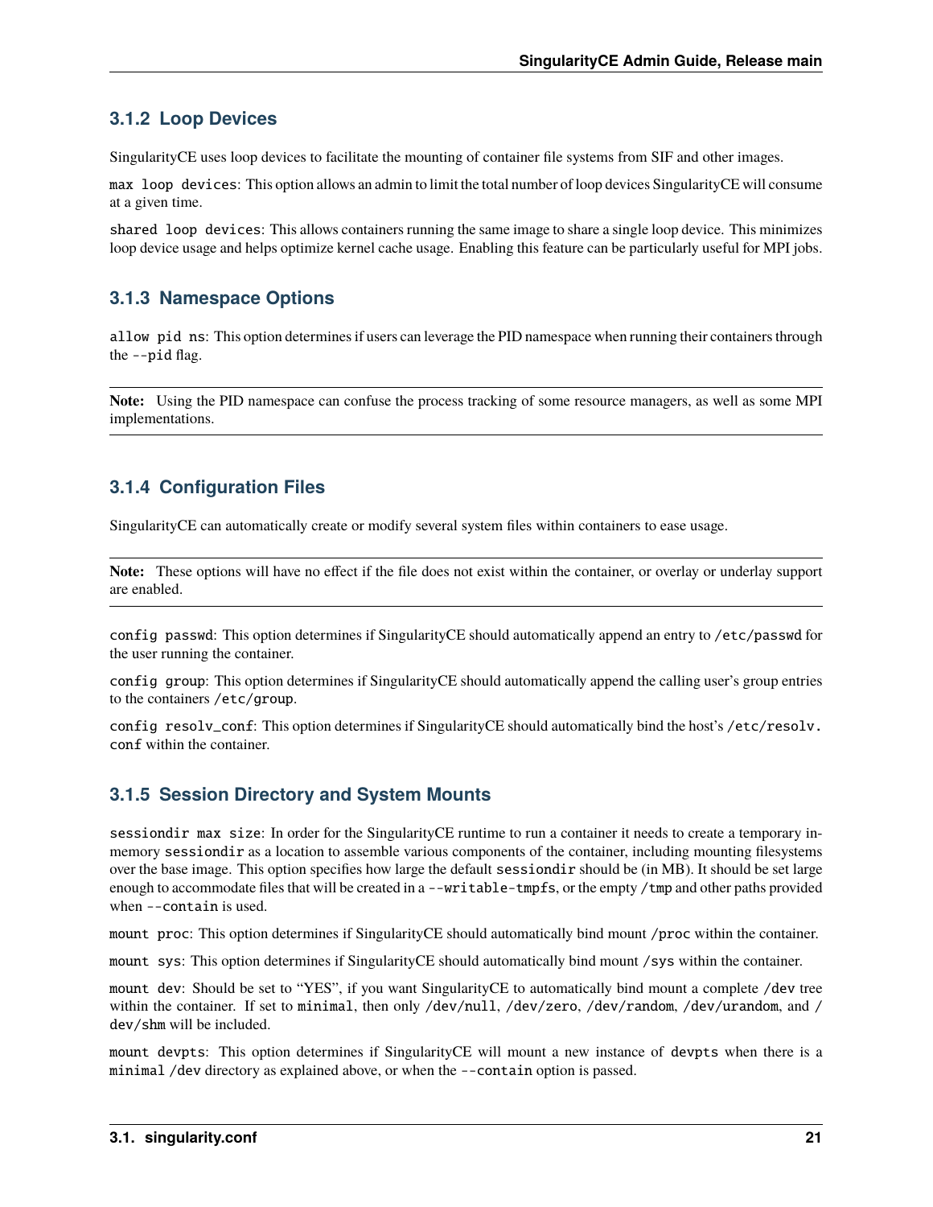### 3.1.2 Loop Devices

SingularityCE uses loop devices to facilitate the mounting of container file systems from SIF and other images.

`max loop devices`: This option allows an admin to limit the total number of loop devices SingularityCE will consume at a given time.

`shared loop devices`: This allows containers running the same image to share a single loop device. This minimizes loop device usage and helps optimize kernel cache usage. Enabling this feature can be particularly useful for MPI jobs.

### 3.1.3 Namespace Options

`allow pid ns`: This option determines if users can leverage the PID namespace when running their containers through the `--pid` flag.

**Note:** Using the PID namespace can confuse the process tracking of some resource managers, as well as some MPI implementations.

### 3.1.4 Configuration Files

SingularityCE can automatically create or modify several system files within containers to ease usage.

**Note:** These options will have no effect if the file does not exist within the container, or overlay or underlay support are enabled.

`config passwd`: This option determines if SingularityCE should automatically append an entry to `/etc/passwd` for the user running the container.

`config group`: This option determines if SingularityCE should automatically append the calling user's group entries to the containers `/etc/group`.

`config resolv_conf`: This option determines if SingularityCE should automatically bind the host's `/etc/resolv.conf` within the container.

### 3.1.5 Session Directory and System Mounts

`sessiondir max size`: In order for the SingularityCE runtime to run a container it needs to create a temporary in-memory `sessiondir` as a location to assemble various components of the container, including mounting filesystems over the base image. This option specifies how large the default `sessiondir` should be (in MB). It should be set large enough to accommodate files that will be created in a `--writable-tmpfs`, or the empty `/tmp` and other paths provided when `--contain` is used.

`mount proc`: This option determines if SingularityCE should automatically bind mount `/proc` within the container.

`mount sys`: This option determines if SingularityCE should automatically bind mount `/sys` within the container.

`mount dev`: Should be set to "YES", if you want SingularityCE to automatically bind mount a complete `/dev` tree within the container. If set to `minimal`, then only `/dev/null`, `/dev/zero`, `/dev/random`, `/dev/urandom`, and `/dev/shm` will be included.

`mount devpts`: This option determines if SingularityCE will mount a new instance of `devpts` when there is a `minimal` `/dev` directory as explained above, or when the `--contain` option is passed.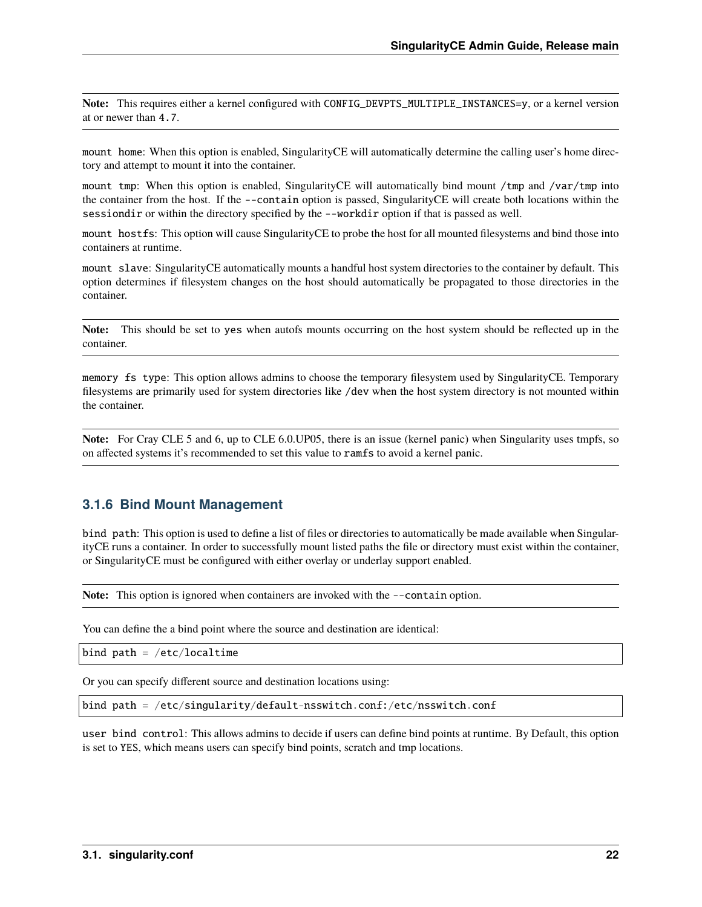**Note:** This requires either a kernel configured with `CONFIG_DEVPTS_MULTIPLE_INSTANCES=y`, or a kernel version at or newer than `4.7`.

`mount home`: When this option is enabled, SingularityCE will automatically determine the calling user's home directory and attempt to mount it into the container.

`mount tmp`: When this option is enabled, SingularityCE will automatically bind mount `/tmp` and `/var/tmp` into the container from the host. If the `--contain` option is passed, SingularityCE will create both locations within the `sessiondir` or within the directory specified by the `--workdir` option if that is passed as well.

`mount hostfs`: This option will cause SingularityCE to probe the host for all mounted filesystems and bind those into containers at runtime.

`mount slave`: SingularityCE automatically mounts a handful host system directories to the container by default. This option determines if filesystem changes on the host should automatically be propagated to those directories in the container.

**Note:** This should be set to `yes` when autofs mounts occurring on the host system should be reflected up in the container.

`memory fs type`: This option allows admins to choose the temporary filesystem used by SingularityCE. Temporary filesystems are primarily used for system directories like `/dev` when the host system directory is not mounted within the container.

**Note:** For Cray CLE 5 and 6, up to CLE 6.0.UP05, there is an issue (kernel panic) when Singularity uses tmpfs, so on affected systems it's recommended to set this value to `ramfs` to avoid a kernel panic.

### 3.1.6 Bind Mount Management

`bind path`: This option is used to define a list of files or directories to automatically be made available when SingularityCE runs a container. In order to successfully mount listed paths the file or directory must exist within the container, or SingularityCE must be configured with either overlay or underlay support enabled.

**Note:** This option is ignored when containers are invoked with the `--contain` option.

You can define the a bind point where the source and destination are identical:

```
bind path = /etc/localtime
```

Or you can specify different source and destination locations using:

```
bind path = /etc/singularity/default-nsswitch.conf:/etc/nsswitch.conf
```

`user bind control`: This allows admins to decide if users can define bind points at runtime. By Default, this option is set to `YES`, which means users can specify bind points, scratch and tmp locations.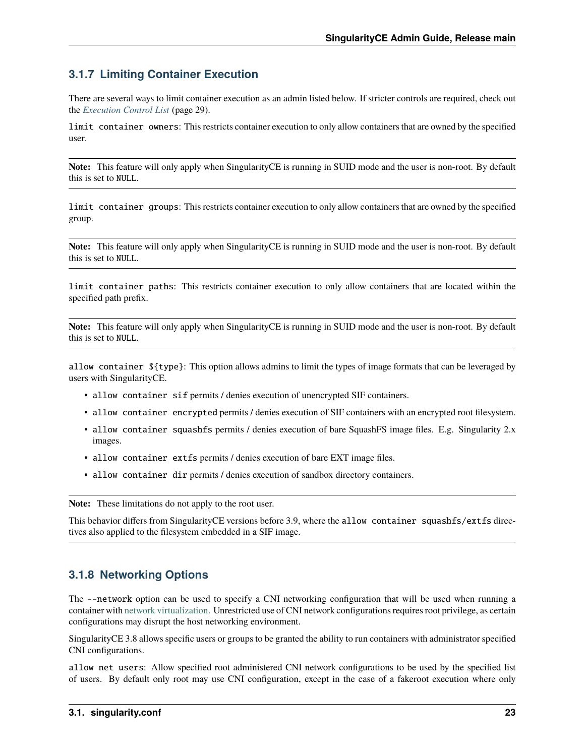### 3.1.7 Limiting Container Execution

There are several ways to limit container execution as an admin listed below. If stricter controls are required, check out the *Execution Control List* (page 29).

`limit container owners`: This restricts container execution to only allow containers that are owned by the specified user.

**Note:** This feature will only apply when SingularityCE is running in SUID mode and the user is non-root. By default this is set to `NULL`.

`limit container groups`: This restricts container execution to only allow containers that are owned by the specified group.

**Note:** This feature will only apply when SingularityCE is running in SUID mode and the user is non-root. By default this is set to `NULL`.

`limit container paths`: This restricts container execution to only allow containers that are located within the specified path prefix.

**Note:** This feature will only apply when SingularityCE is running in SUID mode and the user is non-root. By default this is set to `NULL`.

`allow container ${type}`: This option allows admins to limit the types of image formats that can be leveraged by users with SingularityCE.

- `allow container sif` permits / denies execution of unencrypted SIF containers.
- `allow container encrypted` permits / denies execution of SIF containers with an encrypted root filesystem.
- `allow container squashfs` permits / denies execution of bare SquashFS image files. E.g. Singularity 2.x images.
- `allow container extfs` permits / denies execution of bare EXT image files.
- `allow container dir` permits / denies execution of sandbox directory containers.

**Note:** These limitations do not apply to the root user.

This behavior differs from SingularityCE versions before 3.9, where the `allow container squashfs/extfs` directives also applied to the filesystem embedded in a SIF image.

### 3.1.8 Networking Options

The `--network` option can be used to specify a CNI networking configuration that will be used when running a container with network virtualization. Unrestricted use of CNI network configurations requires root privilege, as certain configurations may disrupt the host networking environment.

SingularityCE 3.8 allows specific users or groups to be granted the ability to run containers with administrator specified CNI configurations.

`allow net users`: Allow specified root administered CNI network configurations to be used by the specified list of users. By default only root may use CNI configuration, except in the case of a fakeroot execution where only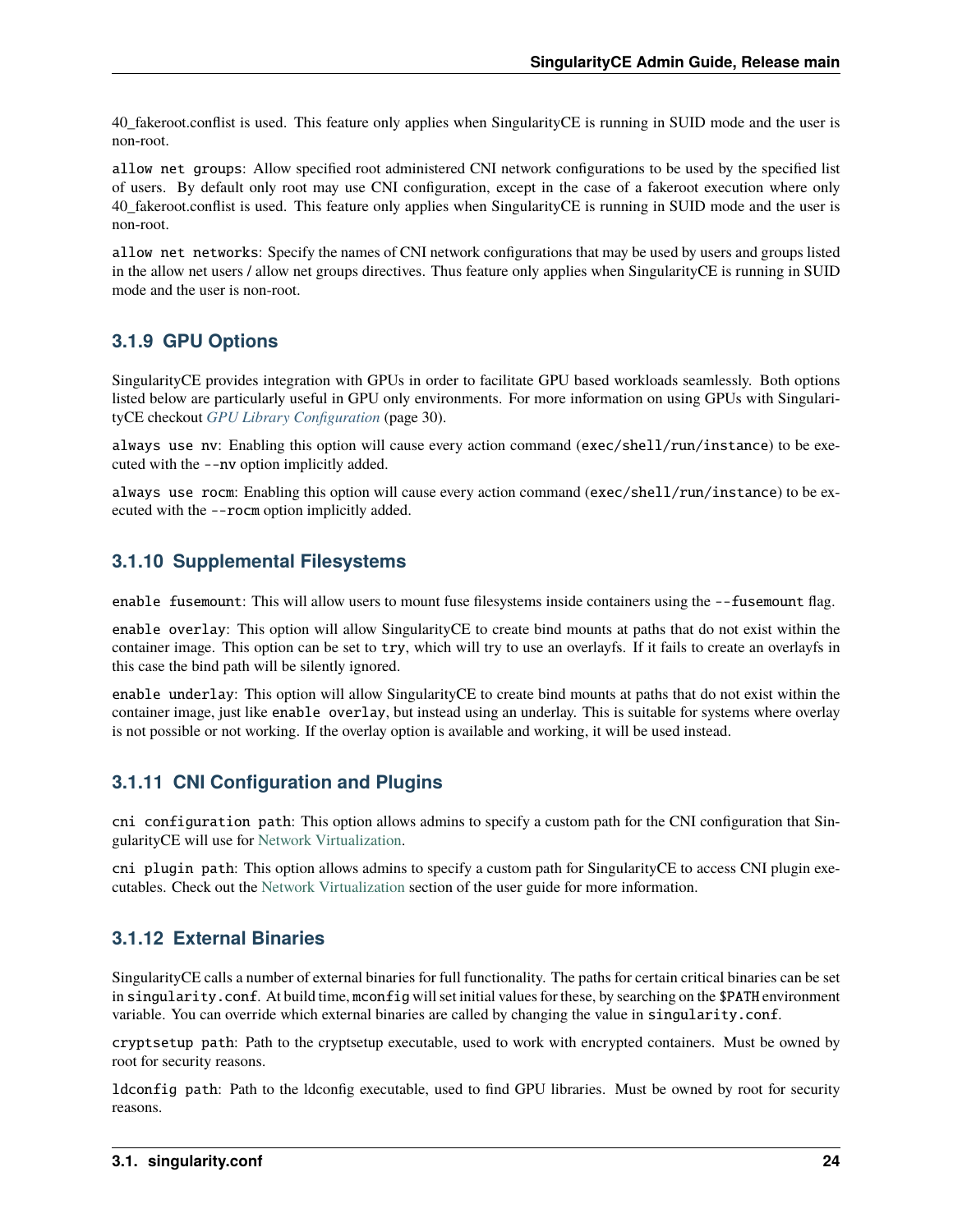40_fakeroot.conflist is used. This feature only applies when SingularityCE is running in SUID mode and the user is non-root.

`allow net groups`: Allow specified root administered CNI network configurations to be used by the specified list of users. By default only root may use CNI configuration, except in the case of a fakeroot execution where only 40_fakeroot.conflist is used. This feature only applies when SingularityCE is running in SUID mode and the user is non-root.

`allow net networks`: Specify the names of CNI network configurations that may be used by users and groups listed in the allow net users / allow net groups directives. Thus feature only applies when SingularityCE is running in SUID mode and the user is non-root.

### 3.1.9 GPU Options

SingularityCE provides integration with GPUs in order to facilitate GPU based workloads seamlessly. Both options listed below are particularly useful in GPU only environments. For more information on using GPUs with SingularityCE checkout *GPU Library Configuration* (page 30).

`always use nv`: Enabling this option will cause every action command (`exec/shell/run/instance`) to be executed with the `--nv` option implicitly added.

`always use rocm`: Enabling this option will cause every action command (`exec/shell/run/instance`) to be executed with the `--rocm` option implicitly added.

### 3.1.10 Supplemental Filesystems

`enable fusemount`: This will allow users to mount fuse filesystems inside containers using the `--fusemount` flag.

`enable overlay`: This option will allow SingularityCE to create bind mounts at paths that do not exist within the container image. This option can be set to `try`, which will try to use an overlayfs. If it fails to create an overlayfs in this case the bind path will be silently ignored.

`enable underlay`: This option will allow SingularityCE to create bind mounts at paths that do not exist within the container image, just like `enable overlay`, but instead using an underlay. This is suitable for systems where overlay is not possible or not working. If the overlay option is available and working, it will be used instead.

### 3.1.11 CNI Configuration and Plugins

`cni configuration path`: This option allows admins to specify a custom path for the CNI configuration that SingularityCE will use for Network Virtualization.

`cni plugin path`: This option allows admins to specify a custom path for SingularityCE to access CNI plugin executables. Check out the Network Virtualization section of the user guide for more information.

### 3.1.12 External Binaries

SingularityCE calls a number of external binaries for full functionality. The paths for certain critical binaries can be set in `singularity.conf`. At build time, `mconfig` will set initial values for these, by searching on the `$PATH` environment variable. You can override which external binaries are called by changing the value in `singularity.conf`.

`cryptsetup path`: Path to the cryptsetup executable, used to work with encrypted containers. Must be owned by root for security reasons.

`ldconfig path`: Path to the ldconfig executable, used to find GPU libraries. Must be owned by root for security reasons.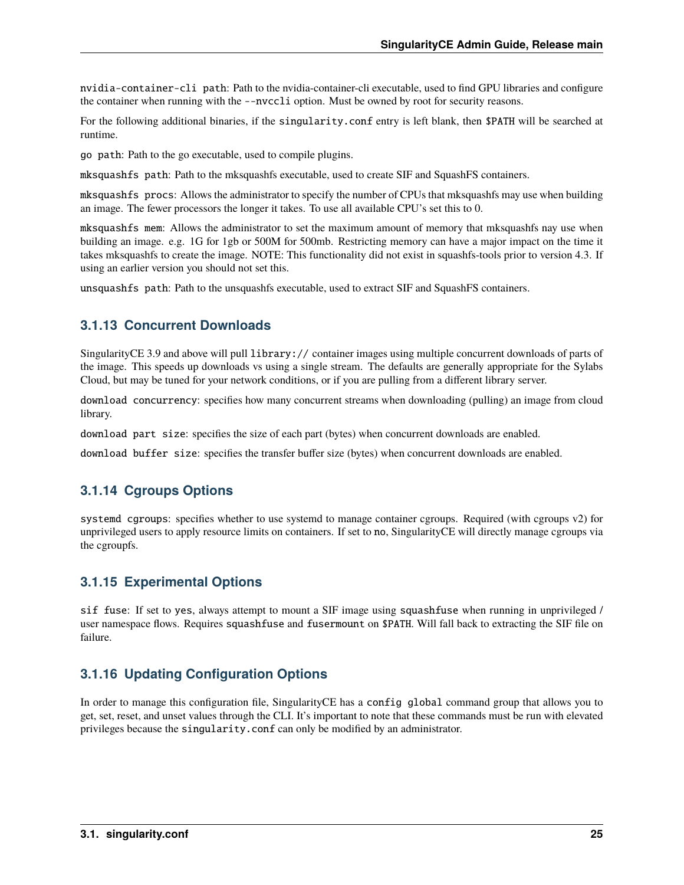`nvidia-container-cli path`: Path to the nvidia-container-cli executable, used to find GPU libraries and configure the container when running with the `--nvccli` option. Must be owned by root for security reasons.

For the following additional binaries, if the `singularity.conf` entry is left blank, then `$PATH` will be searched at runtime.

`go path`: Path to the go executable, used to compile plugins.

`mksquashfs path`: Path to the mksquashfs executable, used to create SIF and SquashFS containers.

`mksquashfs procs`: Allows the administrator to specify the number of CPUs that mksquashfs may use when building an image. The fewer processors the longer it takes. To use all available CPU's set this to 0.

`mksquashfs mem`: Allows the administrator to set the maximum amount of memory that mksquashfs nay use when building an image. e.g. 1G for 1gb or 500M for 500mb. Restricting memory can have a major impact on the time it takes mksquashfs to create the image. NOTE: This functionality did not exist in squashfs-tools prior to version 4.3. If using an earlier version you should not set this.

`unsquashfs path`: Path to the unsquashfs executable, used to extract SIF and SquashFS containers.

### 3.1.13 Concurrent Downloads

SingularityCE 3.9 and above will pull `library://` container images using multiple concurrent downloads of parts of the image. This speeds up downloads vs using a single stream. The defaults are generally appropriate for the Sylabs Cloud, but may be tuned for your network conditions, or if you are pulling from a different library server.

`download concurrency`: specifies how many concurrent streams when downloading (pulling) an image from cloud library.

`download part size`: specifies the size of each part (bytes) when concurrent downloads are enabled.

`download buffer size`: specifies the transfer buffer size (bytes) when concurrent downloads are enabled.

### 3.1.14 Cgroups Options

`systemd cgroups`: specifies whether to use systemd to manage container cgroups. Required (with cgroups v2) for unprivileged users to apply resource limits on containers. If set to `no`, SingularityCE will directly manage cgroups via the cgroupfs.

### 3.1.15 Experimental Options

`sif fuse`: If set to `yes`, always attempt to mount a SIF image using `squashfuse` when running in unprivileged / user namespace flows. Requires `squashfuse` and `fusermount` on `$PATH`. Will fall back to extracting the SIF file on failure.

### 3.1.16 Updating Configuration Options

In order to manage this configuration file, SingularityCE has a `config global` command group that allows you to get, set, reset, and unset values through the CLI. It's important to note that these commands must be run with elevated privileges because the `singularity.conf` can only be modified by an administrator.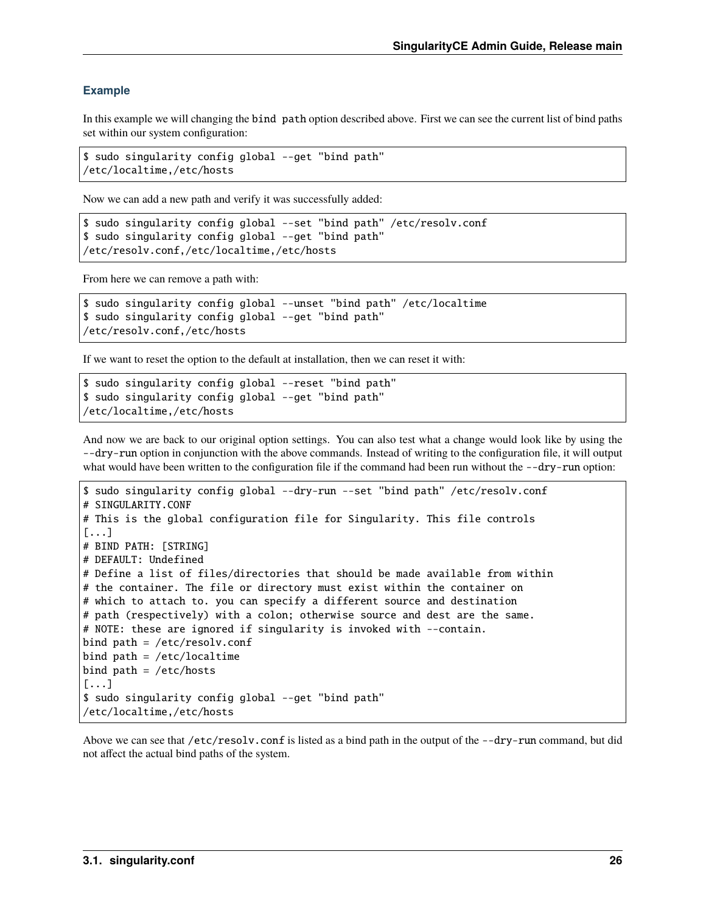### Example

In this example we will changing the `bind path` option described above. First we can see the current list of bind paths set within our system configuration:

```
$ sudo singularity config global --get "bind path"
/etc/localtime,/etc/hosts
```

Now we can add a new path and verify it was successfully added:

```
$ sudo singularity config global --set "bind path" /etc/resolv.conf
$ sudo singularity config global --get "bind path"
/etc/resolv.conf,/etc/localtime,/etc/hosts
```

From here we can remove a path with:

```
$ sudo singularity config global --unset "bind path" /etc/localtime
$ sudo singularity config global --get "bind path"
/etc/resolv.conf,/etc/hosts
```

If we want to reset the option to the default at installation, then we can reset it with:

```
$ sudo singularity config global --reset "bind path"
$ sudo singularity config global --get "bind path"
/etc/localtime,/etc/hosts
```

And now we are back to our original option settings. You can also test what a change would look like by using the `--dry-run` option in conjunction with the above commands. Instead of writing to the configuration file, it will output what would have been written to the configuration file if the command had been run without the `--dry-run` option:

```
$ sudo singularity config global --dry-run --set "bind path" /etc/resolv.conf
# SINGULARITY.CONF
# This is the global configuration file for Singularity. This file controls
[...]
# BIND PATH: [STRING]
# DEFAULT: Undefined
# Define a list of files/directories that should be made available from within
# the container. The file or directory must exist within the container on
# which to attach to. you can specify a different source and destination
# path (respectively) with a colon; otherwise source and dest are the same.
# NOTE: these are ignored if singularity is invoked with --contain.
bind path = /etc/resolv.conf
bind path = /etc/localtime
bind path = /etc/hosts
[...]
$ sudo singularity config global --get "bind path"
/etc/localtime,/etc/hosts
```

Above we can see that `/etc/resolv.conf` is listed as a bind path in the output of the `--dry-run` command, but did not affect the actual bind paths of the system.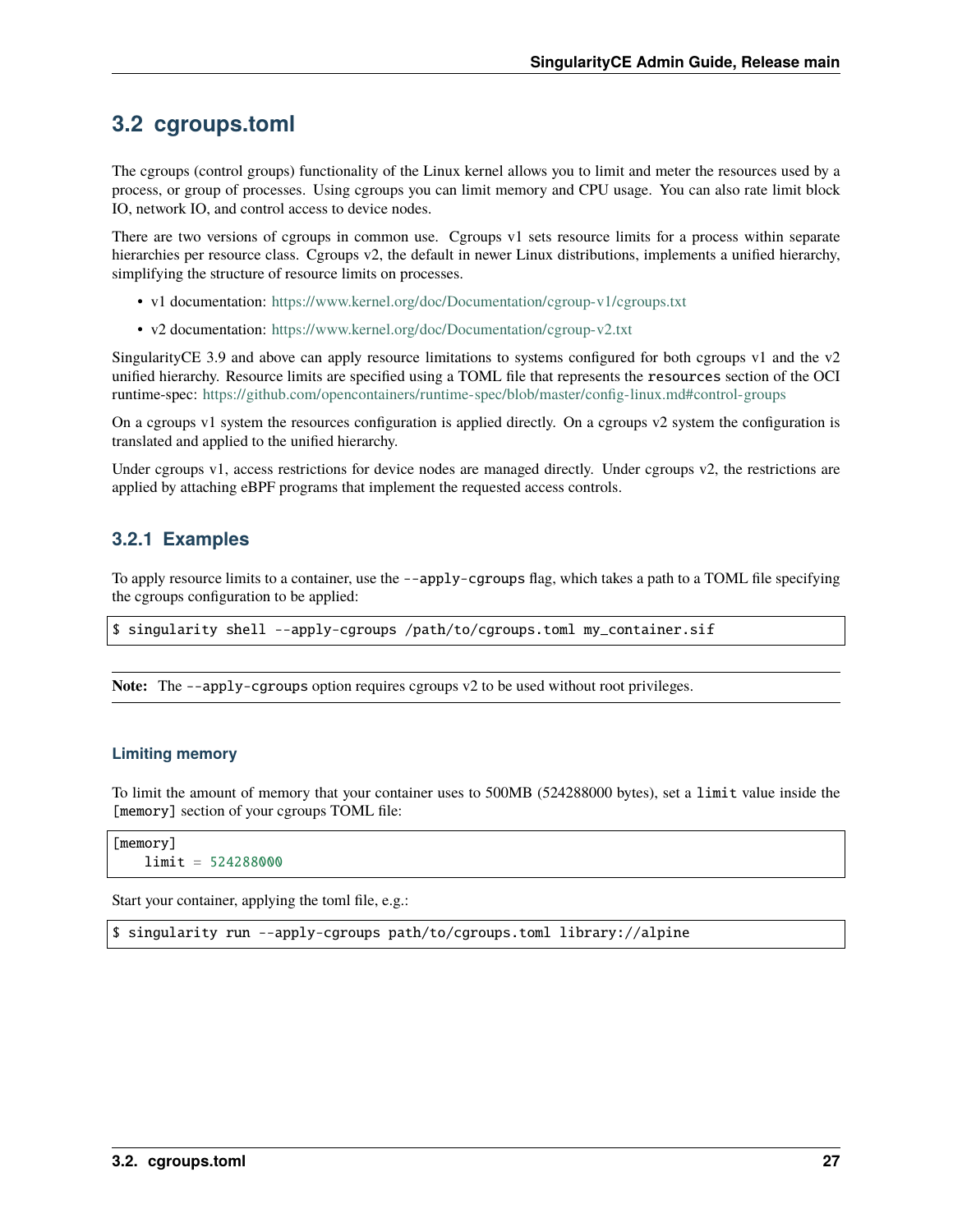## 3.2 cgroups.toml

The cgroups (control groups) functionality of the Linux kernel allows you to limit and meter the resources used by a process, or group of processes. Using cgroups you can limit memory and CPU usage. You can also rate limit block IO, network IO, and control access to device nodes.

There are two versions of cgroups in common use. Cgroups v1 sets resource limits for a process within separate hierarchies per resource class. Cgroups v2, the default in newer Linux distributions, implements a unified hierarchy, simplifying the structure of resource limits on processes.

- v1 documentation: https://www.kernel.org/doc/Documentation/cgroup-v1/cgroups.txt
- v2 documentation: https://www.kernel.org/doc/Documentation/cgroup-v2.txt

SingularityCE 3.9 and above can apply resource limitations to systems configured for both cgroups v1 and the v2 unified hierarchy. Resource limits are specified using a TOML file that represents the `resources` section of the OCI runtime-spec: https://github.com/opencontainers/runtime-spec/blob/master/config-linux.md#control-groups

On a cgroups v1 system the resources configuration is applied directly. On a cgroups v2 system the configuration is translated and applied to the unified hierarchy.

Under cgroups v1, access restrictions for device nodes are managed directly. Under cgroups v2, the restrictions are applied by attaching eBPF programs that implement the requested access controls.

### 3.2.1 Examples

To apply resource limits to a container, use the `--apply-cgroups` flag, which takes a path to a TOML file specifying the cgroups configuration to be applied:

```
$ singularity shell --apply-cgroups /path/to/cgroups.toml my_container.sif
```

**Note:** The `--apply-cgroups` option requires cgroups v2 to be used without root privileges.

#### Limiting memory

To limit the amount of memory that your container uses to 500MB (524288000 bytes), set a `limit` value inside the `[memory]` section of your cgroups TOML file:

```
[memory]
    limit = 524288000
```

Start your container, applying the toml file, e.g.:

```
$ singularity run --apply-cgroups path/to/cgroups.toml library://alpine
```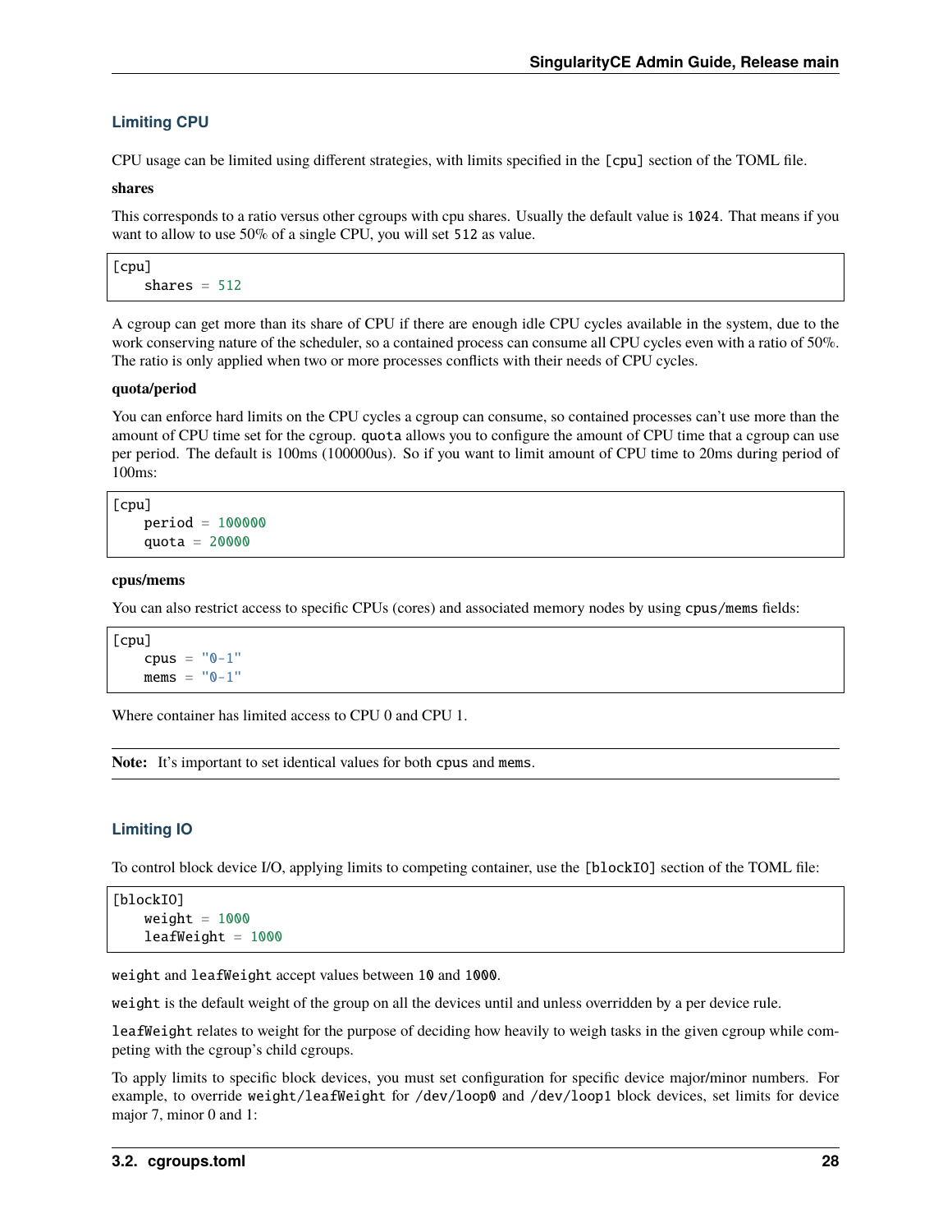### Limiting CPU

CPU usage can be limited using different strategies, with limits specified in the `[cpu]` section of the TOML file.

**shares**

This corresponds to a ratio versus other cgroups with cpu shares. Usually the default value is `1024`. That means if you want to allow to use 50% of a single CPU, you will set `512` as value.

```
[cpu]
    shares = 512
```

A cgroup can get more than its share of CPU if there are enough idle CPU cycles available in the system, due to the work conserving nature of the scheduler, so a contained process can consume all CPU cycles even with a ratio of 50%. The ratio is only applied when two or more processes conflicts with their needs of CPU cycles.

**quota/period**

You can enforce hard limits on the CPU cycles a cgroup can consume, so contained processes can't use more than the amount of CPU time set for the cgroup. `quota` allows you to configure the amount of CPU time that a cgroup can use per period. The default is 100ms (100000us). So if you want to limit amount of CPU time to 20ms during period of 100ms:

```
[cpu]
    period = 100000
    quota = 20000
```

**cpus/mems**

You can also restrict access to specific CPUs (cores) and associated memory nodes by using `cpus/mems` fields:

```
[cpu]
    cpus = "0-1"
    mems = "0-1"
```

Where container has limited access to CPU 0 and CPU 1.

**Note:** It's important to set identical values for both `cpus` and `mems`.

### Limiting IO

To control block device I/O, applying limits to competing container, use the `[blockIO]` section of the TOML file:

```
[blockIO]
    weight = 1000
    leafWeight = 1000
```

`weight` and `leafWeight` accept values between `10` and `1000`.

`weight` is the default weight of the group on all the devices until and unless overridden by a per device rule.

`leafWeight` relates to weight for the purpose of deciding how heavily to weigh tasks in the given cgroup while competing with the cgroup's child cgroups.

To apply limits to specific block devices, you must set configuration for specific device major/minor numbers. For example, to override `weight/leafWeight` for `/dev/loop0` and `/dev/loop1` block devices, set limits for device major 7, minor 0 and 1: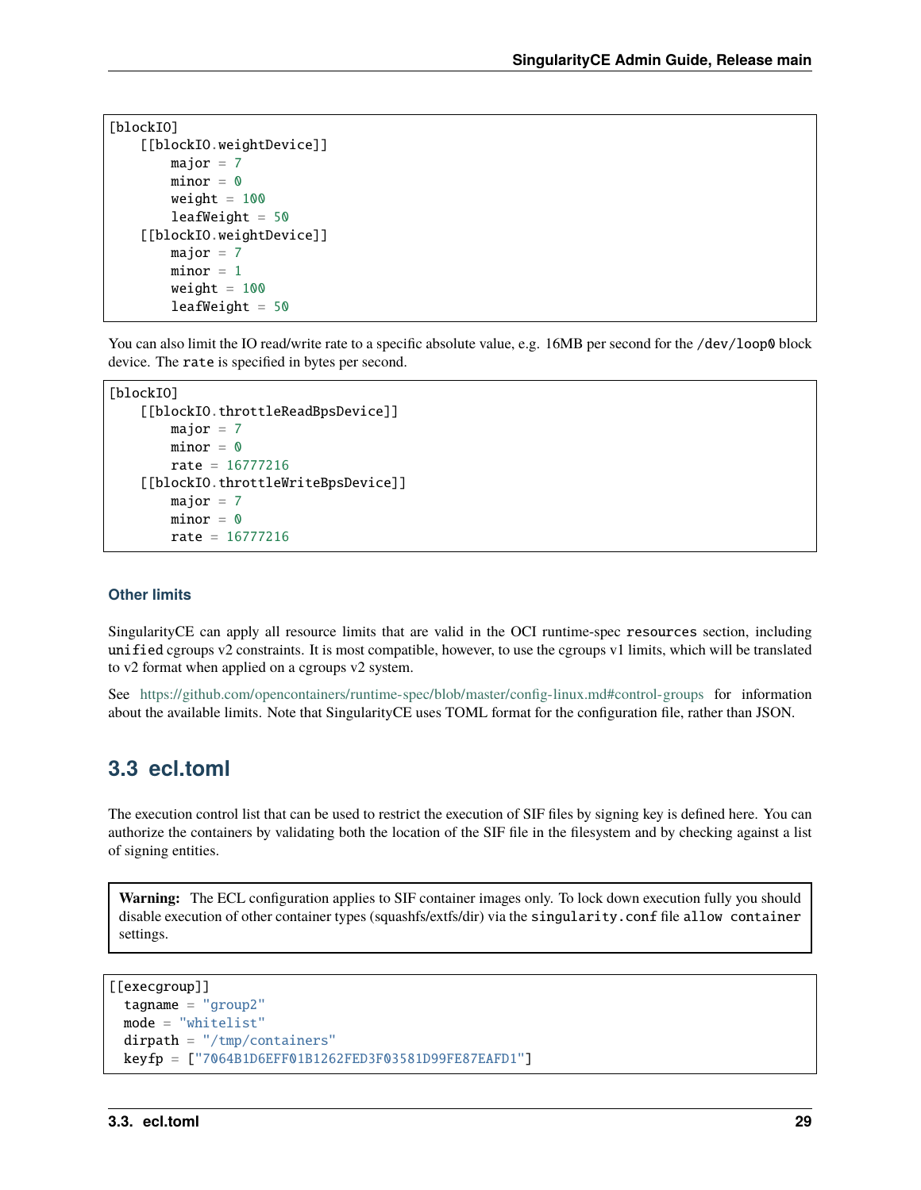```
[blockIO]
    [[blockIO.weightDevice]]
        major = 7
        minor = 0
        weight = 100
        leafWeight = 50
    [[blockIO.weightDevice]]
        major = 7
        minor = 1
        weight = 100
        leafWeight = 50
```

You can also limit the IO read/write rate to a specific absolute value, e.g. 16MB per second for the `/dev/loop0` block device. The `rate` is specified in bytes per second.

```
[blockIO]
    [[blockIO.throttleReadBpsDevice]]
        major = 7
        minor = 0
        rate = 16777216
    [[blockIO.throttleWriteBpsDevice]]
        major = 7
        minor = 0
        rate = 16777216
```

### Other limits

SingularityCE can apply all resource limits that are valid in the OCI runtime-spec `resources` section, including `unified` cgroups v2 constraints. It is most compatible, however, to use the cgroups v1 limits, which will be translated to v2 format when applied on a cgroups v2 system.

See https://github.com/opencontainers/runtime-spec/blob/master/config-linux.md#control-groups for information about the available limits. Note that SingularityCE uses TOML format for the configuration file, rather than JSON.

## 3.3 ecl.toml

The execution control list that can be used to restrict the execution of SIF files by signing key is defined here. You can authorize the containers by validating both the location of the SIF file in the filesystem and by checking against a list of signing entities.

> **Warning:** The ECL configuration applies to SIF container images only. To lock down execution fully you should disable execution of other container types (squashfs/extfs/dir) via the `singularity.conf` file `allow container` settings.

```
[[execgroup]]
  tagname = "group2"
  mode = "whitelist"
  dirpath = "/tmp/containers"
  keyfp = ["7064B1D6EFF01B1262FED3F03581D99FE87EAFD1"]
```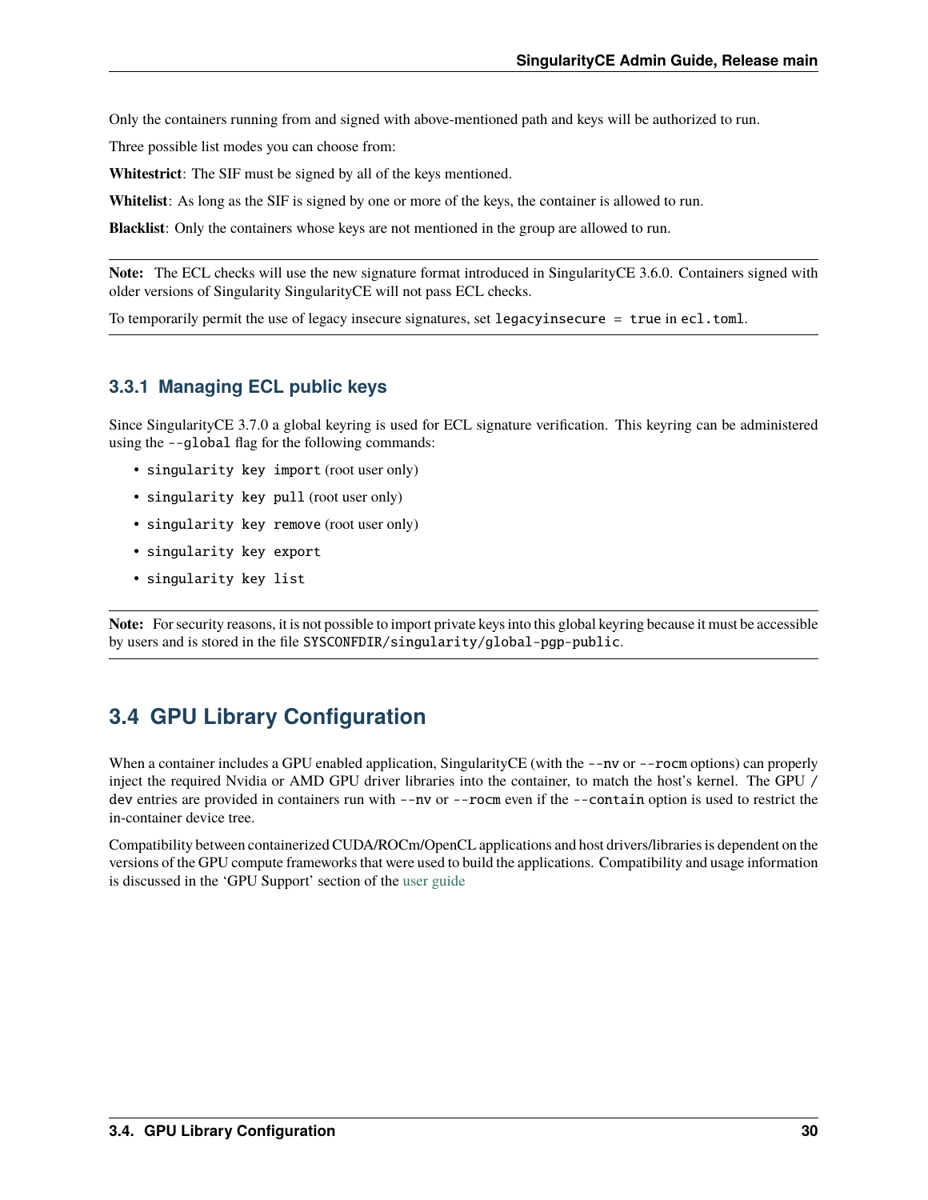Only the containers running from and signed with above-mentioned path and keys will be authorized to run.

Three possible list modes you can choose from:

**Whitestrict**: The SIF must be signed by all of the keys mentioned.

**Whitelist**: As long as the SIF is signed by one or more of the keys, the container is allowed to run.

**Blacklist**: Only the containers whose keys are not mentioned in the group are allowed to run.

---

**Note:** The ECL checks will use the new signature format introduced in SingularityCE 3.6.0. Containers signed with older versions of Singularity SingularityCE will not pass ECL checks.

To temporarily permit the use of legacy insecure signatures, set `legacyinsecure = true` in `ecl.toml`.

---

### 3.3.1 Managing ECL public keys

Since SingularityCE 3.7.0 a global keyring is used for ECL signature verification. This keyring can be administered using the `--global` flag for the following commands:

- `singularity key import` (root user only)
- `singularity key pull` (root user only)
- `singularity key remove` (root user only)
- `singularity key export`
- `singularity key list`

---

**Note:** For security reasons, it is not possible to import private keys into this global keyring because it must be accessible by users and is stored in the file `SYSCONFDIR/singularity/global-pgp-public`.

---

## 3.4 GPU Library Configuration

When a container includes a GPU enabled application, SingularityCE (with the `--nv` or `--rocm` options) can properly inject the required Nvidia or AMD GPU driver libraries into the container, to match the host's kernel. The GPU `/dev` entries are provided in containers run with `--nv` or `--rocm` even if the `--contain` option is used to restrict the in-container device tree.

Compatibility between containerized CUDA/ROCm/OpenCL applications and host drivers/libraries is dependent on the versions of the GPU compute frameworks that were used to build the applications. Compatibility and usage information is discussed in the 'GPU Support' section of the user guide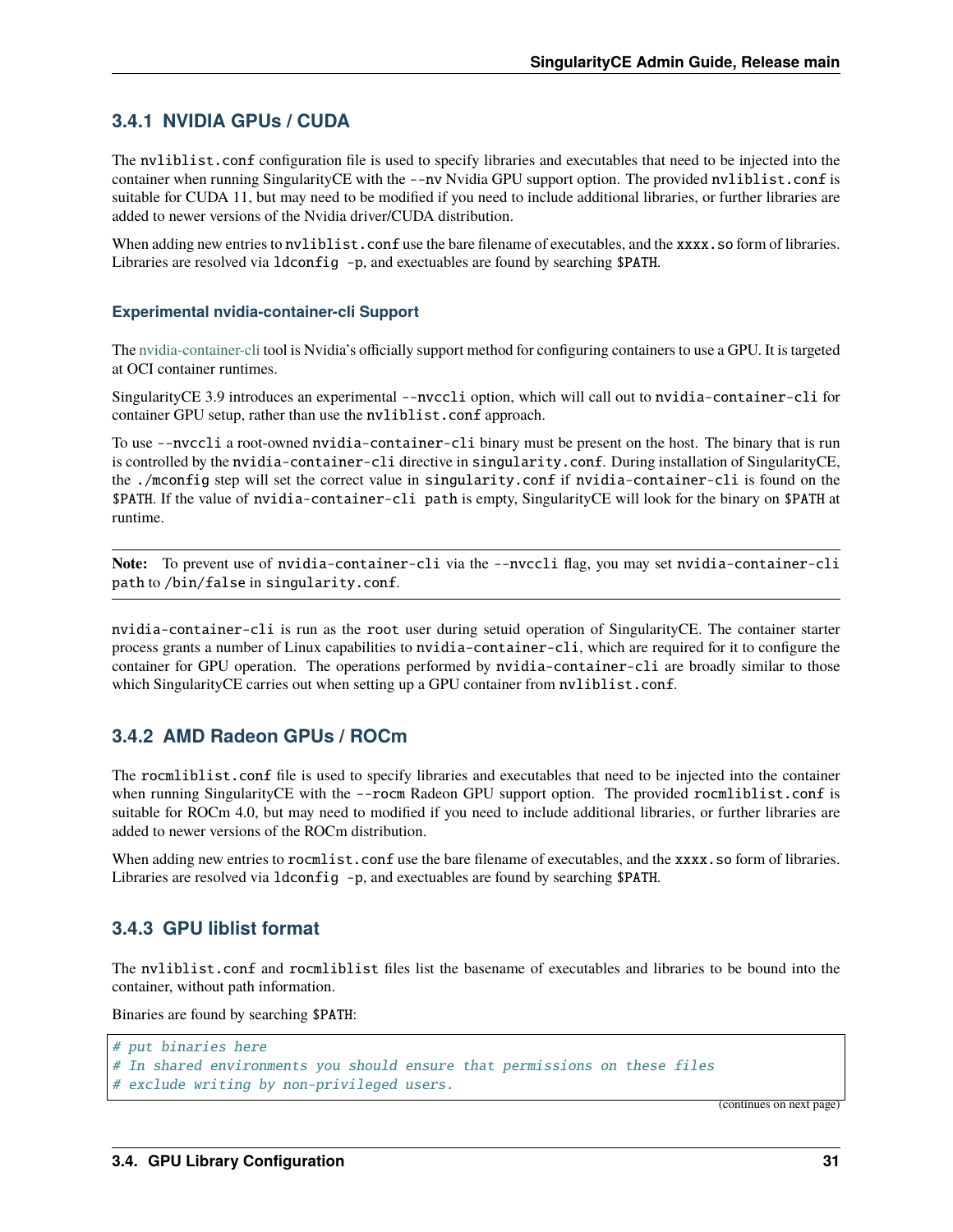### 3.4.1 NVIDIA GPUs / CUDA

The `nvliblist.conf` configuration file is used to specify libraries and executables that need to be injected into the container when running SingularityCE with the `--nv` Nvidia GPU support option. The provided `nvliblist.conf` is suitable for CUDA 11, but may need to be modified if you need to include additional libraries, or further libraries are added to newer versions of the Nvidia driver/CUDA distribution.

When adding new entries to `nvliblist.conf` use the bare filename of executables, and the `xxxx.so` form of libraries. Libraries are resolved via `ldconfig -p`, and exectuables are found by searching `$PATH`.

#### Experimental nvidia-container-cli Support

The nvidia-container-cli tool is Nvidia's officially support method for configuring containers to use a GPU. It is targeted at OCI container runtimes.

SingularityCE 3.9 introduces an experimental `--nvccli` option, which will call out to `nvidia-container-cli` for container GPU setup, rather than use the `nvliblist.conf` approach.

To use `--nvccli` a root-owned `nvidia-container-cli` binary must be present on the host. The binary that is run is controlled by the `nvidia-container-cli` directive in `singularity.conf`. During installation of SingularityCE, the `./mconfig` step will set the correct value in `singularity.conf` if `nvidia-container-cli` is found on the `$PATH`. If the value of `nvidia-container-cli path` is empty, SingularityCE will look for the binary on `$PATH` at runtime.

> **Note:** To prevent use of `nvidia-container-cli` via the `--nvccli` flag, you may set `nvidia-container-cli path` to `/bin/false` in `singularity.conf`.

`nvidia-container-cli` is run as the `root` user during setuid operation of SingularityCE. The container starter process grants a number of Linux capabilities to `nvidia-container-cli`, which are required for it to configure the container for GPU operation. The operations performed by `nvidia-container-cli` are broadly similar to those which SingularityCE carries out when setting up a GPU container from `nvliblist.conf`.

### 3.4.2 AMD Radeon GPUs / ROCm

The `rocmliblist.conf` file is used to specify libraries and executables that need to be injected into the container when running SingularityCE with the `--rocm` Radeon GPU support option. The provided `rocmliblist.conf` is suitable for ROCm 4.0, but may need to modified if you need to include additional libraries, or further libraries are added to newer versions of the ROCm distribution.

When adding new entries to `rocmlist.conf` use the bare filename of executables, and the `xxxx.so` form of libraries. Libraries are resolved via `ldconfig -p`, and exectuables are found by searching `$PATH`.

### 3.4.3 GPU liblist format

The `nvliblist.conf` and `rocmliblist` files list the basename of executables and libraries to be bound into the container, without path information.

Binaries are found by searching `$PATH`:

```
# put binaries here
# In shared environments you should ensure that permissions on these files
# exclude writing by non-privileged users.
```

(continues on next page)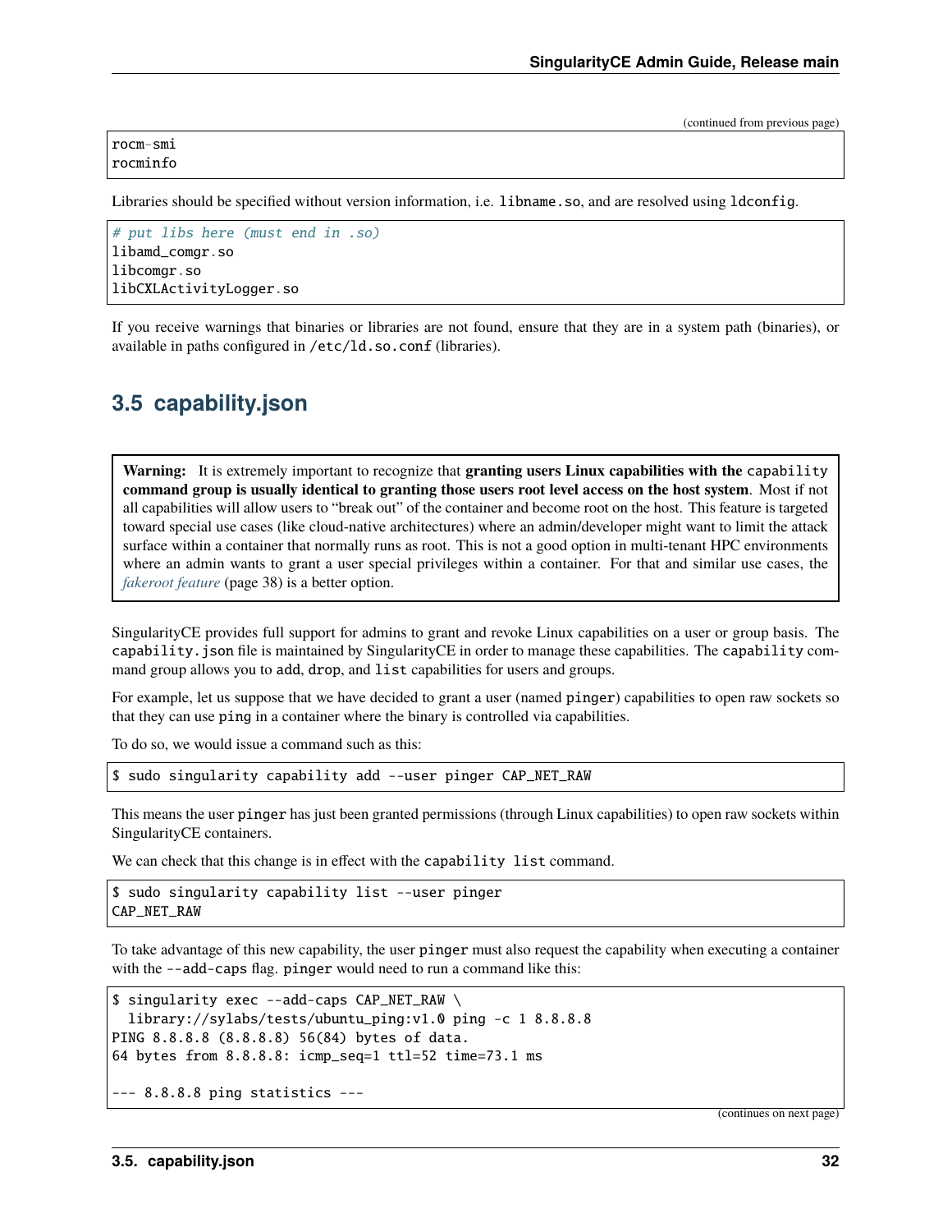```
rocm-smi
rocminfo
```

Libraries should be specified without version information, i.e. `libname.so`, and are resolved using `ldconfig`.

```
# put libs here (must end in .so)
libamd_comgr.so
libcomgr.so
libCXLActivityLogger.so
```

If you receive warnings that binaries or libraries are not found, ensure that they are in a system path (binaries), or available in paths configured in `/etc/ld.so.conf` (libraries).

## 3.5 capability.json

> **Warning:** It is extremely important to recognize that **granting users Linux capabilities with the `capability` command group is usually identical to granting those users root level access on the host system**. Most if not all capabilities will allow users to "break out" of the container and become root on the host. This feature is targeted toward special use cases (like cloud-native architectures) where an admin/developer might want to limit the attack surface within a container that normally runs as root. This is not a good option in multi-tenant HPC environments where an admin wants to grant a user special privileges within a container. For that and similar use cases, the *fakeroot feature* (page 38) is a better option.

SingularityCE provides full support for admins to grant and revoke Linux capabilities on a user or group basis. The `capability.json` file is maintained by SingularityCE in order to manage these capabilities. The `capability` command group allows you to `add`, `drop`, and `list` capabilities for users and groups.

For example, let us suppose that we have decided to grant a user (named `pinger`) capabilities to open raw sockets so that they can use `ping` in a container where the binary is controlled via capabilities.

To do so, we would issue a command such as this:

```
$ sudo singularity capability add --user pinger CAP_NET_RAW
```

This means the user `pinger` has just been granted permissions (through Linux capabilities) to open raw sockets within SingularityCE containers.

We can check that this change is in effect with the `capability list` command.

```
$ sudo singularity capability list --user pinger
CAP_NET_RAW
```

To take advantage of this new capability, the user `pinger` must also request the capability when executing a container with the `--add-caps` flag. `pinger` would need to run a command like this:

```
$ singularity exec --add-caps CAP_NET_RAW \
  library://sylabs/tests/ubuntu_ping:v1.0 ping -c 1 8.8.8.8
PING 8.8.8.8 (8.8.8.8) 56(84) bytes of data.
64 bytes from 8.8.8.8: icmp_seq=1 ttl=52 time=73.1 ms

--- 8.8.8.8 ping statistics ---
```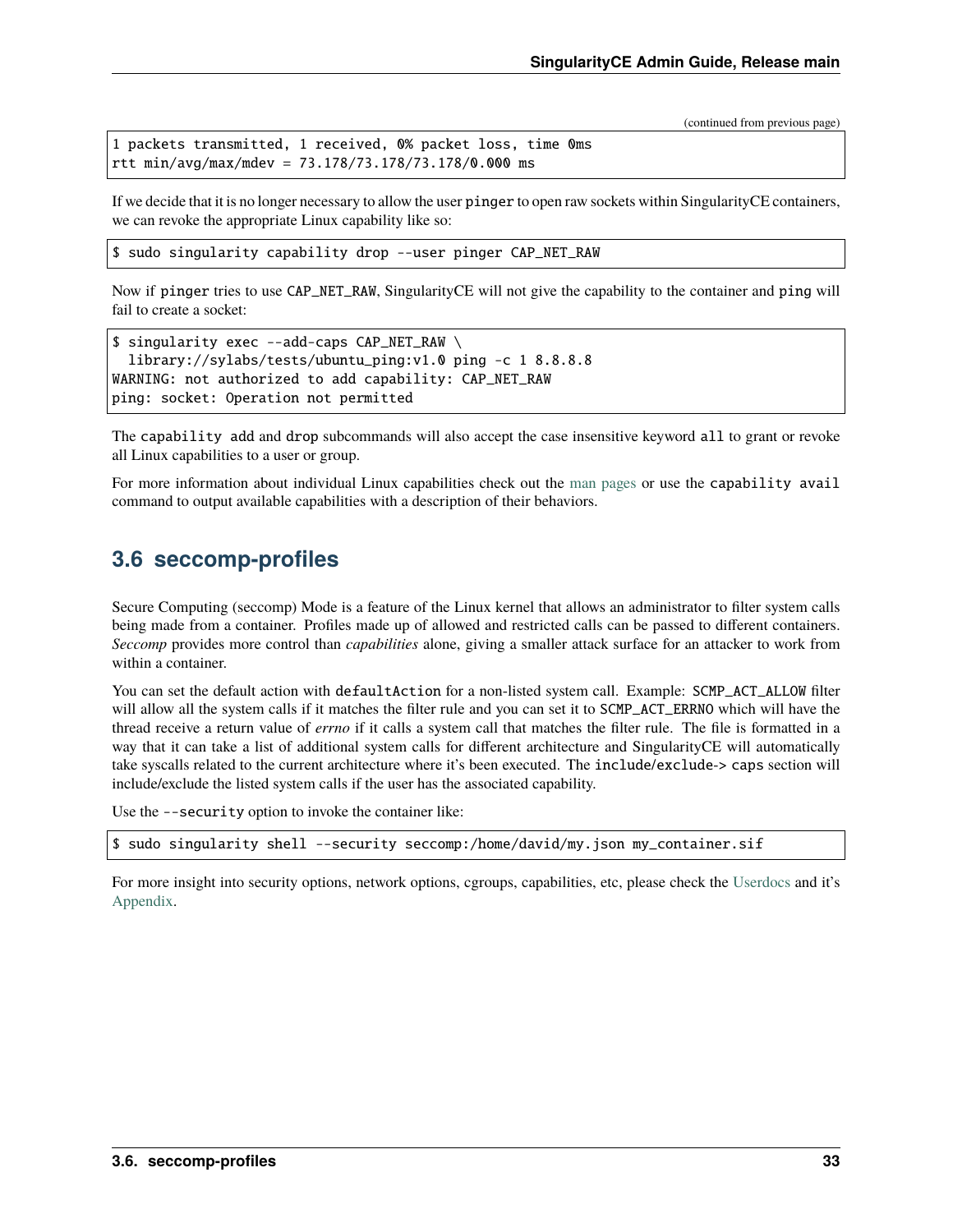(continued from previous page)

```
1 packets transmitted, 1 received, 0% packet loss, time 0ms
rtt min/avg/max/mdev = 73.178/73.178/73.178/0.000 ms
```

If we decide that it is no longer necessary to allow the user `pinger` to open raw sockets within SingularityCE containers, we can revoke the appropriate Linux capability like so:

```
$ sudo singularity capability drop --user pinger CAP_NET_RAW
```

Now if `pinger` tries to use `CAP_NET_RAW`, SingularityCE will not give the capability to the container and `ping` will fail to create a socket:

```
$ singularity exec --add-caps CAP_NET_RAW \
  library://sylabs/tests/ubuntu_ping:v1.0 ping -c 1 8.8.8.8
WARNING: not authorized to add capability: CAP_NET_RAW
ping: socket: Operation not permitted
```

The `capability add` and `drop` subcommands will also accept the case insensitive keyword `all` to grant or revoke all Linux capabilities to a user or group.

For more information about individual Linux capabilities check out the man pages or use the `capability avail` command to output available capabilities with a description of their behaviors.

## 3.6 seccomp-profiles

Secure Computing (seccomp) Mode is a feature of the Linux kernel that allows an administrator to filter system calls being made from a container. Profiles made up of allowed and restricted calls can be passed to different containers. *Seccomp* provides more control than *capabilities* alone, giving a smaller attack surface for an attacker to work from within a container.

You can set the default action with `defaultAction` for a non-listed system call. Example: `SCMP_ACT_ALLOW` filter will allow all the system calls if it matches the filter rule and you can set it to `SCMP_ACT_ERRNO` which will have the thread receive a return value of *errno* if it calls a system call that matches the filter rule. The file is formatted in a way that it can take a list of additional system calls for different architecture and SingularityCE will automatically take syscalls related to the current architecture where it's been executed. The `include`/`exclude`-> `caps` section will include/exclude the listed system calls if the user has the associated capability.

Use the `--security` option to invoke the container like:

```
$ sudo singularity shell --security seccomp:/home/david/my.json my_container.sif
```

For more insight into security options, network options, cgroups, capabilities, etc, please check the Userdocs and it's Appendix.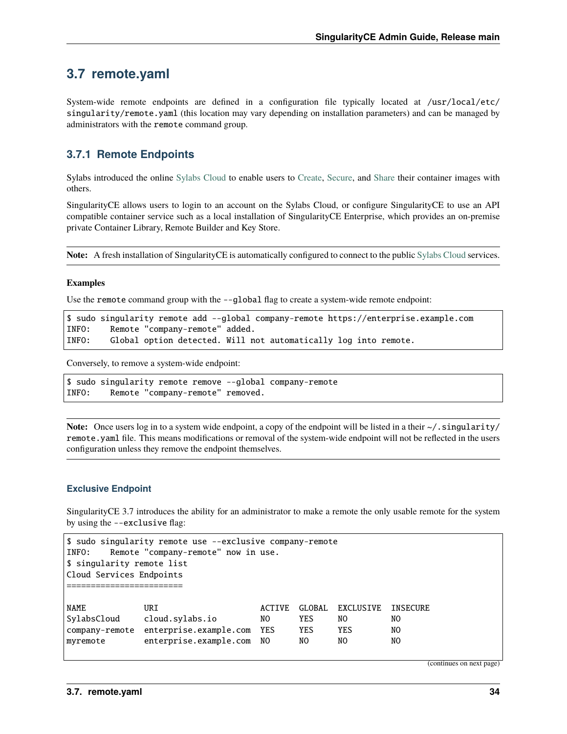## 3.7 remote.yaml

System-wide remote endpoints are defined in a configuration file typically located at `/usr/local/etc/singularity/remote.yaml` (this location may vary depending on installation parameters) and can be managed by administrators with the `remote` command group.

### 3.7.1 Remote Endpoints

Sylabs introduced the online Sylabs Cloud to enable users to Create, Secure, and Share their container images with others.

SingularityCE allows users to login to an account on the Sylabs Cloud, or configure SingularityCE to use an API compatible container service such as a local installation of SingularityCE Enterprise, which provides an on-premise private Container Library, Remote Builder and Key Store.

**Note:** A fresh installation of SingularityCE is automatically configured to connect to the public Sylabs Cloud services.

**Examples**

Use the `remote` command group with the `--global` flag to create a system-wide remote endpoint:

```
$ sudo singularity remote add --global company-remote https://enterprise.example.com
INFO:    Remote "company-remote" added.
INFO:    Global option detected. Will not automatically log into remote.
```

Conversely, to remove a system-wide endpoint:

```
$ sudo singularity remote remove --global company-remote
INFO:    Remote "company-remote" removed.
```

**Note:** Once users log in to a system wide endpoint, a copy of the endpoint will be listed in a their `~/.singularity/remote.yaml` file. This means modifications or removal of the system-wide endpoint will not be reflected in the users configuration unless they remove the endpoint themselves.

#### Exclusive Endpoint

SingularityCE 3.7 introduces the ability for an administrator to make a remote the only usable remote for the system by using the `--exclusive` flag:

```
$ sudo singularity remote use --exclusive company-remote
INFO:    Remote "company-remote" now in use.
$ singularity remote list
Cloud Services Endpoints
========================

NAME            URI                     ACTIVE  GLOBAL  EXCLUSIVE  INSECURE
SylabsCloud     cloud.sylabs.io         NO      YES     NO         NO
company-remote  enterprise.example.com  YES     YES     YES        NO
myremote        enterprise.example.com  NO      NO      NO         NO
```

(continues on next page)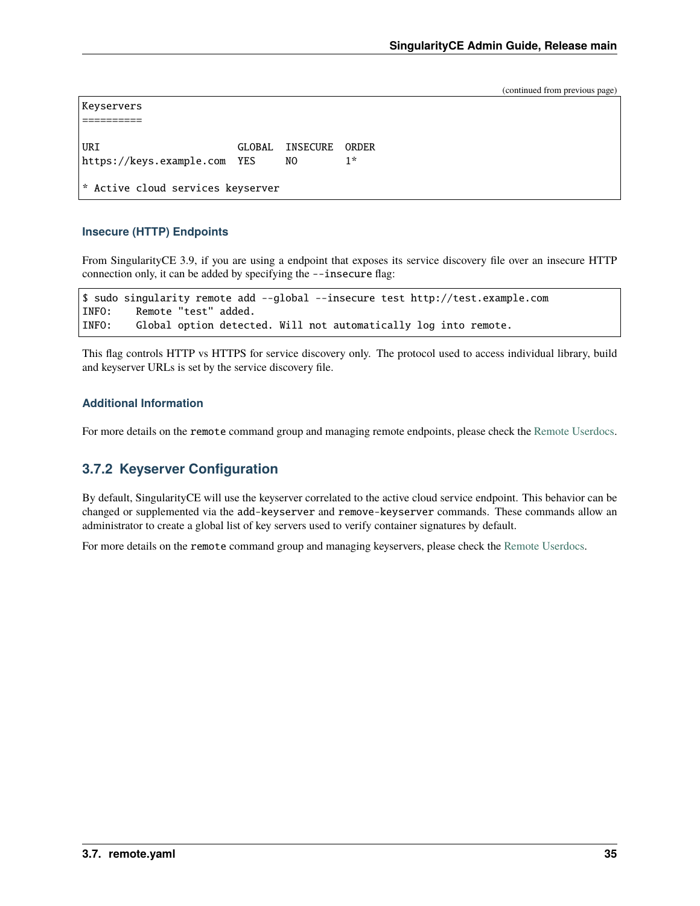(continued from previous page)

```
Keyservers
==========

URI                       GLOBAL  INSECURE  ORDER
https://keys.example.com  YES     NO        1*

* Active cloud services keyserver
```

#### Insecure (HTTP) Endpoints

From SingularityCE 3.9, if you are using a endpoint that exposes its service discovery file over an insecure HTTP connection only, it can be added by specifying the `--insecure` flag:

```
$ sudo singularity remote add --global --insecure test http://test.example.com
INFO:    Remote "test" added.
INFO:    Global option detected. Will not automatically log into remote.
```

This flag controls HTTP vs HTTPS for service discovery only. The protocol used to access individual library, build and keyserver URLs is set by the service discovery file.

#### Additional Information

For more details on the `remote` command group and managing remote endpoints, please check the Remote Userdocs.

### 3.7.2 Keyserver Configuration

By default, SingularityCE will use the keyserver correlated to the active cloud service endpoint. This behavior can be changed or supplemented via the `add-keyserver` and `remove-keyserver` commands. These commands allow an administrator to create a global list of key servers used to verify container signatures by default.

For more details on the `remote` command group and managing keyservers, please check the Remote Userdocs.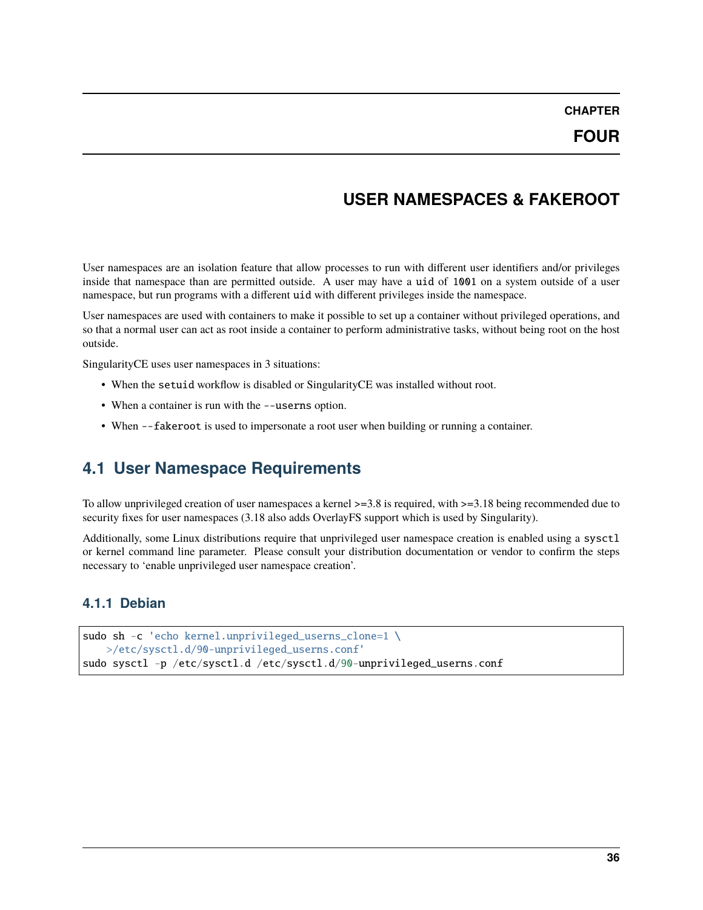# CHAPTER FOUR

# USER NAMESPACES & FAKEROOT

User namespaces are an isolation feature that allow processes to run with different user identifiers and/or privileges inside that namespace than are permitted outside. A user may have a `uid` of `1001` on a system outside of a user namespace, but run programs with a different `uid` with different privileges inside the namespace.

User namespaces are used with containers to make it possible to set up a container without privileged operations, and so that a normal user can act as root inside a container to perform administrative tasks, without being root on the host outside.

SingularityCE uses user namespaces in 3 situations:

- When the `setuid` workflow is disabled or SingularityCE was installed without root.
- When a container is run with the `--userns` option.
- When `--fakeroot` is used to impersonate a root user when building or running a container.

## 4.1 User Namespace Requirements

To allow unprivileged creation of user namespaces a kernel >=3.8 is required, with >=3.18 being recommended due to security fixes for user namespaces (3.18 also adds OverlayFS support which is used by Singularity).

Additionally, some Linux distributions require that unprivileged user namespace creation is enabled using a `sysctl` or kernel command line parameter. Please consult your distribution documentation or vendor to confirm the steps necessary to 'enable unprivileged user namespace creation'.

### 4.1.1 Debian

```
sudo sh -c 'echo kernel.unprivileged_userns_clone=1 \
    >/etc/sysctl.d/90-unprivileged_userns.conf'
sudo sysctl -p /etc/sysctl.d /etc/sysctl.d/90-unprivileged_userns.conf
```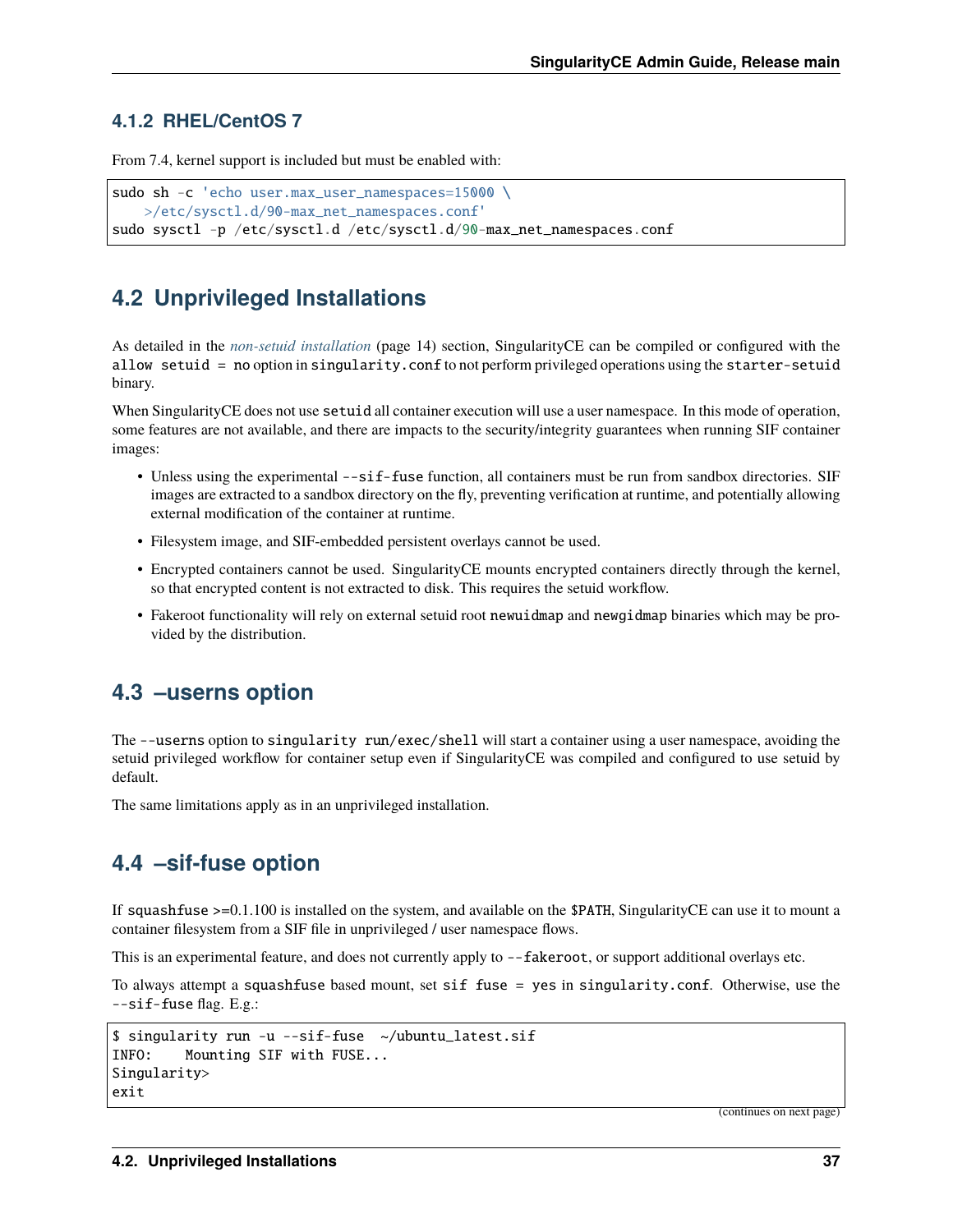### 4.1.2 RHEL/CentOS 7

From 7.4, kernel support is included but must be enabled with:

```
sudo sh -c 'echo user.max_user_namespaces=15000 \
    >/etc/sysctl.d/90-max_net_namespaces.conf'
sudo sysctl -p /etc/sysctl.d /etc/sysctl.d/90-max_net_namespaces.conf
```

## 4.2 Unprivileged Installations

As detailed in the *non-setuid installation* (page 14) section, SingularityCE can be compiled or configured with the `allow setuid = no` option in `singularity.conf` to not perform privileged operations using the `starter-setuid` binary.

When SingularityCE does not use `setuid` all container execution will use a user namespace. In this mode of operation, some features are not available, and there are impacts to the security/integrity guarantees when running SIF container images:

- Unless using the experimental `--sif-fuse` function, all containers must be run from sandbox directories. SIF images are extracted to a sandbox directory on the fly, preventing verification at runtime, and potentially allowing external modification of the container at runtime.
- Filesystem image, and SIF-embedded persistent overlays cannot be used.
- Encrypted containers cannot be used. SingularityCE mounts encrypted containers directly through the kernel, so that encrypted content is not extracted to disk. This requires the setuid workflow.
- Fakeroot functionality will rely on external setuid root `newuidmap` and `newgidmap` binaries which may be provided by the distribution.

## 4.3 –userns option

The `--userns` option to `singularity run/exec/shell` will start a container using a user namespace, avoiding the setuid privileged workflow for container setup even if SingularityCE was compiled and configured to use setuid by default.

The same limitations apply as in an unprivileged installation.

## 4.4 –sif-fuse option

If `squashfuse` >=0.1.100 is installed on the system, and available on the `$PATH`, SingularityCE can use it to mount a container filesystem from a SIF file in unprivileged / user namespace flows.

This is an experimental feature, and does not currently apply to `--fakeroot`, or support additional overlays etc.

To always attempt a `squashfuse` based mount, set `sif fuse = yes` in `singularity.conf`. Otherwise, use the `--sif-fuse` flag. E.g.:

```
$ singularity run -u --sif-fuse  ~/ubuntu_latest.sif
INFO:    Mounting SIF with FUSE...
Singularity>
exit
```

(continues on next page)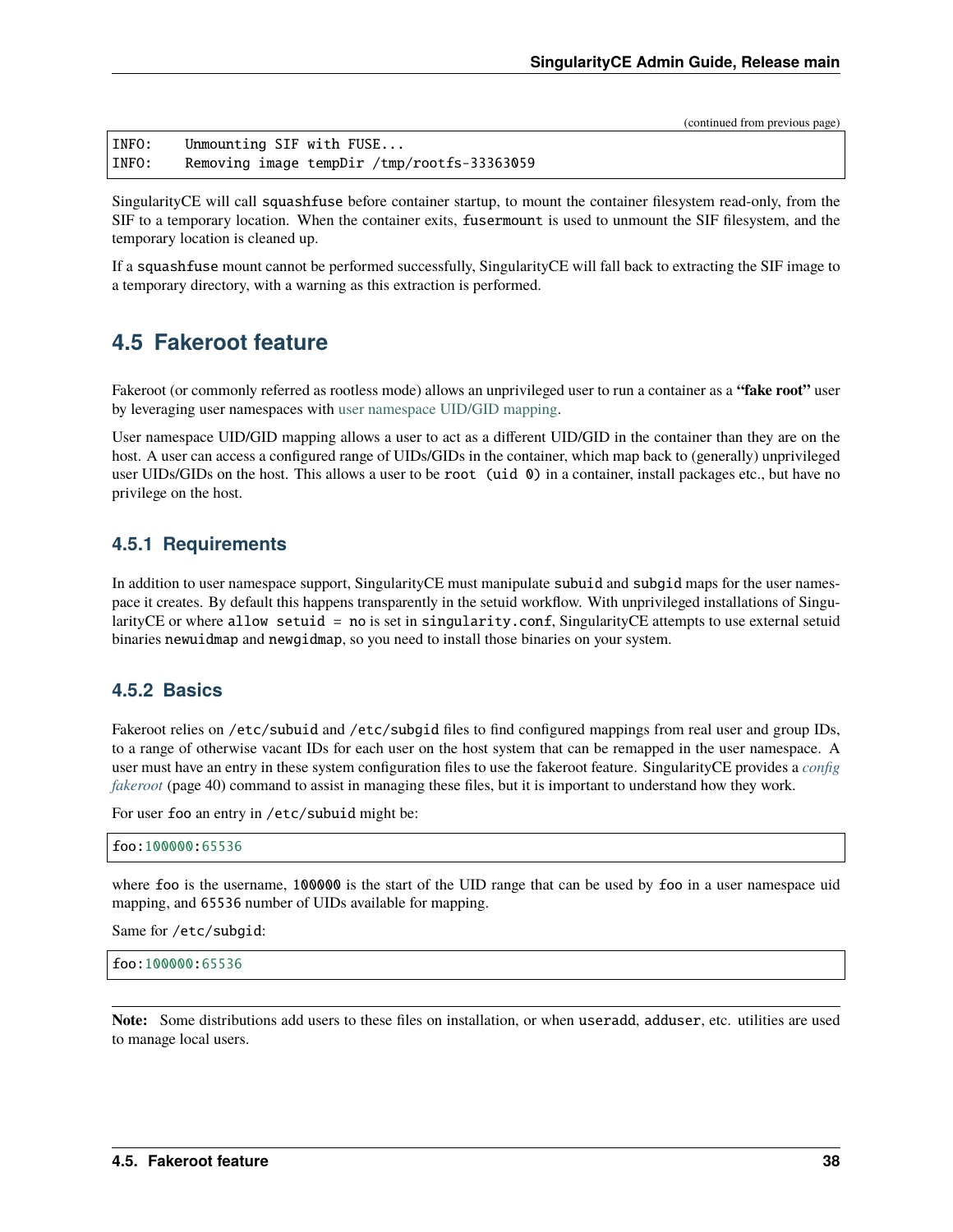(continued from previous page)

```
INFO:    Unmounting SIF with FUSE...
INFO:    Removing image tempDir /tmp/rootfs-33363059
```

SingularityCE will call `squashfuse` before container startup, to mount the container filesystem read-only, from the SIF to a temporary location. When the container exits, `fusermount` is used to unmount the SIF filesystem, and the temporary location is cleaned up.

If a `squashfuse` mount cannot be performed successfully, SingularityCE will fall back to extracting the SIF image to a temporary directory, with a warning as this extraction is performed.

## 4.5 Fakeroot feature

Fakeroot (or commonly referred as rootless mode) allows an unprivileged user to run a container as a **"fake root"** user by leveraging user namespaces with user namespace UID/GID mapping.

User namespace UID/GID mapping allows a user to act as a different UID/GID in the container than they are on the host. A user can access a configured range of UIDs/GIDs in the container, which map back to (generally) unprivileged user UIDs/GIDs on the host. This allows a user to be `root (uid 0)` in a container, install packages etc., but have no privilege on the host.

### 4.5.1 Requirements

In addition to user namespace support, SingularityCE must manipulate `subuid` and `subgid` maps for the user namespace it creates. By default this happens transparently in the setuid workflow. With unprivileged installations of SingularityCE or where `allow setuid = no` is set in `singularity.conf`, SingularityCE attempts to use external setuid binaries `newuidmap` and `newgidmap`, so you need to install those binaries on your system.

### 4.5.2 Basics

Fakeroot relies on `/etc/subuid` and `/etc/subgid` files to find configured mappings from real user and group IDs, to a range of otherwise vacant IDs for each user on the host system that can be remapped in the user namespace. A user must have an entry in these system configuration files to use the fakeroot feature. SingularityCE provides a *config fakeroot* (page 40) command to assist in managing these files, but it is important to understand how they work.

For user `foo` an entry in `/etc/subuid` might be:

```
foo:100000:65536
```

where `foo` is the username, `100000` is the start of the UID range that can be used by `foo` in a user namespace uid mapping, and `65536` number of UIDs available for mapping.

Same for `/etc/subgid`:

```
foo:100000:65536
```

**Note:** Some distributions add users to these files on installation, or when `useradd`, `adduser`, etc. utilities are used to manage local users.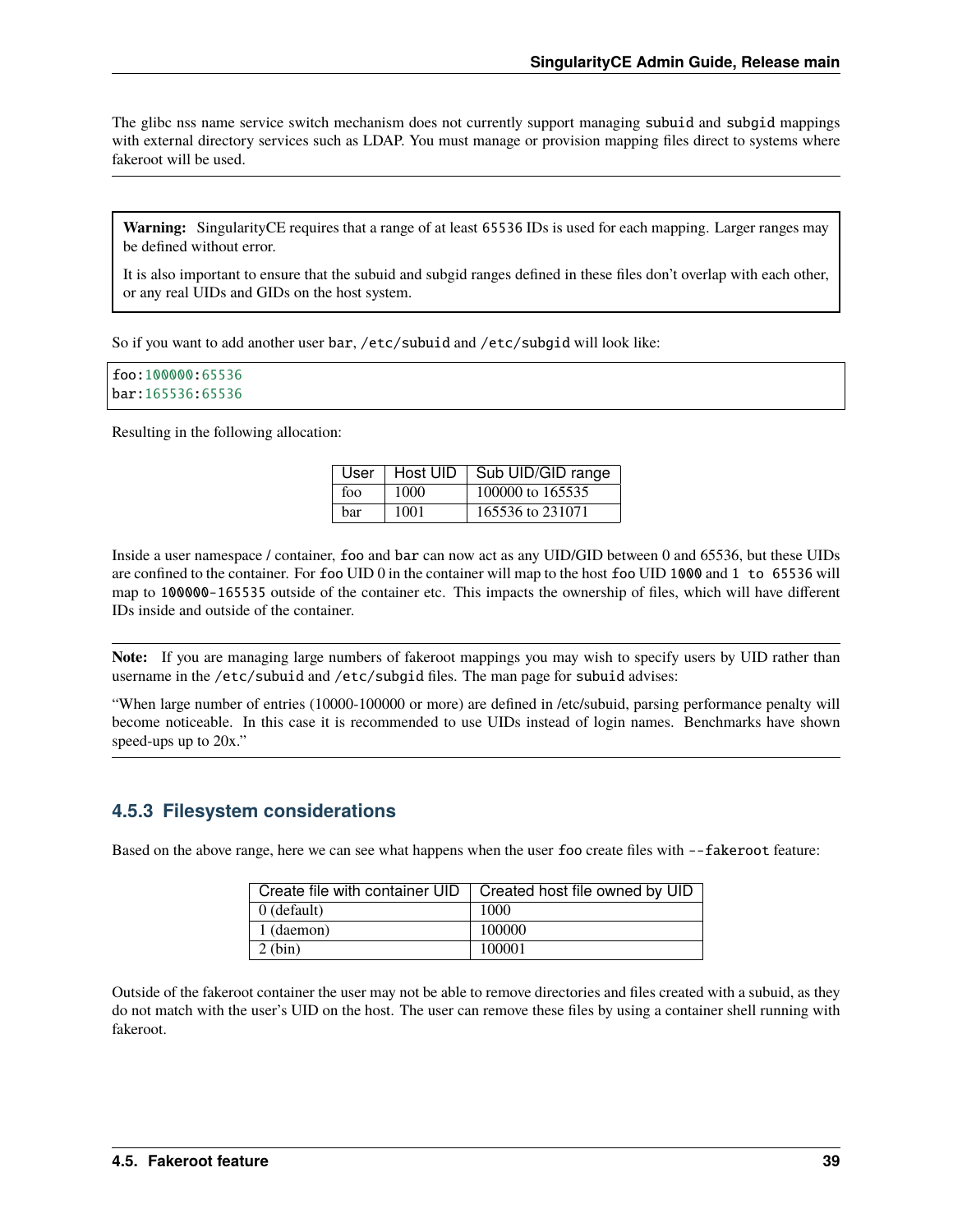The glibc nss name service switch mechanism does not currently support managing `subuid` and `subgid` mappings with external directory services such as LDAP. You must manage or provision mapping files direct to systems where fakeroot will be used.

---

> **Warning:** SingularityCE requires that a range of at least `65536` IDs is used for each mapping. Larger ranges may be defined without error.
>
> It is also important to ensure that the subuid and subgid ranges defined in these files don't overlap with each other, or any real UIDs and GIDs on the host system.

So if you want to add another user `bar`, `/etc/subuid` and `/etc/subgid` will look like:

```
foo:100000:65536
bar:165536:65536
```

Resulting in the following allocation:

| User | Host UID | Sub UID/GID range |
|---|---|---|
| foo | 1000 | 100000 to 165535 |
| bar | 1001 | 165536 to 231071 |

Inside a user namespace / container, `foo` and `bar` can now act as any UID/GID between 0 and 65536, but these UIDs are confined to the container. For `foo` UID 0 in the container will map to the host `foo` UID `1000` and `1 to 65536` will map to `100000-165535` outside of the container etc. This impacts the ownership of files, which will have different IDs inside and outside of the container.

---

**Note:** If you are managing large numbers of fakeroot mappings you may wish to specify users by UID rather than username in the `/etc/subuid` and `/etc/subgid` files. The man page for `subuid` advises:

"When large number of entries (10000-100000 or more) are defined in /etc/subuid, parsing performance penalty will become noticeable. In this case it is recommended to use UIDs instead of login names. Benchmarks have shown speed-ups up to 20x."

---

### 4.5.3 Filesystem considerations

Based on the above range, here we can see what happens when the user `foo` create files with `--fakeroot` feature:

| Create file with container UID | Created host file owned by UID |
|---|---|
| 0 (default) | 1000 |
| 1 (daemon) | 100000 |
| 2 (bin) | 100001 |

Outside of the fakeroot container the user may not be able to remove directories and files created with a subuid, as they do not match with the user's UID on the host. The user can remove these files by using a container shell running with fakeroot.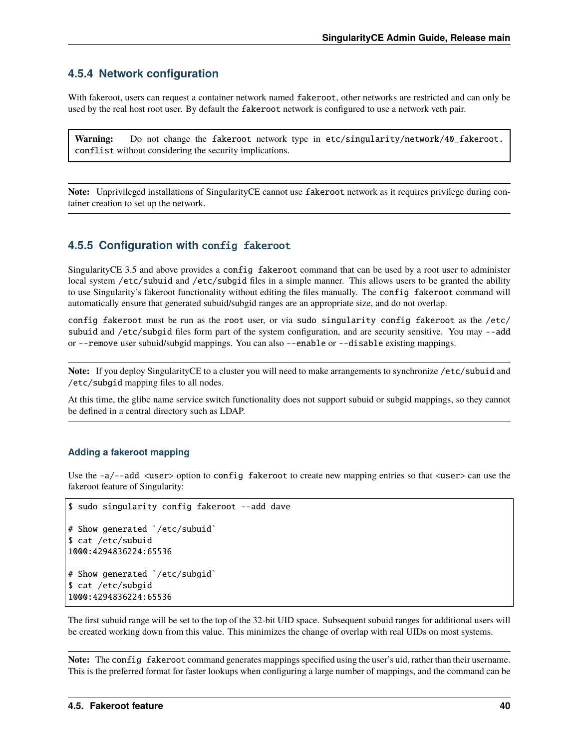### 4.5.4 Network configuration

With fakeroot, users can request a container network named `fakeroot`, other networks are restricted and can only be used by the real host root user. By default the `fakeroot` network is configured to use a network veth pair.

> **Warning:** Do not change the `fakeroot` network type in `etc/singularity/network/40_fakeroot.conflist` without considering the security implications.

> **Note:** Unprivileged installations of SingularityCE cannot use `fakeroot` network as it requires privilege during container creation to set up the network.

### 4.5.5 Configuration with `config fakeroot`

SingularityCE 3.5 and above provides a `config fakeroot` command that can be used by a root user to administer local system `/etc/subuid` and `/etc/subgid` files in a simple manner. This allows users to be granted the ability to use Singularity's fakeroot functionality without editing the files manually. The `config fakeroot` command will automatically ensure that generated subuid/subgid ranges are an appropriate size, and do not overlap.

`config fakeroot` must be run as the `root` user, or via `sudo singularity config fakeroot` as the `/etc/subuid` and `/etc/subgid` files form part of the system configuration, and are security sensitive. You may `--add` or `--remove` user subuid/subgid mappings. You can also `--enable` or `--disable` existing mappings.

> **Note:** If you deploy SingularityCE to a cluster you will need to make arrangements to synchronize `/etc/subuid` and `/etc/subgid` mapping files to all nodes.
>
> At this time, the glibc name service switch functionality does not support subuid or subgid mappings, so they cannot be defined in a central directory such as LDAP.

#### Adding a fakeroot mapping

Use the `-a/--add <user>` option to `config fakeroot` to create new mapping entries so that `<user>` can use the fakeroot feature of Singularity:

```
$ sudo singularity config fakeroot --add dave

# Show generated `/etc/subuid`
$ cat /etc/subuid
1000:4294836224:65536

# Show generated `/etc/subgid`
$ cat /etc/subgid
1000:4294836224:65536
```

The first subuid range will be set to the top of the 32-bit UID space. Subsequent subuid ranges for additional users will be created working down from this value. This minimizes the change of overlap with real UIDs on most systems.

> **Note:** The `config fakeroot` command generates mappings specified using the user's uid, rather than their username. This is the preferred format for faster lookups when configuring a large number of mappings, and the command can be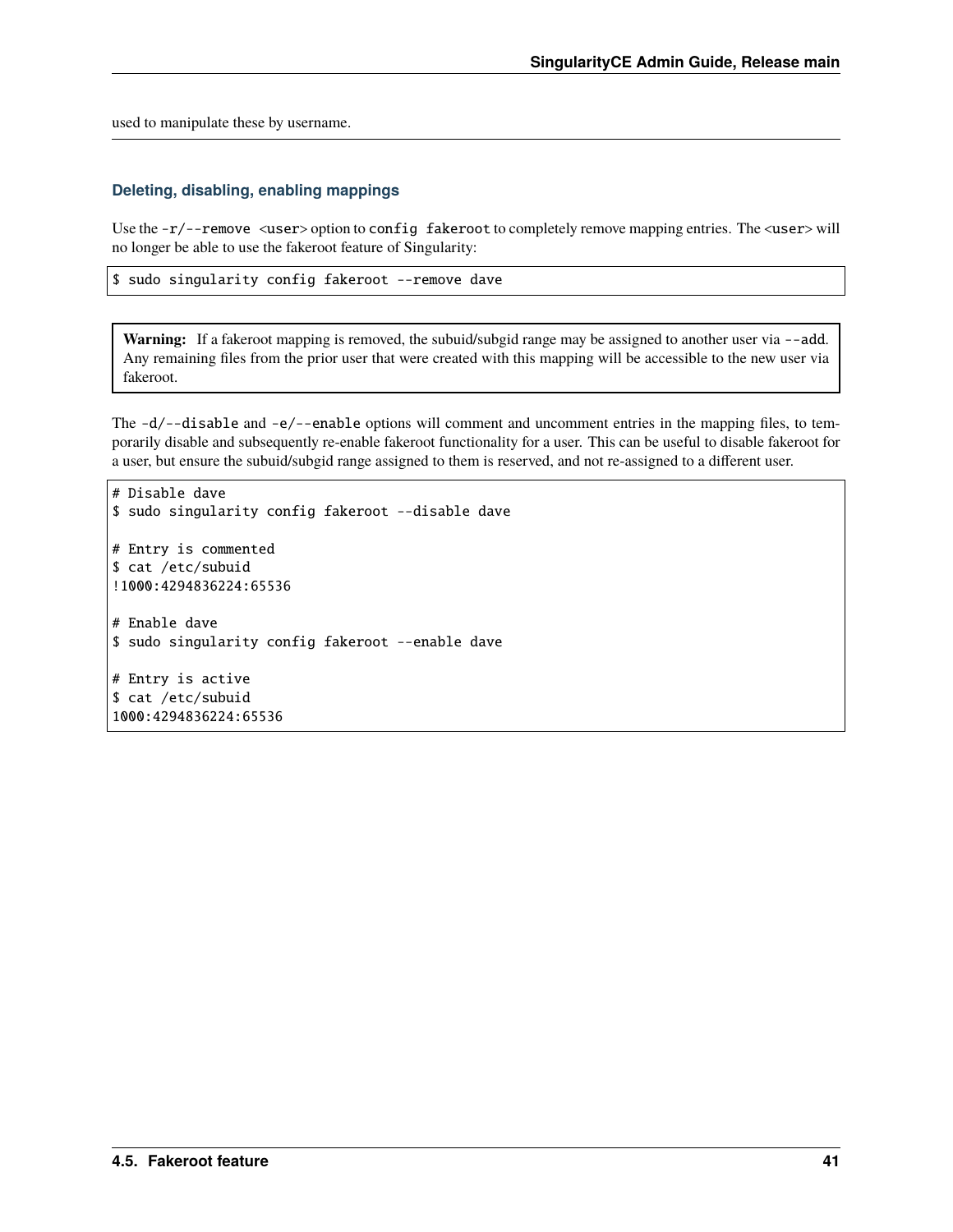used to manipulate these by username.

---

### Deleting, disabling, enabling mappings

Use the `-r/--remove <user>` option to `config fakeroot` to completely remove mapping entries. The `<user>` will no longer be able to use the fakeroot feature of Singularity:

```
$ sudo singularity config fakeroot --remove dave
```

> **Warning:** If a fakeroot mapping is removed, the subuid/subgid range may be assigned to another user via `--add`. Any remaining files from the prior user that were created with this mapping will be accessible to the new user via fakeroot.

The `-d/--disable` and `-e/--enable` options will comment and uncomment entries in the mapping files, to temporarily disable and subsequently re-enable fakeroot functionality for a user. This can be useful to disable fakeroot for a user, but ensure the subuid/subgid range assigned to them is reserved, and not re-assigned to a different user.

```
# Disable dave
$ sudo singularity config fakeroot --disable dave

# Entry is commented
$ cat /etc/subuid
!1000:4294836224:65536

# Enable dave
$ sudo singularity config fakeroot --enable dave

# Entry is active
$ cat /etc/subuid
1000:4294836224:65536
```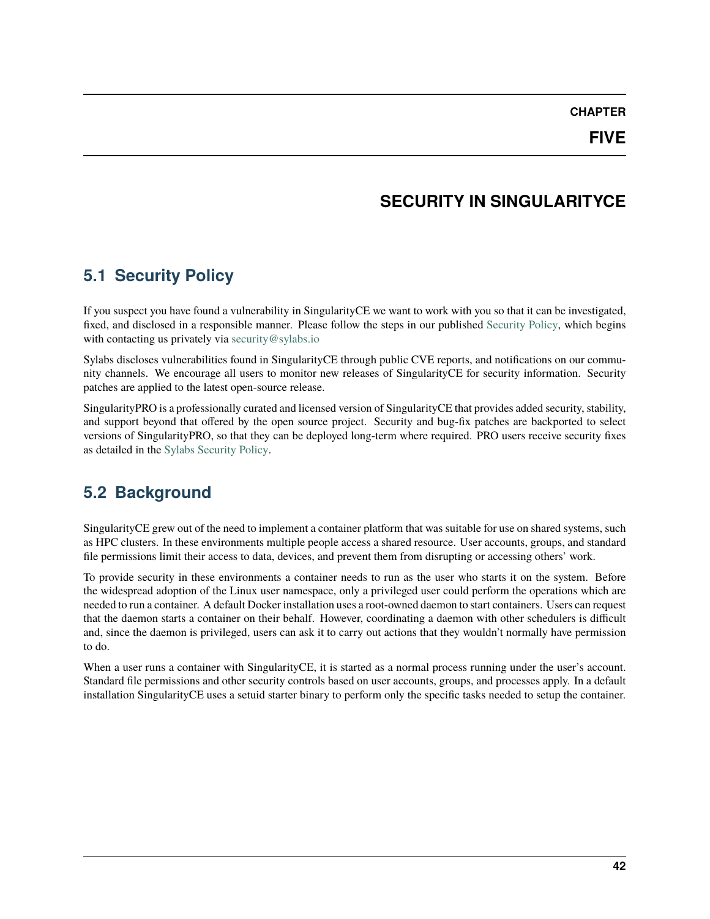# CHAPTER FIVE

# SECURITY IN SINGULARITYCE

## 5.1 Security Policy

If you suspect you have found a vulnerability in SingularityCE we want to work with you so that it can be investigated, fixed, and disclosed in a responsible manner. Please follow the steps in our published Security Policy, which begins with contacting us privately via security@sylabs.io

Sylabs discloses vulnerabilities found in SingularityCE through public CVE reports, and notifications on our community channels. We encourage all users to monitor new releases of SingularityCE for security information. Security patches are applied to the latest open-source release.

SingularityPRO is a professionally curated and licensed version of SingularityCE that provides added security, stability, and support beyond that offered by the open source project. Security and bug-fix patches are backported to select versions of SingularityPRO, so that they can be deployed long-term where required. PRO users receive security fixes as detailed in the Sylabs Security Policy.

## 5.2 Background

SingularityCE grew out of the need to implement a container platform that was suitable for use on shared systems, such as HPC clusters. In these environments multiple people access a shared resource. User accounts, groups, and standard file permissions limit their access to data, devices, and prevent them from disrupting or accessing others' work.

To provide security in these environments a container needs to run as the user who starts it on the system. Before the widespread adoption of the Linux user namespace, only a privileged user could perform the operations which are needed to run a container. A default Docker installation uses a root-owned daemon to start containers. Users can request that the daemon starts a container on their behalf. However, coordinating a daemon with other schedulers is difficult and, since the daemon is privileged, users can ask it to carry out actions that they wouldn't normally have permission to do.

When a user runs a container with SingularityCE, it is started as a normal process running under the user's account. Standard file permissions and other security controls based on user accounts, groups, and processes apply. In a default installation SingularityCE uses a setuid starter binary to perform only the specific tasks needed to setup the container.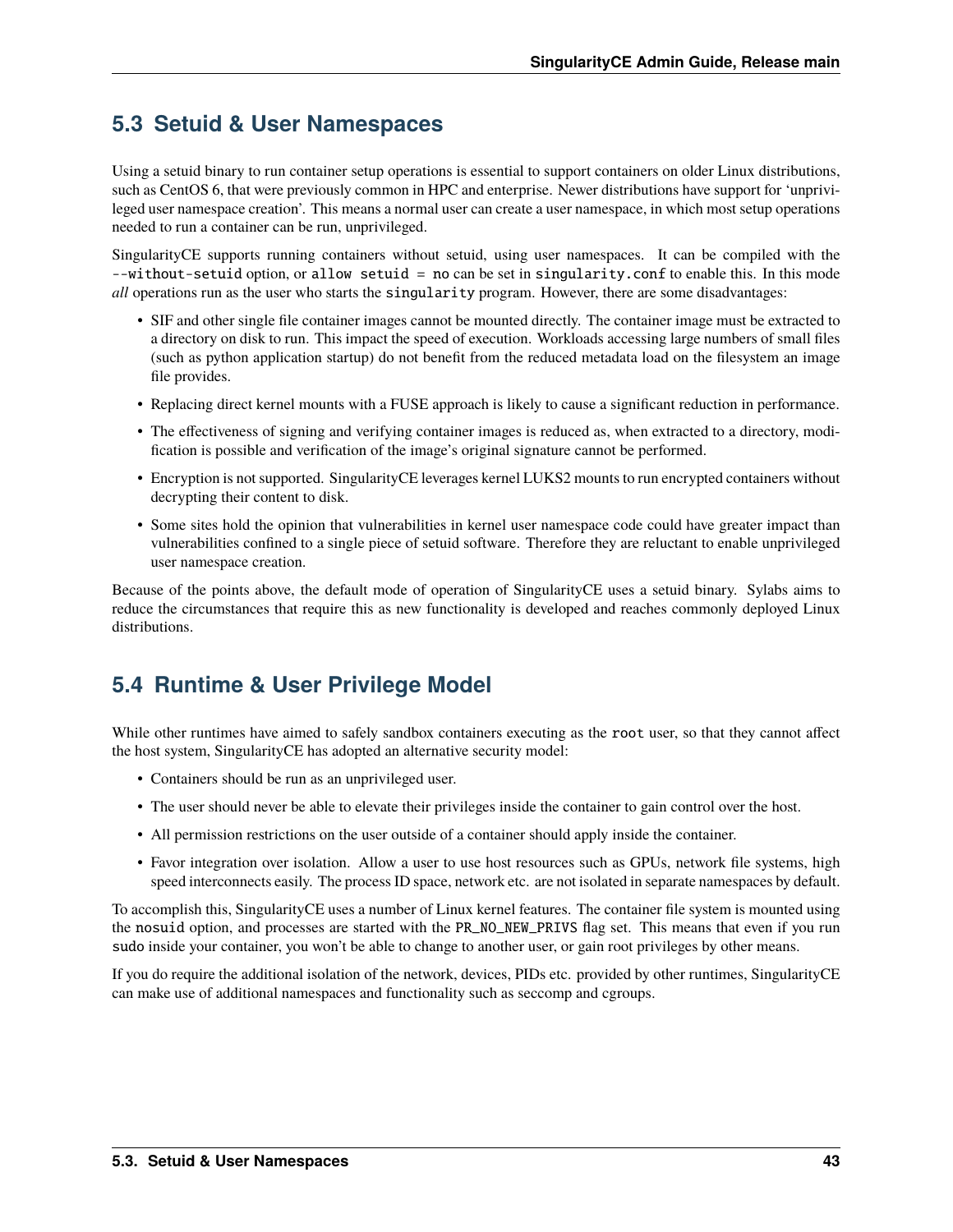## 5.3 Setuid & User Namespaces

Using a setuid binary to run container setup operations is essential to support containers on older Linux distributions, such as CentOS 6, that were previously common in HPC and enterprise. Newer distributions have support for 'unprivileged user namespace creation'. This means a normal user can create a user namespace, in which most setup operations needed to run a container can be run, unprivileged.

SingularityCE supports running containers without setuid, using user namespaces. It can be compiled with the `--without-setuid` option, or `allow setuid = no` can be set in `singularity.conf` to enable this. In this mode *all* operations run as the user who starts the `singularity` program. However, there are some disadvantages:

- SIF and other single file container images cannot be mounted directly. The container image must be extracted to a directory on disk to run. This impact the speed of execution. Workloads accessing large numbers of small files (such as python application startup) do not benefit from the reduced metadata load on the filesystem an image file provides.
- Replacing direct kernel mounts with a FUSE approach is likely to cause a significant reduction in performance.
- The effectiveness of signing and verifying container images is reduced as, when extracted to a directory, modification is possible and verification of the image's original signature cannot be performed.
- Encryption is not supported. SingularityCE leverages kernel LUKS2 mounts to run encrypted containers without decrypting their content to disk.
- Some sites hold the opinion that vulnerabilities in kernel user namespace code could have greater impact than vulnerabilities confined to a single piece of setuid software. Therefore they are reluctant to enable unprivileged user namespace creation.

Because of the points above, the default mode of operation of SingularityCE uses a setuid binary. Sylabs aims to reduce the circumstances that require this as new functionality is developed and reaches commonly deployed Linux distributions.

## 5.4 Runtime & User Privilege Model

While other runtimes have aimed to safely sandbox containers executing as the `root` user, so that they cannot affect the host system, SingularityCE has adopted an alternative security model:

- Containers should be run as an unprivileged user.
- The user should never be able to elevate their privileges inside the container to gain control over the host.
- All permission restrictions on the user outside of a container should apply inside the container.
- Favor integration over isolation. Allow a user to use host resources such as GPUs, network file systems, high speed interconnects easily. The process ID space, network etc. are not isolated in separate namespaces by default.

To accomplish this, SingularityCE uses a number of Linux kernel features. The container file system is mounted using the `nosuid` option, and processes are started with the `PR_NO_NEW_PRIVS` flag set. This means that even if you run `sudo` inside your container, you won't be able to change to another user, or gain root privileges by other means.

If you do require the additional isolation of the network, devices, PIDs etc. provided by other runtimes, SingularityCE can make use of additional namespaces and functionality such as seccomp and cgroups.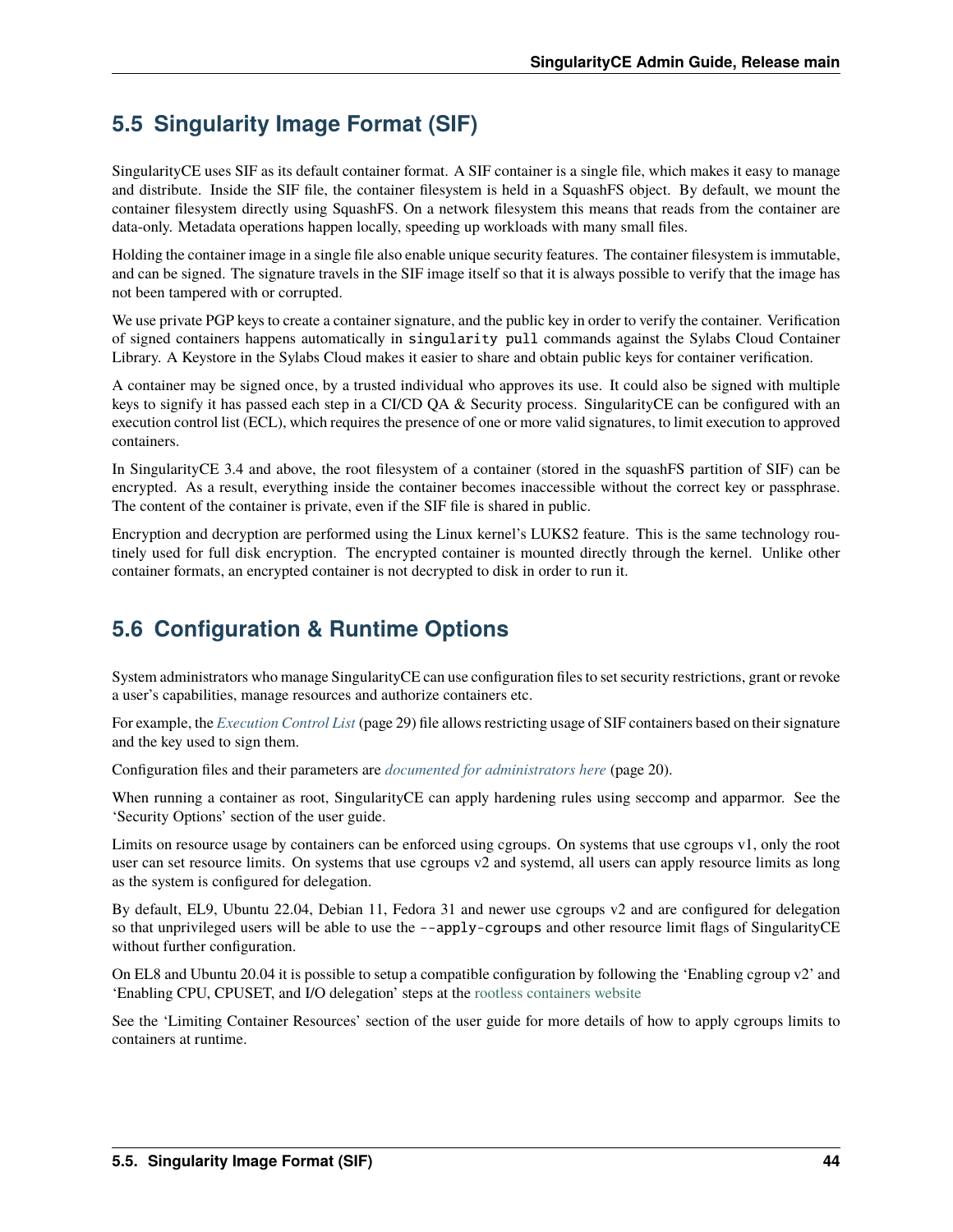## 5.5 Singularity Image Format (SIF)

SingularityCE uses SIF as its default container format. A SIF container is a single file, which makes it easy to manage and distribute. Inside the SIF file, the container filesystem is held in a SquashFS object. By default, we mount the container filesystem directly using SquashFS. On a network filesystem this means that reads from the container are data-only. Metadata operations happen locally, speeding up workloads with many small files.

Holding the container image in a single file also enable unique security features. The container filesystem is immutable, and can be signed. The signature travels in the SIF image itself so that it is always possible to verify that the image has not been tampered with or corrupted.

We use private PGP keys to create a container signature, and the public key in order to verify the container. Verification of signed containers happens automatically in `singularity pull` commands against the Sylabs Cloud Container Library. A Keystore in the Sylabs Cloud makes it easier to share and obtain public keys for container verification.

A container may be signed once, by a trusted individual who approves its use. It could also be signed with multiple keys to signify it has passed each step in a CI/CD QA & Security process. SingularityCE can be configured with an execution control list (ECL), which requires the presence of one or more valid signatures, to limit execution to approved containers.

In SingularityCE 3.4 and above, the root filesystem of a container (stored in the squashFS partition of SIF) can be encrypted. As a result, everything inside the container becomes inaccessible without the correct key or passphrase. The content of the container is private, even if the SIF file is shared in public.

Encryption and decryption are performed using the Linux kernel's LUKS2 feature. This is the same technology routinely used for full disk encryption. The encrypted container is mounted directly through the kernel. Unlike other container formats, an encrypted container is not decrypted to disk in order to run it.

## 5.6 Configuration & Runtime Options

System administrators who manage SingularityCE can use configuration files to set security restrictions, grant or revoke a user's capabilities, manage resources and authorize containers etc.

For example, the *Execution Control List* (page 29) file allows restricting usage of SIF containers based on their signature and the key used to sign them.

Configuration files and their parameters are *documented for administrators here* (page 20).

When running a container as root, SingularityCE can apply hardening rules using seccomp and apparmor. See the 'Security Options' section of the user guide.

Limits on resource usage by containers can be enforced using cgroups. On systems that use cgroups v1, only the root user can set resource limits. On systems that use cgroups v2 and systemd, all users can apply resource limits as long as the system is configured for delegation.

By default, EL9, Ubuntu 22.04, Debian 11, Fedora 31 and newer use cgroups v2 and are configured for delegation so that unprivileged users will be able to use the `--apply-cgroups` and other resource limit flags of SingularityCE without further configuration.

On EL8 and Ubuntu 20.04 it is possible to setup a compatible configuration by following the 'Enabling cgroup v2' and 'Enabling CPU, CPUSET, and I/O delegation' steps at the rootless containers website

See the 'Limiting Container Resources' section of the user guide for more details of how to apply cgroups limits to containers at runtime.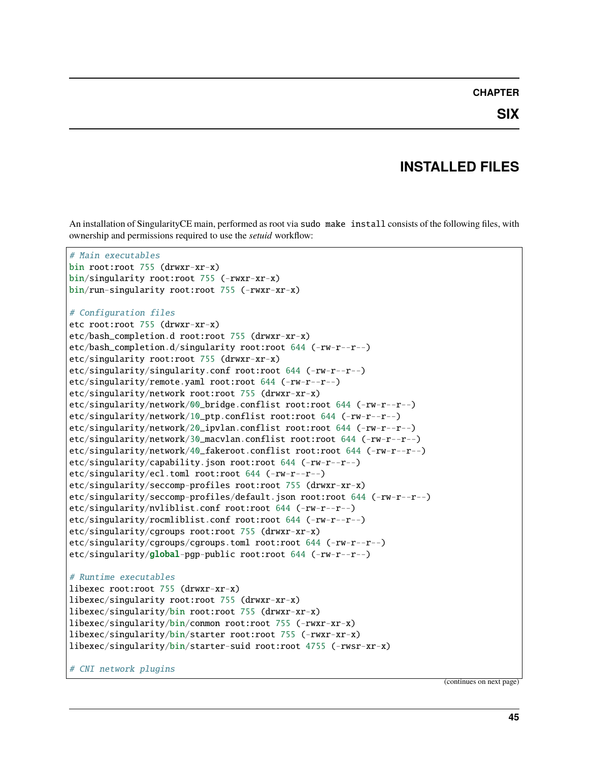# CHAPTER SIX

# INSTALLED FILES

An installation of SingularityCE main, performed as root via `sudo make install` consists of the following files, with ownership and permissions required to use the *setuid* workflow:

```
# Main executables
bin root:root 755 (drwxr-xr-x)
bin/singularity root:root 755 (-rwxr-xr-x)
bin/run-singularity root:root 755 (-rwxr-xr-x)

# Configuration files
etc root:root 755 (drwxr-xr-x)
etc/bash_completion.d root:root 755 (drwxr-xr-x)
etc/bash_completion.d/singularity root:root 644 (-rw-r--r--)
etc/singularity root:root 755 (drwxr-xr-x)
etc/singularity/singularity.conf root:root 644 (-rw-r--r--)
etc/singularity/remote.yaml root:root 644 (-rw-r--r--)
etc/singularity/network root:root 755 (drwxr-xr-x)
etc/singularity/network/00_bridge.conflist root:root 644 (-rw-r--r--)
etc/singularity/network/10_ptp.conflist root:root 644 (-rw-r--r--)
etc/singularity/network/20_ipvlan.conflist root:root 644 (-rw-r--r--)
etc/singularity/network/30_macvlan.conflist root:root 644 (-rw-r--r--)
etc/singularity/network/40_fakeroot.conflist root:root 644 (-rw-r--r--)
etc/singularity/capability.json root:root 644 (-rw-r--r--)
etc/singularity/ecl.toml root:root 644 (-rw-r--r--)
etc/singularity/seccomp-profiles root:root 755 (drwxr-xr-x)
etc/singularity/seccomp-profiles/default.json root:root 644 (-rw-r--r--)
etc/singularity/nvliblist.conf root:root 644 (-rw-r--r--)
etc/singularity/rocmliblist.conf root:root 644 (-rw-r--r--)
etc/singularity/cgroups root:root 755 (drwxr-xr-x)
etc/singularity/cgroups/cgroups.toml root:root 644 (-rw-r--r--)
etc/singularity/global-pgp-public root:root 644 (-rw-r--r--)

# Runtime executables
libexec root:root 755 (drwxr-xr-x)
libexec/singularity root:root 755 (drwxr-xr-x)
libexec/singularity/bin root:root 755 (drwxr-xr-x)
libexec/singularity/bin/conmon root:root 755 (-rwxr-xr-x)
libexec/singularity/bin/starter root:root 755 (-rwxr-xr-x)
libexec/singularity/bin/starter-suid root:root 4755 (-rwsr-xr-x)

# CNI network plugins
```

(continues on next page)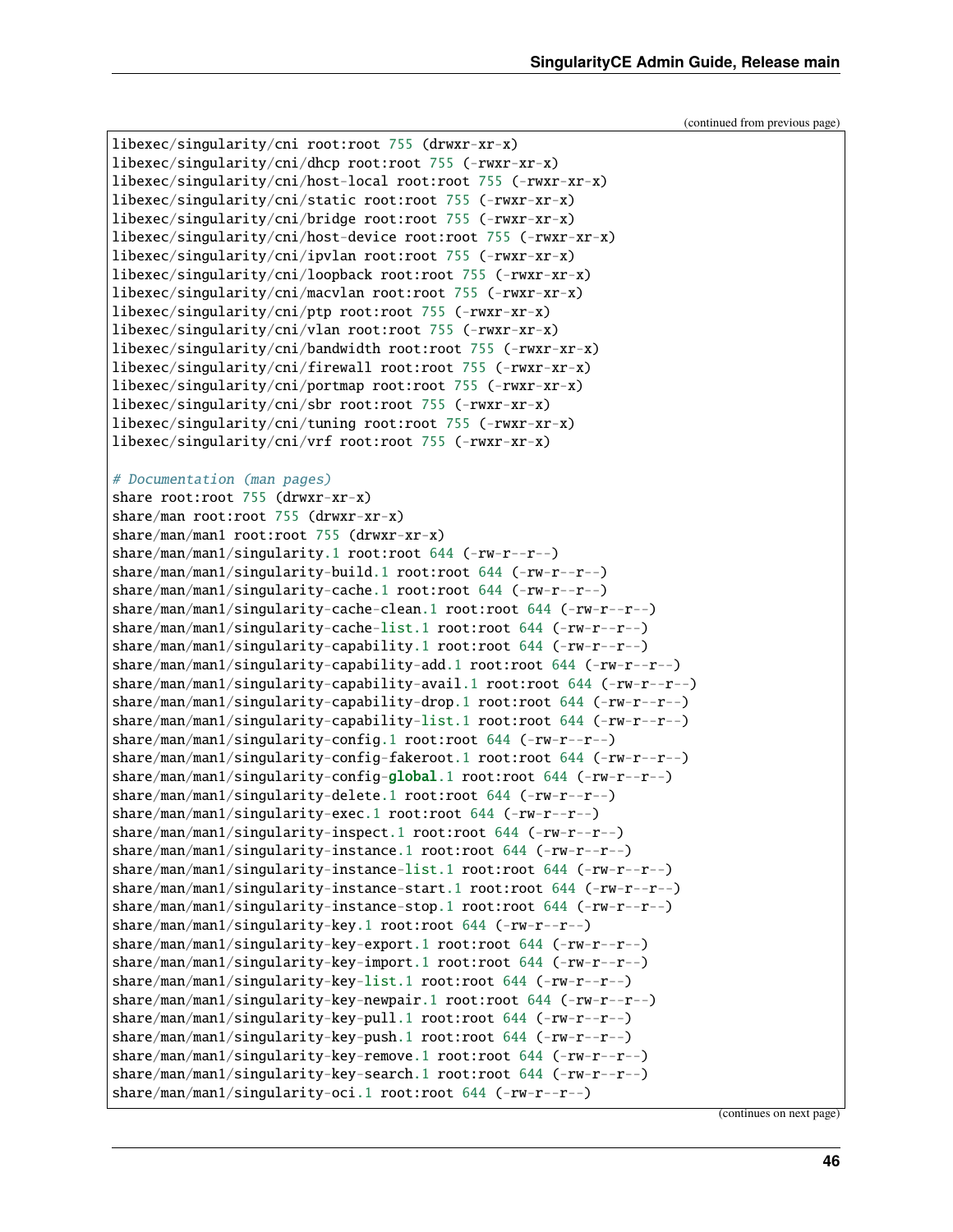(continued from previous page)

```
libexec/singularity/cni root:root 755 (drwxr-xr-x)
libexec/singularity/cni/dhcp root:root 755 (-rwxr-xr-x)
libexec/singularity/cni/host-local root:root 755 (-rwxr-xr-x)
libexec/singularity/cni/static root:root 755 (-rwxr-xr-x)
libexec/singularity/cni/bridge root:root 755 (-rwxr-xr-x)
libexec/singularity/cni/host-device root:root 755 (-rwxr-xr-x)
libexec/singularity/cni/ipvlan root:root 755 (-rwxr-xr-x)
libexec/singularity/cni/loopback root:root 755 (-rwxr-xr-x)
libexec/singularity/cni/macvlan root:root 755 (-rwxr-xr-x)
libexec/singularity/cni/ptp root:root 755 (-rwxr-xr-x)
libexec/singularity/cni/vlan root:root 755 (-rwxr-xr-x)
libexec/singularity/cni/bandwidth root:root 755 (-rwxr-xr-x)
libexec/singularity/cni/firewall root:root 755 (-rwxr-xr-x)
libexec/singularity/cni/portmap root:root 755 (-rwxr-xr-x)
libexec/singularity/cni/sbr root:root 755 (-rwxr-xr-x)
libexec/singularity/cni/tuning root:root 755 (-rwxr-xr-x)
libexec/singularity/cni/vrf root:root 755 (-rwxr-xr-x)

# Documentation (man pages)
share root:root 755 (drwxr-xr-x)
share/man root:root 755 (drwxr-xr-x)
share/man/man1 root:root 755 (drwxr-xr-x)
share/man/man1/singularity.1 root:root 644 (-rw-r--r--)
share/man/man1/singularity-build.1 root:root 644 (-rw-r--r--)
share/man/man1/singularity-cache.1 root:root 644 (-rw-r--r--)
share/man/man1/singularity-cache-clean.1 root:root 644 (-rw-r--r--)
share/man/man1/singularity-cache-list.1 root:root 644 (-rw-r--r--)
share/man/man1/singularity-capability.1 root:root 644 (-rw-r--r--)
share/man/man1/singularity-capability-add.1 root:root 644 (-rw-r--r--)
share/man/man1/singularity-capability-avail.1 root:root 644 (-rw-r--r--)
share/man/man1/singularity-capability-drop.1 root:root 644 (-rw-r--r--)
share/man/man1/singularity-capability-list.1 root:root 644 (-rw-r--r--)
share/man/man1/singularity-config.1 root:root 644 (-rw-r--r--)
share/man/man1/singularity-config-fakeroot.1 root:root 644 (-rw-r--r--)
share/man/man1/singularity-config-global.1 root:root 644 (-rw-r--r--)
share/man/man1/singularity-delete.1 root:root 644 (-rw-r--r--)
share/man/man1/singularity-exec.1 root:root 644 (-rw-r--r--)
share/man/man1/singularity-inspect.1 root:root 644 (-rw-r--r--)
share/man/man1/singularity-instance.1 root:root 644 (-rw-r--r--)
share/man/man1/singularity-instance-list.1 root:root 644 (-rw-r--r--)
share/man/man1/singularity-instance-start.1 root:root 644 (-rw-r--r--)
share/man/man1/singularity-instance-stop.1 root:root 644 (-rw-r--r--)
share/man/man1/singularity-key.1 root:root 644 (-rw-r--r--)
share/man/man1/singularity-key-export.1 root:root 644 (-rw-r--r--)
share/man/man1/singularity-key-import.1 root:root 644 (-rw-r--r--)
share/man/man1/singularity-key-list.1 root:root 644 (-rw-r--r--)
share/man/man1/singularity-key-newpair.1 root:root 644 (-rw-r--r--)
share/man/man1/singularity-key-pull.1 root:root 644 (-rw-r--r--)
share/man/man1/singularity-key-push.1 root:root 644 (-rw-r--r--)
share/man/man1/singularity-key-remove.1 root:root 644 (-rw-r--r--)
share/man/man1/singularity-key-search.1 root:root 644 (-rw-r--r--)
share/man/man1/singularity-oci.1 root:root 644 (-rw-r--r--)
```

(continues on next page)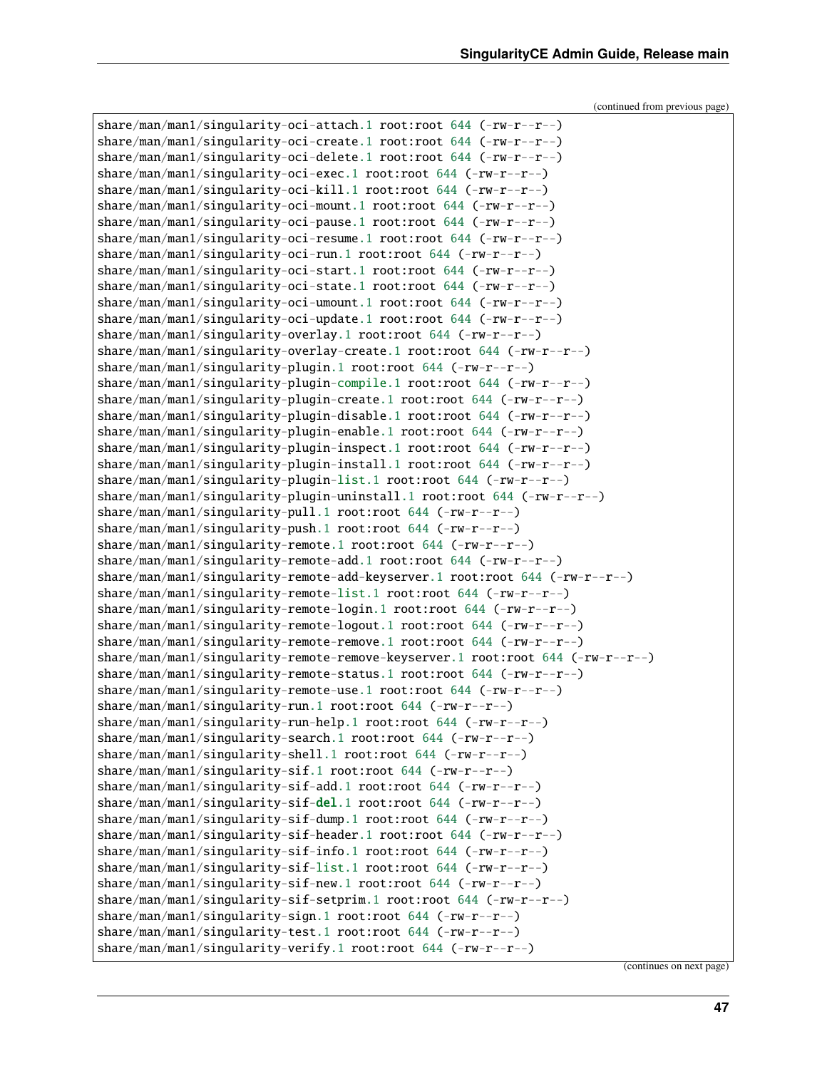(continued from previous page)

```
share/man/man1/singularity-oci-attach.1 root:root 644 (-rw-r--r--)
share/man/man1/singularity-oci-create.1 root:root 644 (-rw-r--r--)
share/man/man1/singularity-oci-delete.1 root:root 644 (-rw-r--r--)
share/man/man1/singularity-oci-exec.1 root:root 644 (-rw-r--r--)
share/man/man1/singularity-oci-kill.1 root:root 644 (-rw-r--r--)
share/man/man1/singularity-oci-mount.1 root:root 644 (-rw-r--r--)
share/man/man1/singularity-oci-pause.1 root:root 644 (-rw-r--r--)
share/man/man1/singularity-oci-resume.1 root:root 644 (-rw-r--r--)
share/man/man1/singularity-oci-run.1 root:root 644 (-rw-r--r--)
share/man/man1/singularity-oci-start.1 root:root 644 (-rw-r--r--)
share/man/man1/singularity-oci-state.1 root:root 644 (-rw-r--r--)
share/man/man1/singularity-oci-umount.1 root:root 644 (-rw-r--r--)
share/man/man1/singularity-oci-update.1 root:root 644 (-rw-r--r--)
share/man/man1/singularity-overlay.1 root:root 644 (-rw-r--r--)
share/man/man1/singularity-overlay-create.1 root:root 644 (-rw-r--r--)
share/man/man1/singularity-plugin.1 root:root 644 (-rw-r--r--)
share/man/man1/singularity-plugin-compile.1 root:root 644 (-rw-r--r--)
share/man/man1/singularity-plugin-create.1 root:root 644 (-rw-r--r--)
share/man/man1/singularity-plugin-disable.1 root:root 644 (-rw-r--r--)
share/man/man1/singularity-plugin-enable.1 root:root 644 (-rw-r--r--)
share/man/man1/singularity-plugin-inspect.1 root:root 644 (-rw-r--r--)
share/man/man1/singularity-plugin-install.1 root:root 644 (-rw-r--r--)
share/man/man1/singularity-plugin-list.1 root:root 644 (-rw-r--r--)
share/man/man1/singularity-plugin-uninstall.1 root:root 644 (-rw-r--r--)
share/man/man1/singularity-pull.1 root:root 644 (-rw-r--r--)
share/man/man1/singularity-push.1 root:root 644 (-rw-r--r--)
share/man/man1/singularity-remote.1 root:root 644 (-rw-r--r--)
share/man/man1/singularity-remote-add.1 root:root 644 (-rw-r--r--)
share/man/man1/singularity-remote-add-keyserver.1 root:root 644 (-rw-r--r--)
share/man/man1/singularity-remote-list.1 root:root 644 (-rw-r--r--)
share/man/man1/singularity-remote-login.1 root:root 644 (-rw-r--r--)
share/man/man1/singularity-remote-logout.1 root:root 644 (-rw-r--r--)
share/man/man1/singularity-remote-remove.1 root:root 644 (-rw-r--r--)
share/man/man1/singularity-remote-remove-keyserver.1 root:root 644 (-rw-r--r--)
share/man/man1/singularity-remote-status.1 root:root 644 (-rw-r--r--)
share/man/man1/singularity-remote-use.1 root:root 644 (-rw-r--r--)
share/man/man1/singularity-run.1 root:root 644 (-rw-r--r--)
share/man/man1/singularity-run-help.1 root:root 644 (-rw-r--r--)
share/man/man1/singularity-search.1 root:root 644 (-rw-r--r--)
share/man/man1/singularity-shell.1 root:root 644 (-rw-r--r--)
share/man/man1/singularity-sif.1 root:root 644 (-rw-r--r--)
share/man/man1/singularity-sif-add.1 root:root 644 (-rw-r--r--)
share/man/man1/singularity-sif-del.1 root:root 644 (-rw-r--r--)
share/man/man1/singularity-sif-dump.1 root:root 644 (-rw-r--r--)
share/man/man1/singularity-sif-header.1 root:root 644 (-rw-r--r--)
share/man/man1/singularity-sif-info.1 root:root 644 (-rw-r--r--)
share/man/man1/singularity-sif-list.1 root:root 644 (-rw-r--r--)
share/man/man1/singularity-sif-new.1 root:root 644 (-rw-r--r--)
share/man/man1/singularity-sif-setprim.1 root:root 644 (-rw-r--r--)
share/man/man1/singularity-sign.1 root:root 644 (-rw-r--r--)
share/man/man1/singularity-test.1 root:root 644 (-rw-r--r--)
share/man/man1/singularity-verify.1 root:root 644 (-rw-r--r--)
```

(continues on next page)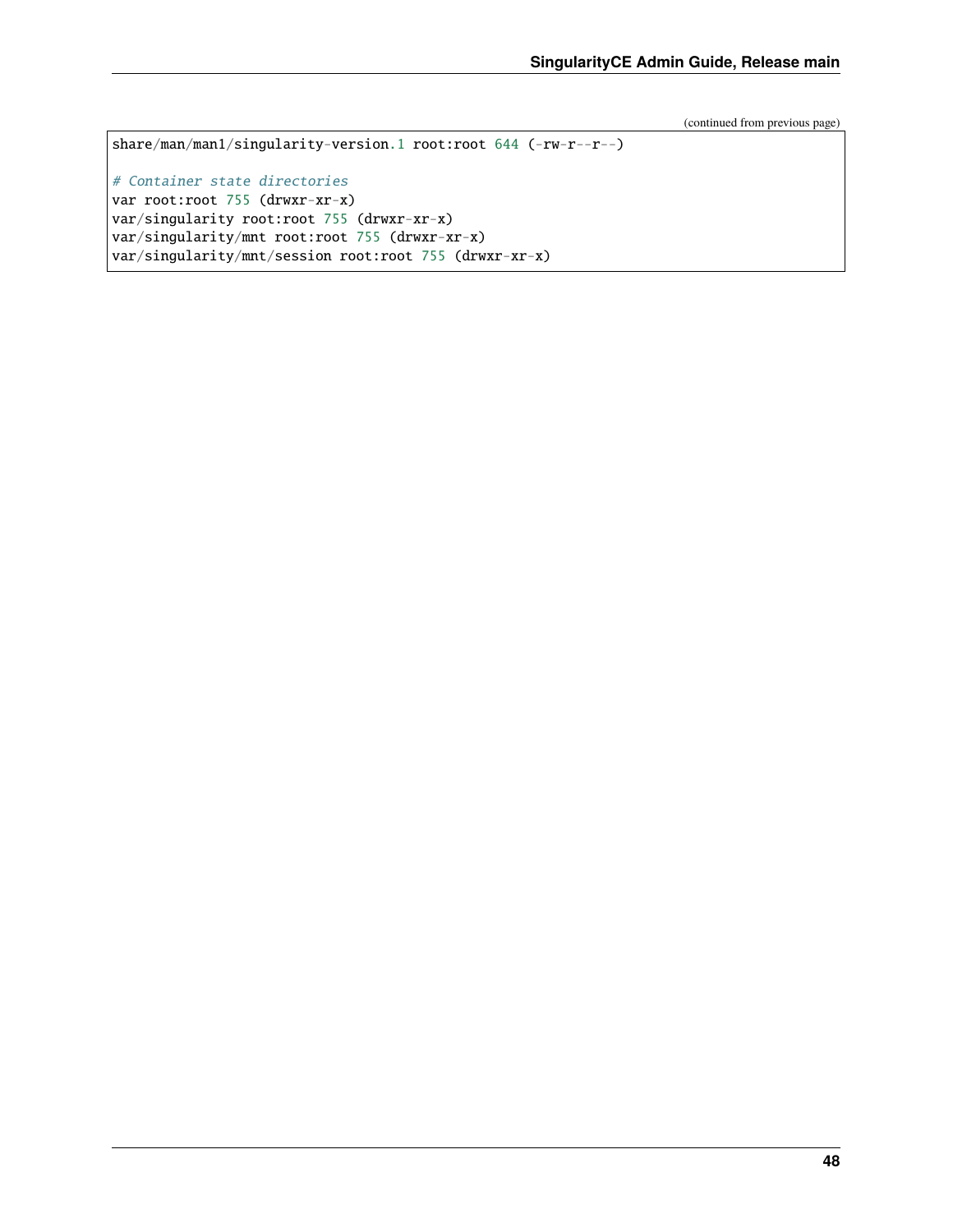(continued from previous page)

```
share/man/man1/singularity-version.1 root:root 644 (-rw-r--r--)

# Container state directories
var root:root 755 (drwxr-xr-x)
var/singularity root:root 755 (drwxr-xr-x)
var/singularity/mnt root:root 755 (drwxr-xr-x)
var/singularity/mnt/session root:root 755 (drwxr-xr-x)
```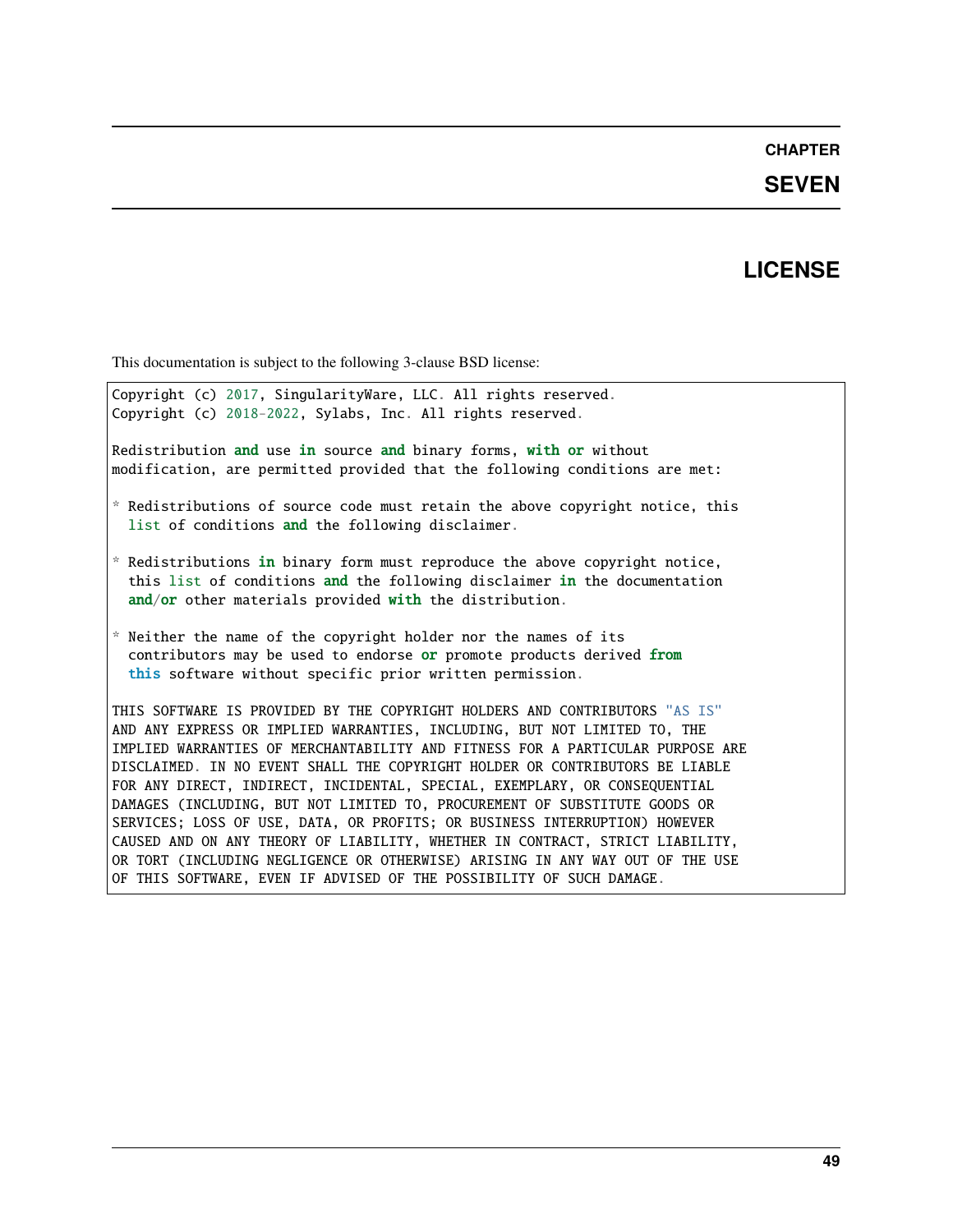# CHAPTER SEVEN

# LICENSE

This documentation is subject to the following 3-clause BSD license:

```
Copyright (c) 2017, SingularityWare, LLC. All rights reserved.
Copyright (c) 2018-2022, Sylabs, Inc. All rights reserved.

Redistribution and use in source and binary forms, with or without
modification, are permitted provided that the following conditions are met:

* Redistributions of source code must retain the above copyright notice, this
  list of conditions and the following disclaimer.

* Redistributions in binary form must reproduce the above copyright notice,
  this list of conditions and the following disclaimer in the documentation
  and/or other materials provided with the distribution.

* Neither the name of the copyright holder nor the names of its
  contributors may be used to endorse or promote products derived from
  this software without specific prior written permission.

THIS SOFTWARE IS PROVIDED BY THE COPYRIGHT HOLDERS AND CONTRIBUTORS "AS IS"
AND ANY EXPRESS OR IMPLIED WARRANTIES, INCLUDING, BUT NOT LIMITED TO, THE
IMPLIED WARRANTIES OF MERCHANTABILITY AND FITNESS FOR A PARTICULAR PURPOSE ARE
DISCLAIMED. IN NO EVENT SHALL THE COPYRIGHT HOLDER OR CONTRIBUTORS BE LIABLE
FOR ANY DIRECT, INDIRECT, INCIDENTAL, SPECIAL, EXEMPLARY, OR CONSEQUENTIAL
DAMAGES (INCLUDING, BUT NOT LIMITED TO, PROCUREMENT OF SUBSTITUTE GOODS OR
SERVICES; LOSS OF USE, DATA, OR PROFITS; OR BUSINESS INTERRUPTION) HOWEVER
CAUSED AND ON ANY THEORY OF LIABILITY, WHETHER IN CONTRACT, STRICT LIABILITY,
OR TORT (INCLUDING NEGLIGENCE OR OTHERWISE) ARISING IN ANY WAY OUT OF THE USE
OF THIS SOFTWARE, EVEN IF ADVISED OF THE POSSIBILITY OF SUCH DAMAGE.
```